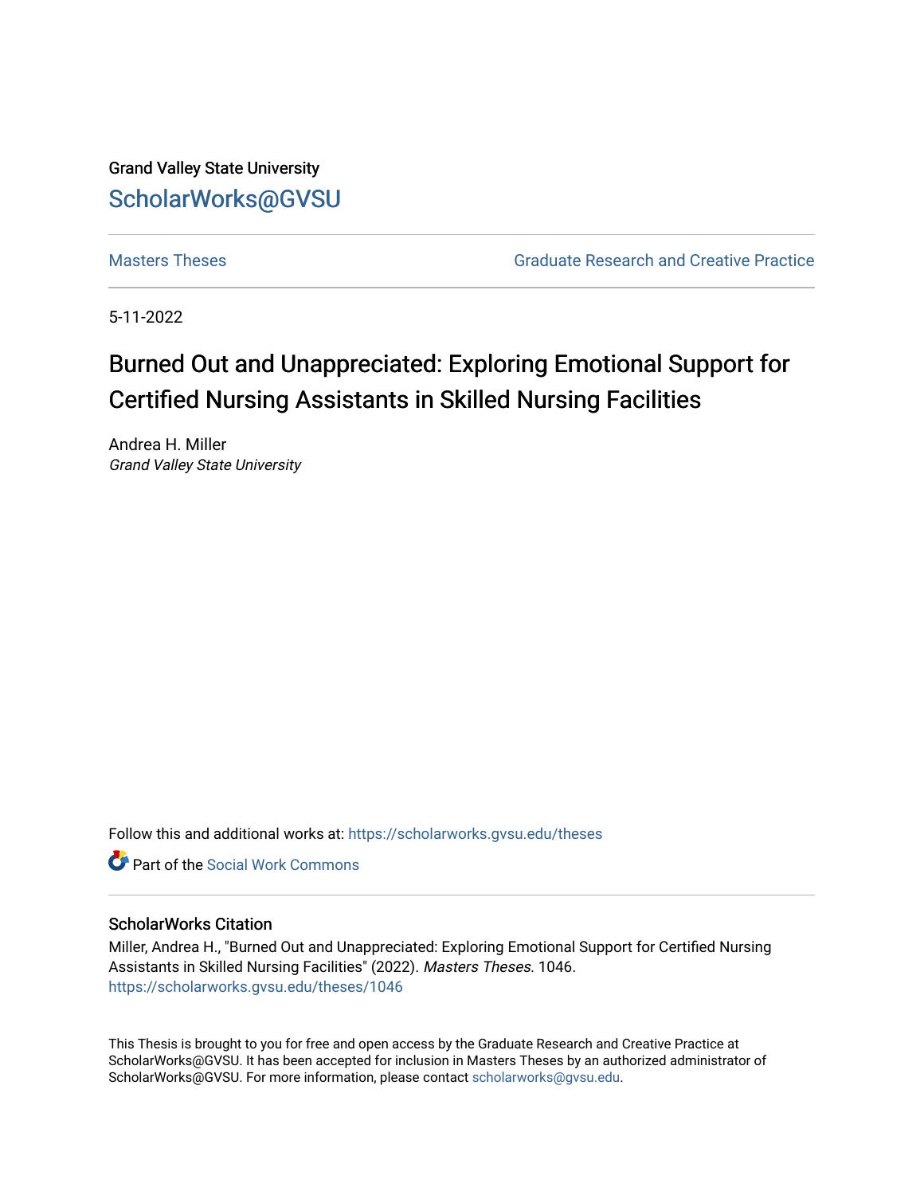Grand Valley State University

ScholarWorks@GVSU

Masters Theses

Graduate Research and Creative Practice

5-11-2022

# Burned Out and Unappreciated: Exploring Emotional Support for Certified Nursing Assistants in Skilled Nursing Facilities

Andrea H. Miller
*Grand Valley State University*

Follow this and additional works at: https://scholarworks.gvsu.edu/theses

Part of the Social Work Commons

### ScholarWorks Citation

Miller, Andrea H., "Burned Out and Unappreciated: Exploring Emotional Support for Certified Nursing Assistants in Skilled Nursing Facilities" (2022). *Masters Theses*. 1046.
https://scholarworks.gvsu.edu/theses/1046

This Thesis is brought to you for free and open access by the Graduate Research and Creative Practice at ScholarWorks@GVSU. It has been accepted for inclusion in Masters Theses by an authorized administrator of ScholarWorks@GVSU. For more information, please contact scholarworks@gvsu.edu.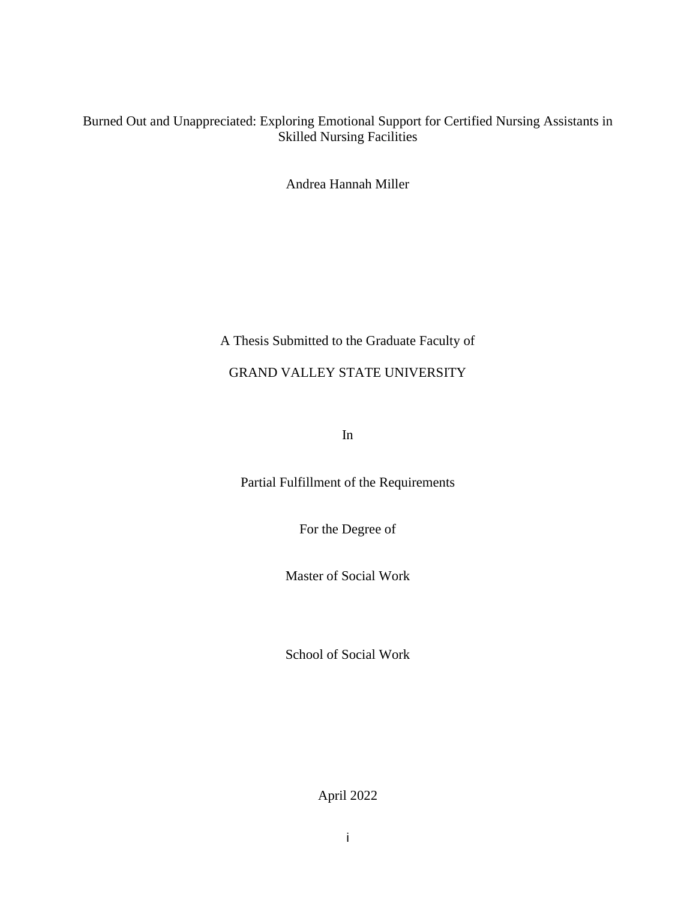# Burned Out and Unappreciated: Exploring Emotional Support for Certified Nursing Assistants in Skilled Nursing Facilities

Andrea Hannah Miller

A Thesis Submitted to the Graduate Faculty of

GRAND VALLEY STATE UNIVERSITY

In

Partial Fulfillment of the Requirements

For the Degree of

Master of Social Work

School of Social Work

April 2022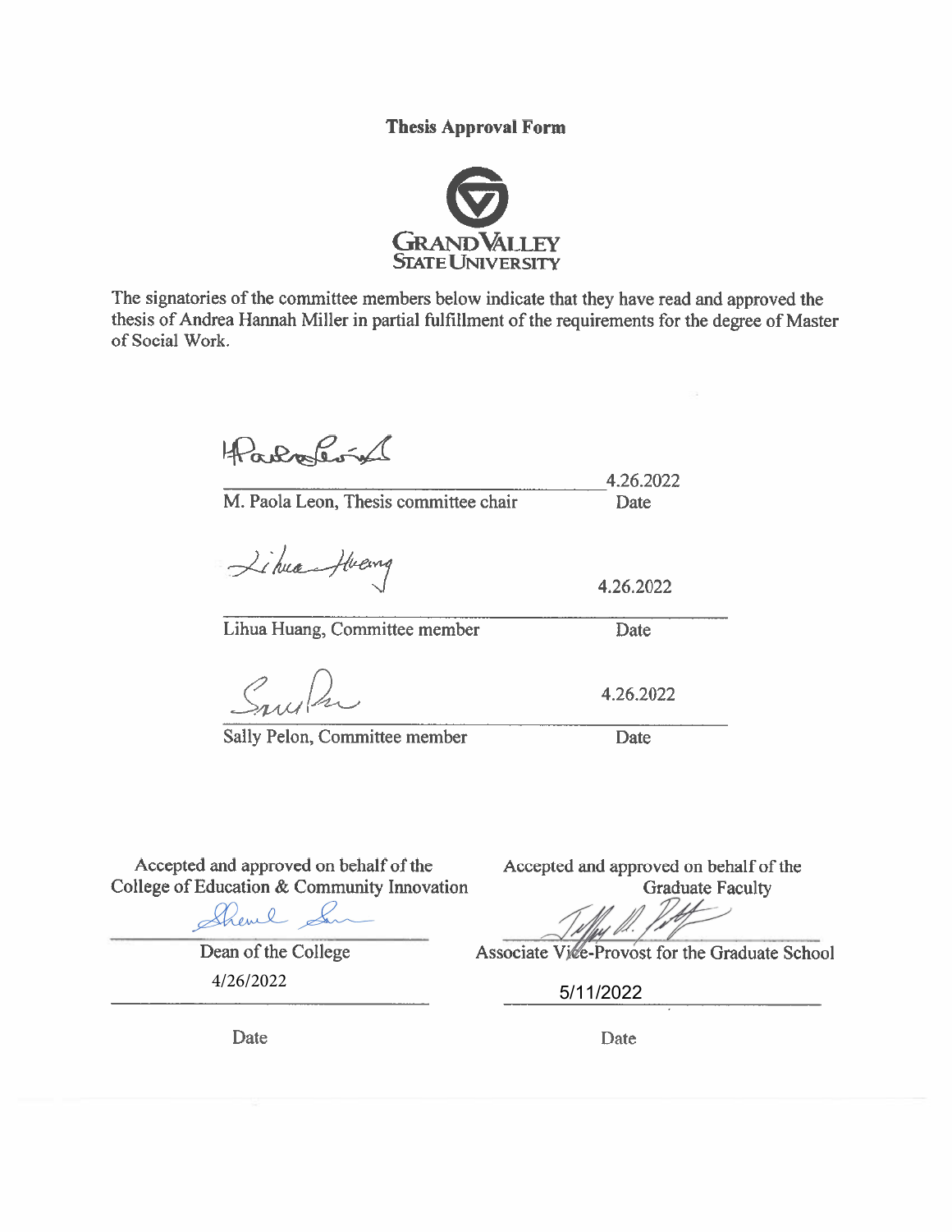**Thesis Approval Form**

GRAND VALLEY STATE UNIVERSITY

The signatories of the committee members below indicate that they have read and approved the thesis of Andrea Hannah Miller in partial fulfillment of the requirements for the degree of Master of Social Work.

| | |
|---|---|
| M. Paola Leon, Thesis committee chair | 4.26.2022 Date |
| Lihua Huang, Committee member | 4.26.2022 Date |
| Sally Pelon, Committee member | 4.26.2022 Date |

Accepted and approved on behalf of the College of Education & Community Innovation

Dean of the College

4/26/2022

Date

Accepted and approved on behalf of the Graduate Faculty

Associate Vice-Provost for the Graduate School

5/11/2022

Date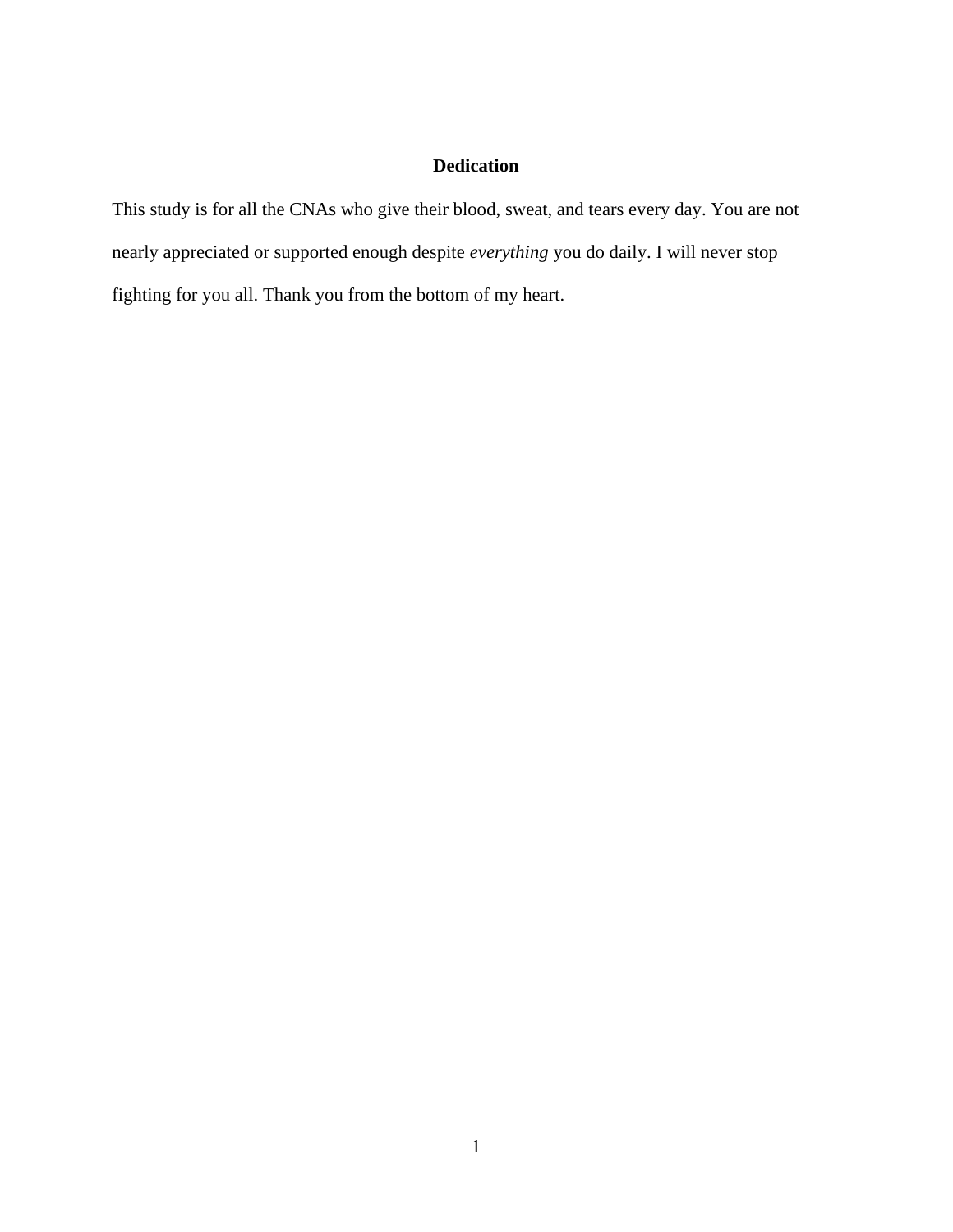# Dedication

This study is for all the CNAs who give their blood, sweat, and tears every day. You are not nearly appreciated or supported enough despite *everything* you do daily. I will never stop fighting for you all. Thank you from the bottom of my heart.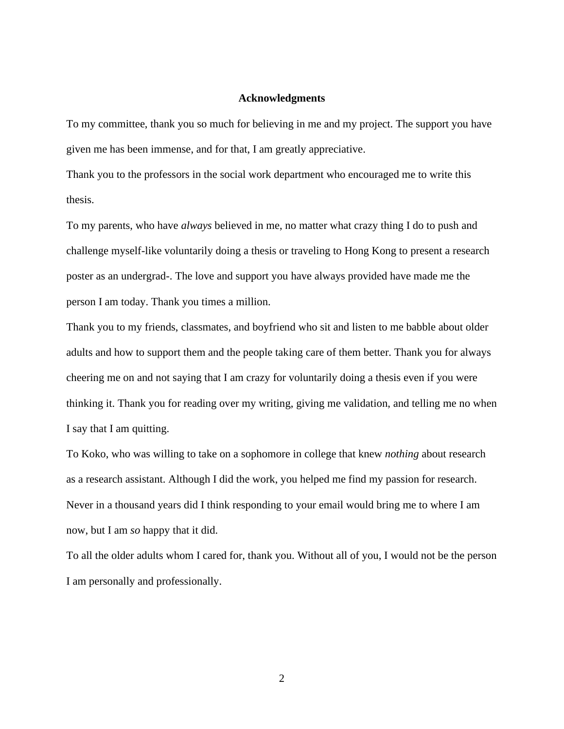## Acknowledgments

To my committee, thank you so much for believing in me and my project. The support you have given me has been immense, and for that, I am greatly appreciative.

Thank you to the professors in the social work department who encouraged me to write this thesis.

To my parents, who have *always* believed in me, no matter what crazy thing I do to push and challenge myself-like voluntarily doing a thesis or traveling to Hong Kong to present a research poster as an undergrad-. The love and support you have always provided have made me the person I am today. Thank you times a million.

Thank you to my friends, classmates, and boyfriend who sit and listen to me babble about older adults and how to support them and the people taking care of them better. Thank you for always cheering me on and not saying that I am crazy for voluntarily doing a thesis even if you were thinking it. Thank you for reading over my writing, giving me validation, and telling me no when I say that I am quitting.

To Koko, who was willing to take on a sophomore in college that knew *nothing* about research as a research assistant. Although I did the work, you helped me find my passion for research. Never in a thousand years did I think responding to your email would bring me to where I am now, but I am *so* happy that it did.

To all the older adults whom I cared for, thank you. Without all of you, I would not be the person I am personally and professionally.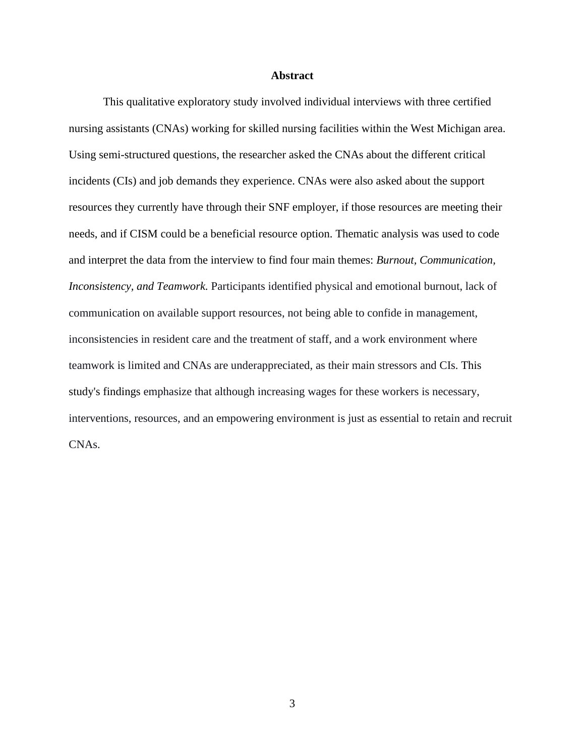## Abstract

This qualitative exploratory study involved individual interviews with three certified nursing assistants (CNAs) working for skilled nursing facilities within the West Michigan area. Using semi-structured questions, the researcher asked the CNAs about the different critical incidents (CIs) and job demands they experience. CNAs were also asked about the support resources they currently have through their SNF employer, if those resources are meeting their needs, and if CISM could be a beneficial resource option. Thematic analysis was used to code and interpret the data from the interview to find four main themes: *Burnout*, *Communication*, *Inconsistency*, *and Teamwork.* Participants identified physical and emotional burnout, lack of communication on available support resources, not being able to confide in management, inconsistencies in resident care and the treatment of staff, and a work environment where teamwork is limited and CNAs are underappreciated, as their main stressors and CIs. This study's findings emphasize that although increasing wages for these workers is necessary, interventions, resources, and an empowering environment is just as essential to retain and recruit CNAs.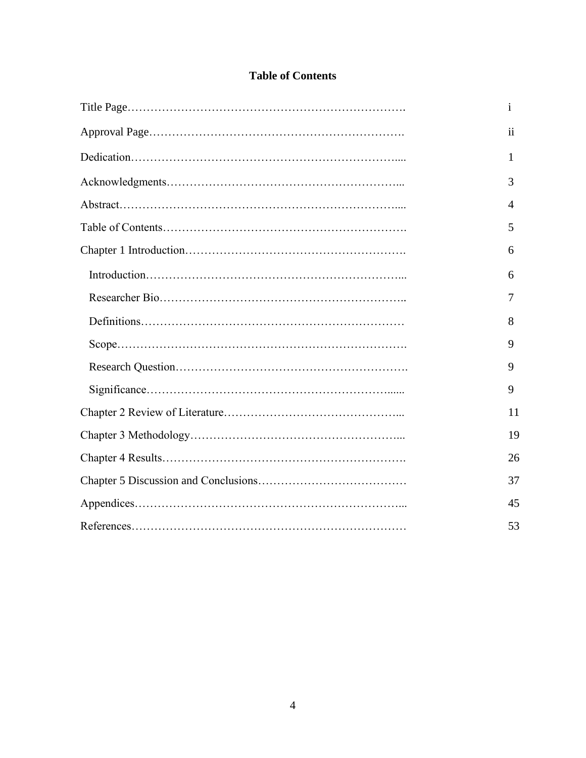# Table of Contents

| | |
|---|---|
| Title Page………………………………………………………………. | i |
| Approval Page…………………………………………………………. | ii |
| Dedication…………………………………………………………….... | 1 |
| Acknowledgments……………………………………………………... | 3 |
| Abstract……………………………………………………………….... | 4 |
| Table of Contents……………………………………………………. | 5 |
| Chapter 1 Introduction………………………………………………. | 6 |
| Introduction…………………………………………………………... | 6 |
| Researcher Bio……………………………………………………….. | 7 |
| Definitions…………………………………………………………… | 8 |
| Scope…………………………………………………………………. | 9 |
| Research Question…………………………………………………. | 9 |
| Significance………………………………………………………...... | 9 |
| Chapter 2 Review of Literature………………………………………... | 11 |
| Chapter 3 Methodology………………………………………………... | 19 |
| Chapter 4 Results………………………………………………………. | 26 |
| Chapter 5 Discussion and Conclusions………………………………… | 37 |
| Appendices……………………………………………………………... | 45 |
| References…………………………………………………………… | 53 |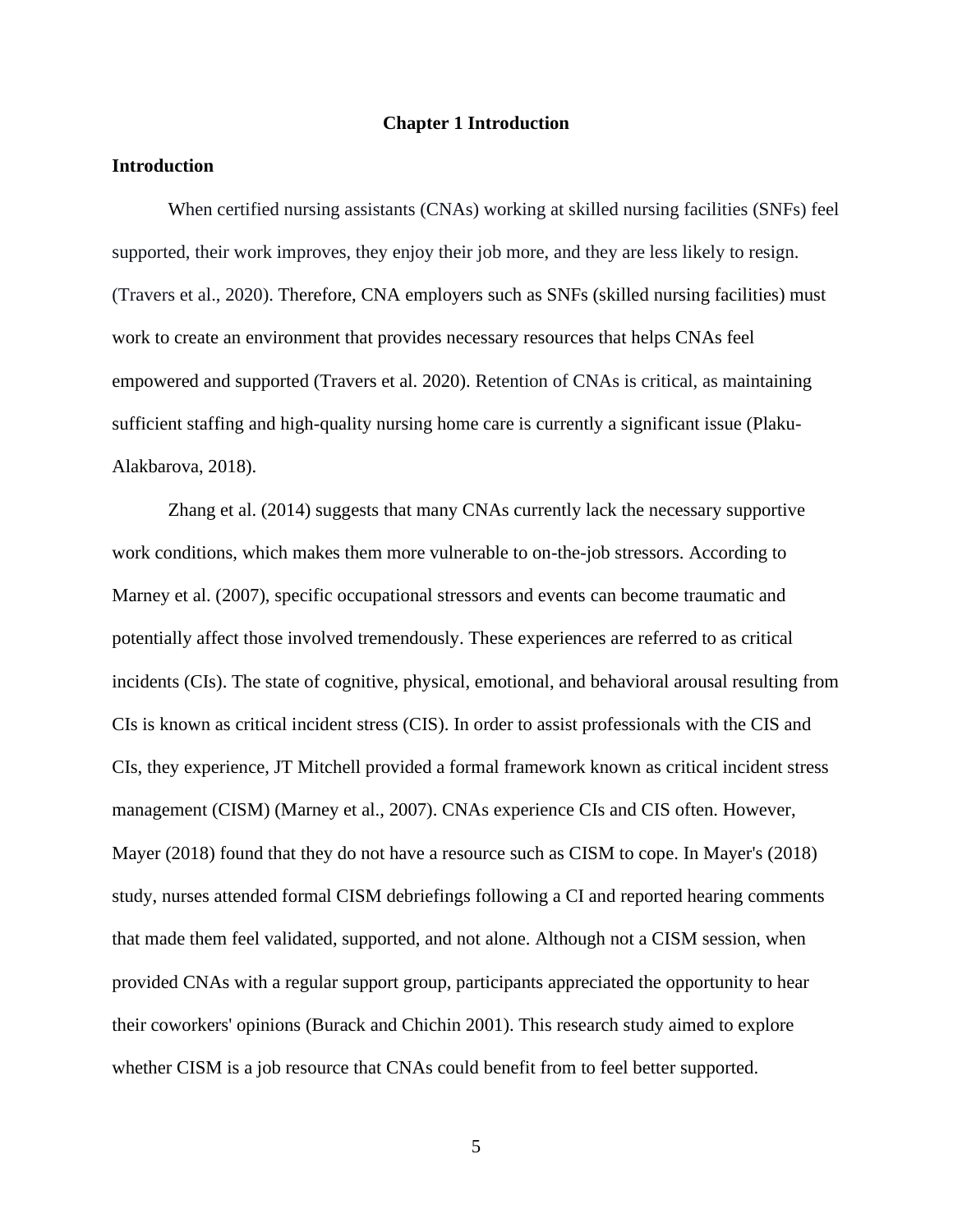# Chapter 1 Introduction

## Introduction

When certified nursing assistants (CNAs) working at skilled nursing facilities (SNFs) feel supported, their work improves, they enjoy their job more, and they are less likely to resign. (Travers et al., 2020). Therefore, CNA employers such as SNFs (skilled nursing facilities) must work to create an environment that provides necessary resources that helps CNAs feel empowered and supported (Travers et al. 2020). Retention of CNAs is critical, as maintaining sufficient staffing and high-quality nursing home care is currently a significant issue (Plaku-Alakbarova, 2018).

Zhang et al. (2014) suggests that many CNAs currently lack the necessary supportive work conditions, which makes them more vulnerable to on-the-job stressors. According to Marney et al. (2007), specific occupational stressors and events can become traumatic and potentially affect those involved tremendously. These experiences are referred to as critical incidents (CIs). The state of cognitive, physical, emotional, and behavioral arousal resulting from CIs is known as critical incident stress (CIS). In order to assist professionals with the CIS and CIs, they experience, JT Mitchell provided a formal framework known as critical incident stress management (CISM) (Marney et al., 2007). CNAs experience CIs and CIS often. However, Mayer (2018) found that they do not have a resource such as CISM to cope. In Mayer's (2018) study, nurses attended formal CISM debriefings following a CI and reported hearing comments that made them feel validated, supported, and not alone. Although not a CISM session, when provided CNAs with a regular support group, participants appreciated the opportunity to hear their coworkers' opinions (Burack and Chichin 2001). This research study aimed to explore whether CISM is a job resource that CNAs could benefit from to feel better supported.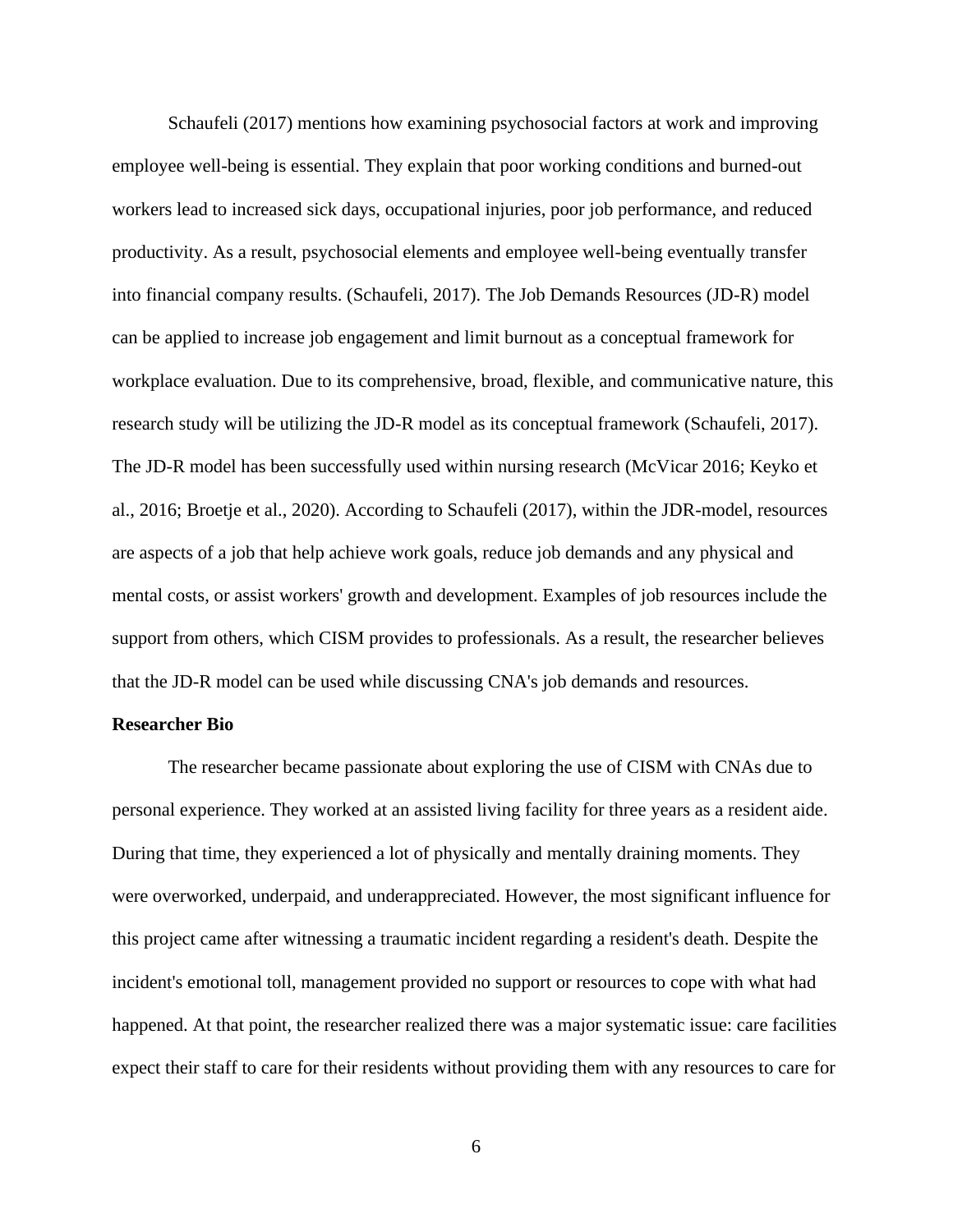Schaufeli (2017) mentions how examining psychosocial factors at work and improving employee well-being is essential. They explain that poor working conditions and burned-out workers lead to increased sick days, occupational injuries, poor job performance, and reduced productivity. As a result, psychosocial elements and employee well-being eventually transfer into financial company results. (Schaufeli, 2017). The Job Demands Resources (JD-R) model can be applied to increase job engagement and limit burnout as a conceptual framework for workplace evaluation. Due to its comprehensive, broad, flexible, and communicative nature, this research study will be utilizing the JD-R model as its conceptual framework (Schaufeli, 2017). The JD-R model has been successfully used within nursing research (McVicar 2016; Keyko et al., 2016; Broetje et al., 2020). According to Schaufeli (2017), within the JDR-model, resources are aspects of a job that help achieve work goals, reduce job demands and any physical and mental costs, or assist workers' growth and development. Examples of job resources include the support from others, which CISM provides to professionals. As a result, the researcher believes that the JD-R model can be used while discussing CNA's job demands and resources.

**Researcher Bio**

The researcher became passionate about exploring the use of CISM with CNAs due to personal experience. They worked at an assisted living facility for three years as a resident aide. During that time, they experienced a lot of physically and mentally draining moments. They were overworked, underpaid, and underappreciated. However, the most significant influence for this project came after witnessing a traumatic incident regarding a resident's death. Despite the incident's emotional toll, management provided no support or resources to cope with what had happened. At that point, the researcher realized there was a major systematic issue: care facilities expect their staff to care for their residents without providing them with any resources to care for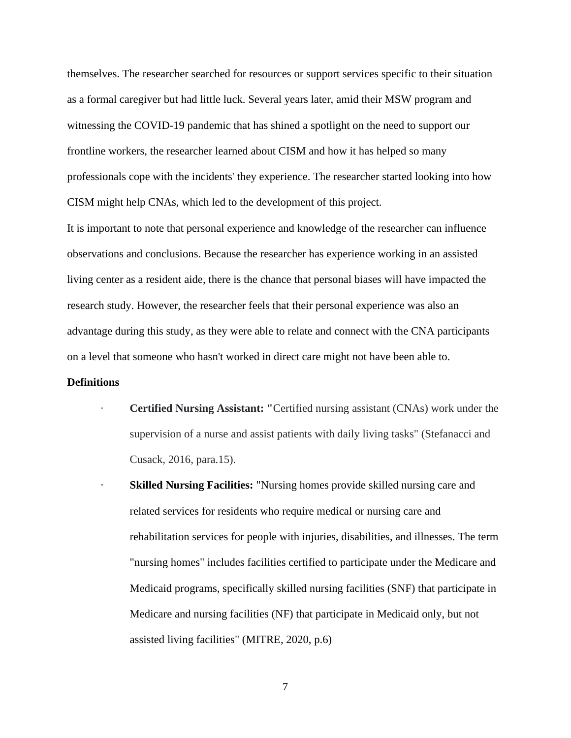themselves. The researcher searched for resources or support services specific to their situation as a formal caregiver but had little luck. Several years later, amid their MSW program and witnessing the COVID-19 pandemic that has shined a spotlight on the need to support our frontline workers, the researcher learned about CISM and how it has helped so many professionals cope with the incidents' they experience. The researcher started looking into how CISM might help CNAs, which led to the development of this project.

It is important to note that personal experience and knowledge of the researcher can influence observations and conclusions. Because the researcher has experience working in an assisted living center as a resident aide, there is the chance that personal biases will have impacted the research study. However, the researcher feels that their personal experience was also an advantage during this study, as they were able to relate and connect with the CNA participants on a level that someone who hasn't worked in direct care might not have been able to.

**Definitions**

- **Certified Nursing Assistant: "**Certified nursing assistant (CNAs) work under the supervision of a nurse and assist patients with daily living tasks" (Stefanacci and Cusack, 2016, para.15).
- **Skilled Nursing Facilities:** "Nursing homes provide skilled nursing care and related services for residents who require medical or nursing care and rehabilitation services for people with injuries, disabilities, and illnesses. The term "nursing homes" includes facilities certified to participate under the Medicare and Medicaid programs, specifically skilled nursing facilities (SNF) that participate in Medicare and nursing facilities (NF) that participate in Medicaid only, but not assisted living facilities" (MITRE, 2020, p.6)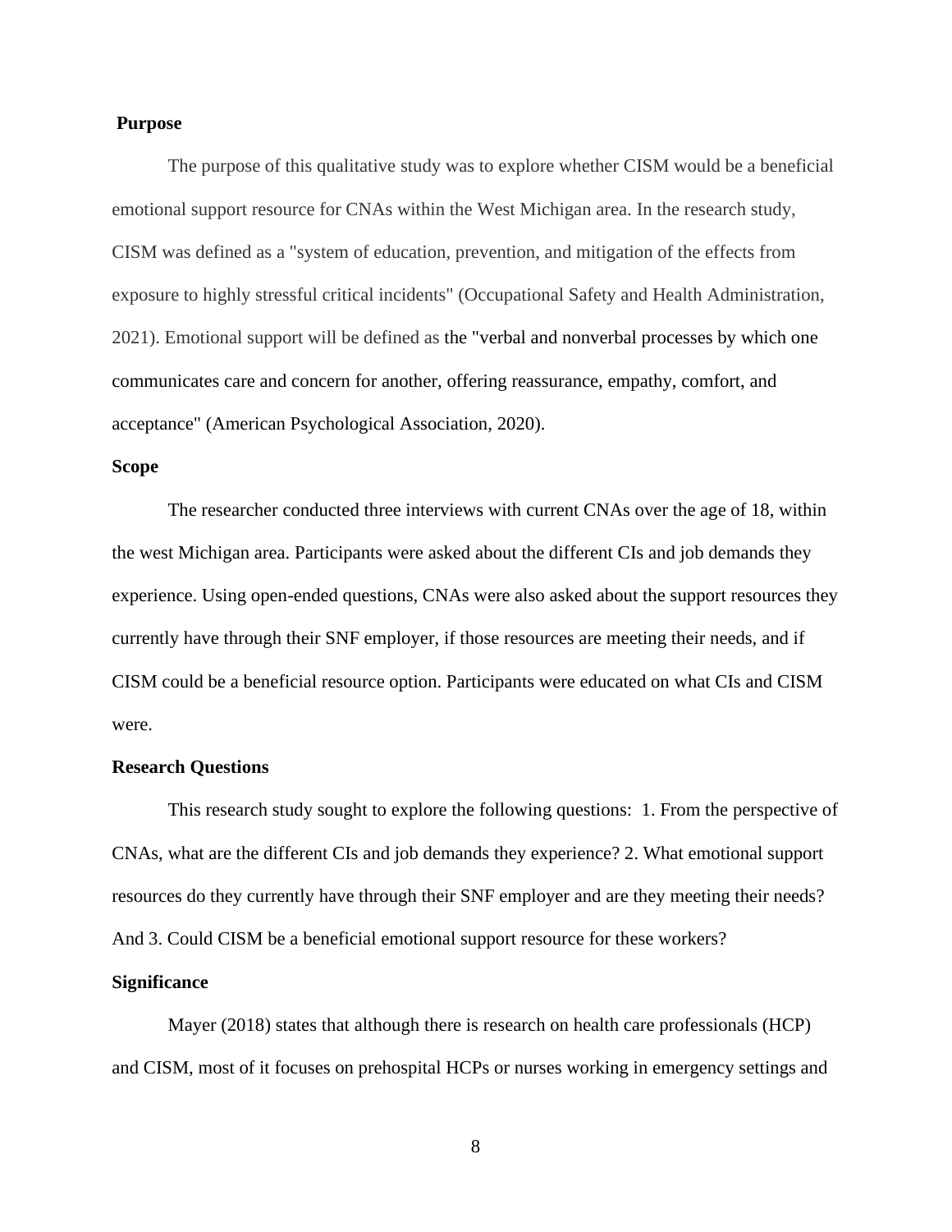## Purpose

The purpose of this qualitative study was to explore whether CISM would be a beneficial emotional support resource for CNAs within the West Michigan area. In the research study, CISM was defined as a "system of education, prevention, and mitigation of the effects from exposure to highly stressful critical incidents" (Occupational Safety and Health Administration, 2021). Emotional support will be defined as the "verbal and nonverbal processes by which one communicates care and concern for another, offering reassurance, empathy, comfort, and acceptance" (American Psychological Association, 2020).

## Scope

The researcher conducted three interviews with current CNAs over the age of 18, within the west Michigan area. Participants were asked about the different CIs and job demands they experience. Using open-ended questions, CNAs were also asked about the support resources they currently have through their SNF employer, if those resources are meeting their needs, and if CISM could be a beneficial resource option. Participants were educated on what CIs and CISM were.

## Research Questions

This research study sought to explore the following questions: 1. From the perspective of CNAs, what are the different CIs and job demands they experience? 2. What emotional support resources do they currently have through their SNF employer and are they meeting their needs? And 3. Could CISM be a beneficial emotional support resource for these workers?

## Significance

Mayer (2018) states that although there is research on health care professionals (HCP) and CISM, most of it focuses on prehospital HCPs or nurses working in emergency settings and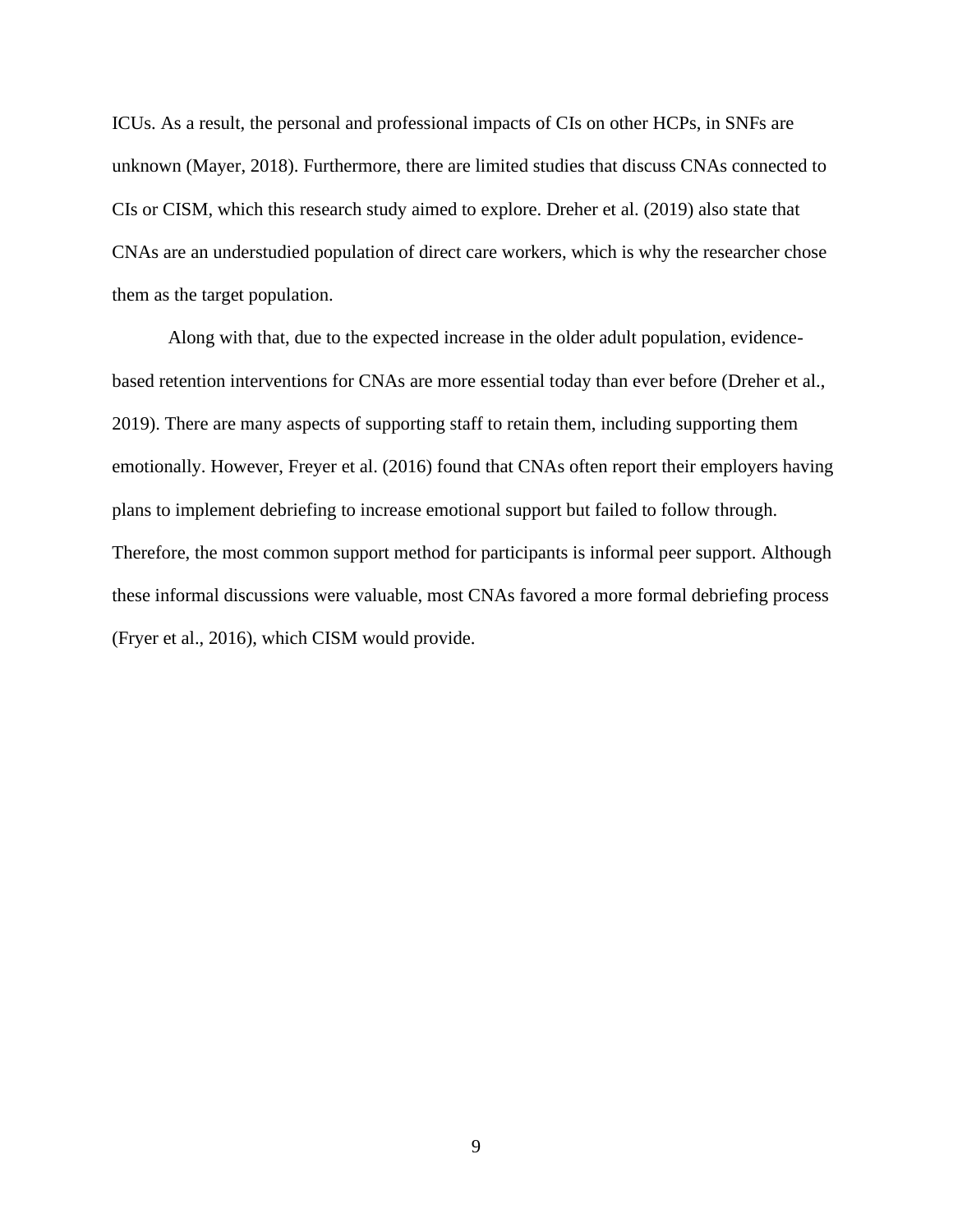ICUs. As a result, the personal and professional impacts of CIs on other HCPs, in SNFs are unknown (Mayer, 2018). Furthermore, there are limited studies that discuss CNAs connected to CIs or CISM, which this research study aimed to explore. Dreher et al. (2019) also state that CNAs are an understudied population of direct care workers, which is why the researcher chose them as the target population.

Along with that, due to the expected increase in the older adult population, evidence-based retention interventions for CNAs are more essential today than ever before (Dreher et al., 2019). There are many aspects of supporting staff to retain them, including supporting them emotionally. However, Freyer et al. (2016) found that CNAs often report their employers having plans to implement debriefing to increase emotional support but failed to follow through. Therefore, the most common support method for participants is informal peer support. Although these informal discussions were valuable, most CNAs favored a more formal debriefing process (Fryer et al., 2016), which CISM would provide.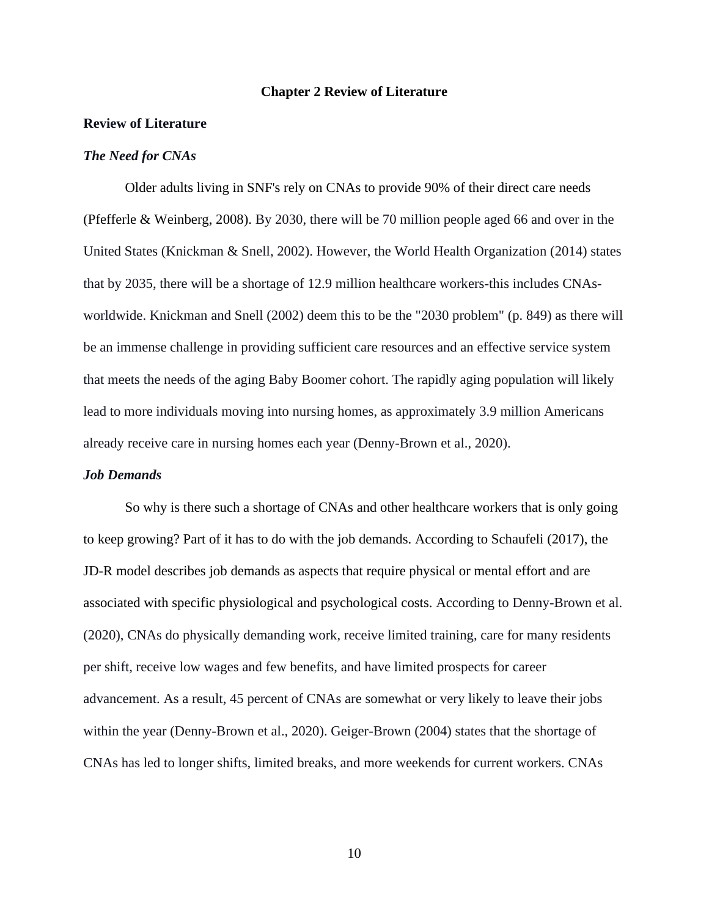# Chapter 2 Review of Literature

## Review of Literature

### *The Need for CNAs*

Older adults living in SNF's rely on CNAs to provide 90% of their direct care needs (Pfefferle & Weinberg, 2008). By 2030, there will be 70 million people aged 66 and over in the United States (Knickman & Snell, 2002). However, the World Health Organization (2014) states that by 2035, there will be a shortage of 12.9 million healthcare workers-this includes CNAs-worldwide. Knickman and Snell (2002) deem this to be the "2030 problem" (p. 849) as there will be an immense challenge in providing sufficient care resources and an effective service system that meets the needs of the aging Baby Boomer cohort. The rapidly aging population will likely lead to more individuals moving into nursing homes, as approximately 3.9 million Americans already receive care in nursing homes each year (Denny-Brown et al., 2020).

### *Job Demands*

So why is there such a shortage of CNAs and other healthcare workers that is only going to keep growing? Part of it has to do with the job demands. According to Schaufeli (2017), the JD-R model describes job demands as aspects that require physical or mental effort and are associated with specific physiological and psychological costs. According to Denny-Brown et al. (2020), CNAs do physically demanding work, receive limited training, care for many residents per shift, receive low wages and few benefits, and have limited prospects for career advancement. As a result, 45 percent of CNAs are somewhat or very likely to leave their jobs within the year (Denny-Brown et al., 2020). Geiger-Brown (2004) states that the shortage of CNAs has led to longer shifts, limited breaks, and more weekends for current workers. CNAs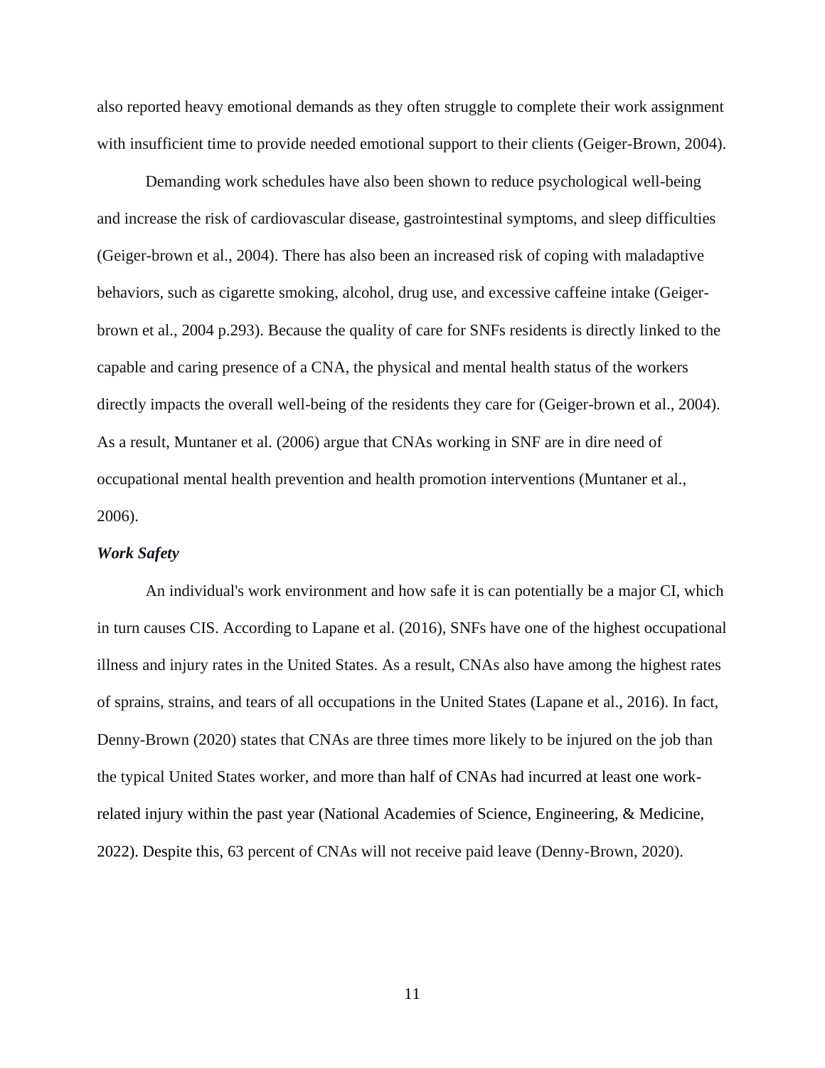also reported heavy emotional demands as they often struggle to complete their work assignment with insufficient time to provide needed emotional support to their clients (Geiger-Brown, 2004).

Demanding work schedules have also been shown to reduce psychological well-being and increase the risk of cardiovascular disease, gastrointestinal symptoms, and sleep difficulties (Geiger-brown et al., 2004). There has also been an increased risk of coping with maladaptive behaviors, such as cigarette smoking, alcohol, drug use, and excessive caffeine intake (Geiger-brown et al., 2004 p.293). Because the quality of care for SNFs residents is directly linked to the capable and caring presence of a CNA, the physical and mental health status of the workers directly impacts the overall well-being of the residents they care for (Geiger-brown et al., 2004). As a result, Muntaner et al. (2006) argue that CNAs working in SNF are in dire need of occupational mental health prevention and health promotion interventions (Muntaner et al., 2006).

### *Work Safety*

An individual's work environment and how safe it is can potentially be a major CI, which in turn causes CIS. According to Lapane et al. (2016), SNFs have one of the highest occupational illness and injury rates in the United States. As a result, CNAs also have among the highest rates of sprains, strains, and tears of all occupations in the United States (Lapane et al., 2016). In fact, Denny-Brown (2020) states that CNAs are three times more likely to be injured on the job than the typical United States worker, and more than half of CNAs had incurred at least one work-related injury within the past year (National Academies of Science, Engineering, & Medicine, 2022). Despite this, 63 percent of CNAs will not receive paid leave (Denny-Brown, 2020).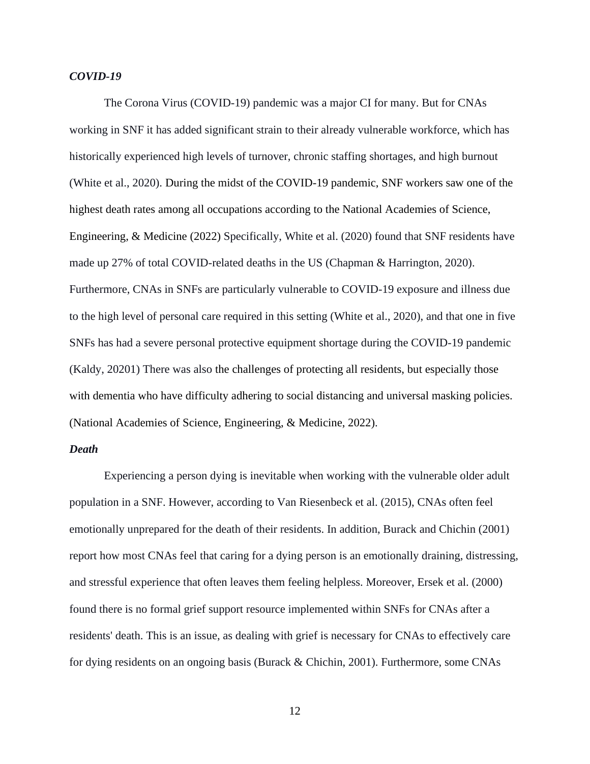### *COVID-19*

The Corona Virus (COVID-19) pandemic was a major CI for many. But for CNAs working in SNF it has added significant strain to their already vulnerable workforce, which has historically experienced high levels of turnover, chronic staffing shortages, and high burnout (White et al., 2020). During the midst of the COVID-19 pandemic, SNF workers saw one of the highest death rates among all occupations according to the National Academies of Science, Engineering, & Medicine (2022) Specifically, White et al. (2020) found that SNF residents have made up 27% of total COVID-related deaths in the US (Chapman & Harrington, 2020). Furthermore, CNAs in SNFs are particularly vulnerable to COVID-19 exposure and illness due to the high level of personal care required in this setting (White et al., 2020), and that one in five SNFs has had a severe personal protective equipment shortage during the COVID-19 pandemic (Kaldy, 20201) There was also the challenges of protecting all residents, but especially those with dementia who have difficulty adhering to social distancing and universal masking policies. (National Academies of Science, Engineering, & Medicine, 2022).

### *Death*

Experiencing a person dying is inevitable when working with the vulnerable older adult population in a SNF. However, according to Van Riesenbeck et al. (2015), CNAs often feel emotionally unprepared for the death of their residents. In addition, Burack and Chichin (2001) report how most CNAs feel that caring for a dying person is an emotionally draining, distressing, and stressful experience that often leaves them feeling helpless. Moreover, Ersek et al. (2000) found there is no formal grief support resource implemented within SNFs for CNAs after a residents' death. This is an issue, as dealing with grief is necessary for CNAs to effectively care for dying residents on an ongoing basis (Burack & Chichin, 2001). Furthermore, some CNAs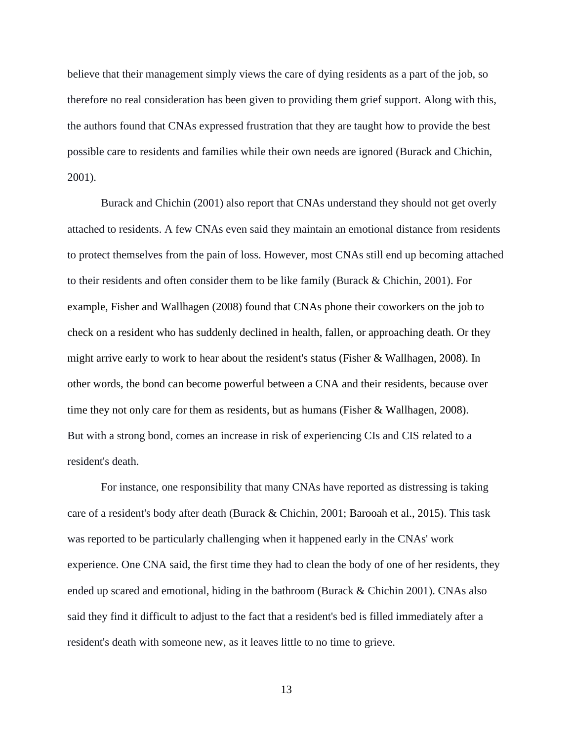believe that their management simply views the care of dying residents as a part of the job, so therefore no real consideration has been given to providing them grief support. Along with this, the authors found that CNAs expressed frustration that they are taught how to provide the best possible care to residents and families while their own needs are ignored (Burack and Chichin, 2001).

Burack and Chichin (2001) also report that CNAs understand they should not get overly attached to residents. A few CNAs even said they maintain an emotional distance from residents to protect themselves from the pain of loss. However, most CNAs still end up becoming attached to their residents and often consider them to be like family (Burack & Chichin, 2001). For example, Fisher and Wallhagen (2008) found that CNAs phone their coworkers on the job to check on a resident who has suddenly declined in health, fallen, or approaching death. Or they might arrive early to work to hear about the resident's status (Fisher & Wallhagen, 2008). In other words, the bond can become powerful between a CNA and their residents, because over time they not only care for them as residents, but as humans (Fisher & Wallhagen, 2008). But with a strong bond, comes an increase in risk of experiencing CIs and CIS related to a resident's death.

For instance, one responsibility that many CNAs have reported as distressing is taking care of a resident's body after death (Burack & Chichin, 2001; Barooah et al., 2015). This task was reported to be particularly challenging when it happened early in the CNAs' work experience. One CNA said, the first time they had to clean the body of one of her residents, they ended up scared and emotional, hiding in the bathroom (Burack & Chichin 2001). CNAs also said they find it difficult to adjust to the fact that a resident's bed is filled immediately after a resident's death with someone new, as it leaves little to no time to grieve.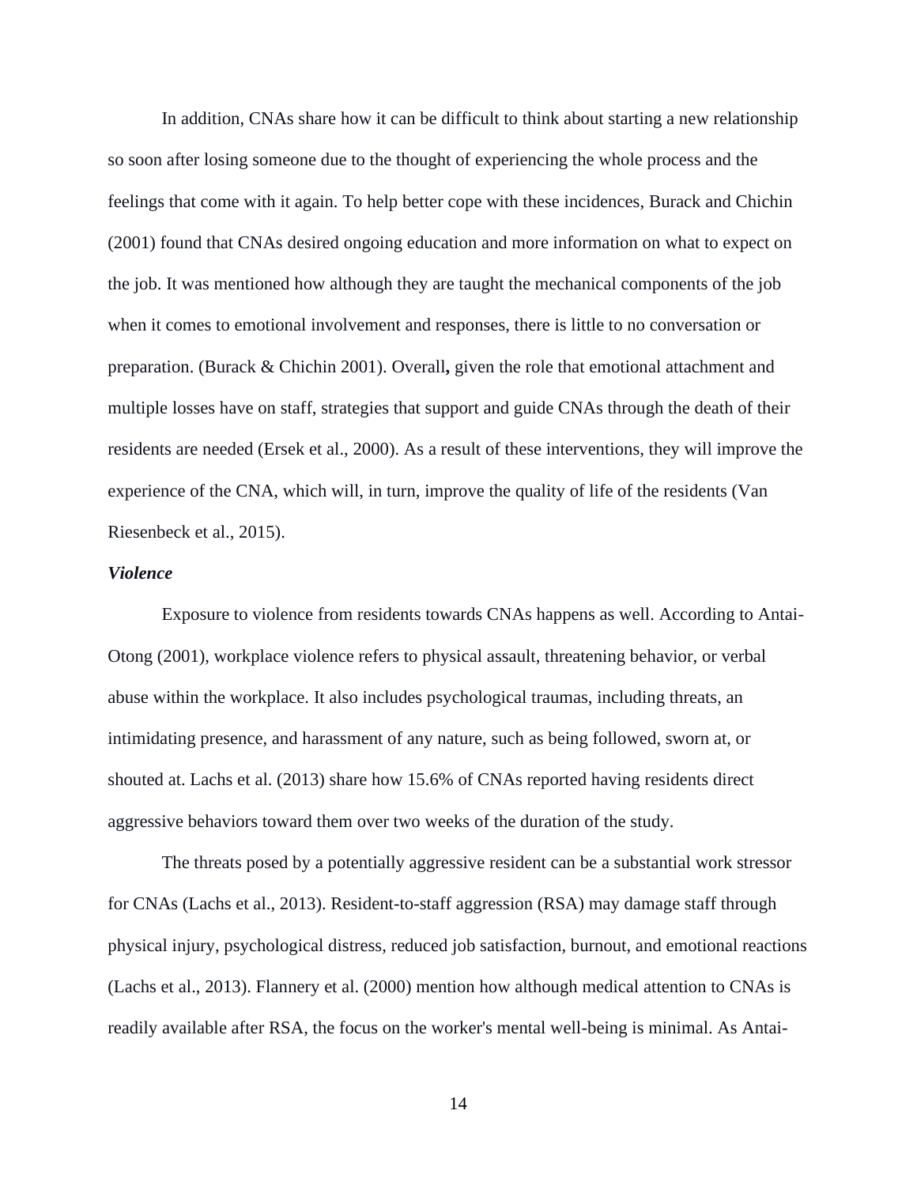In addition, CNAs share how it can be difficult to think about starting a new relationship so soon after losing someone due to the thought of experiencing the whole process and the feelings that come with it again. To help better cope with these incidences, Burack and Chichin (2001) found that CNAs desired ongoing education and more information on what to expect on the job. It was mentioned how although they are taught the mechanical components of the job when it comes to emotional involvement and responses, there is little to no conversation or preparation. (Burack & Chichin 2001). Overall**,** given the role that emotional attachment and multiple losses have on staff, strategies that support and guide CNAs through the death of their residents are needed (Ersek et al., 2000). As a result of these interventions, they will improve the experience of the CNA, which will, in turn, improve the quality of life of the residents (Van Riesenbeck et al., 2015).

### ***Violence***

Exposure to violence from residents towards CNAs happens as well. According to Antai-Otong (2001), workplace violence refers to physical assault, threatening behavior, or verbal abuse within the workplace. It also includes psychological traumas, including threats, an intimidating presence, and harassment of any nature, such as being followed, sworn at, or shouted at. Lachs et al. (2013) share how 15.6% of CNAs reported having residents direct aggressive behaviors toward them over two weeks of the duration of the study.

The threats posed by a potentially aggressive resident can be a substantial work stressor for CNAs (Lachs et al., 2013). Resident-to-staff aggression (RSA) may damage staff through physical injury, psychological distress, reduced job satisfaction, burnout, and emotional reactions (Lachs et al., 2013). Flannery et al. (2000) mention how although medical attention to CNAs is readily available after RSA, the focus on the worker's mental well-being is minimal. As Antai-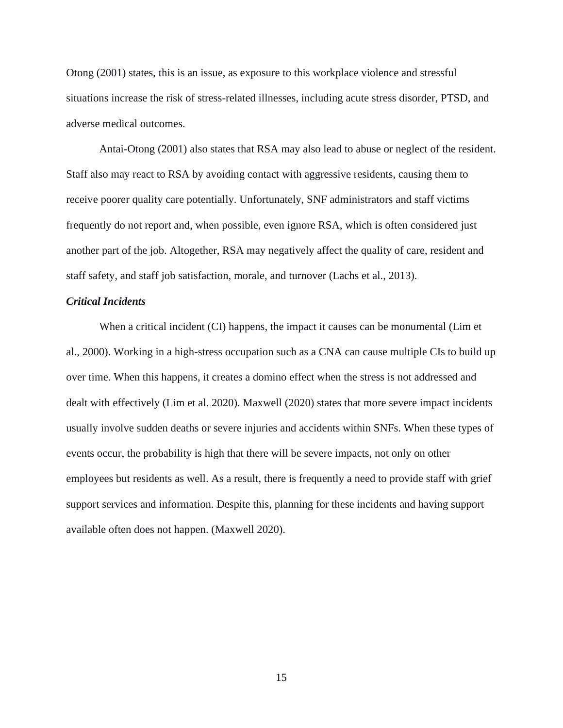Otong (2001) states, this is an issue, as exposure to this workplace violence and stressful situations increase the risk of stress-related illnesses, including acute stress disorder, PTSD, and adverse medical outcomes.

Antai-Otong (2001) also states that RSA may also lead to abuse or neglect of the resident. Staff also may react to RSA by avoiding contact with aggressive residents, causing them to receive poorer quality care potentially. Unfortunately, SNF administrators and staff victims frequently do not report and, when possible, even ignore RSA, which is often considered just another part of the job. Altogether, RSA may negatively affect the quality of care, resident and staff safety, and staff job satisfaction, morale, and turnover (Lachs et al., 2013).

### ***Critical Incidents***

When a critical incident (CI) happens, the impact it causes can be monumental (Lim et al., 2000). Working in a high-stress occupation such as a CNA can cause multiple CIs to build up over time. When this happens, it creates a domino effect when the stress is not addressed and dealt with effectively (Lim et al. 2020). Maxwell (2020) states that more severe impact incidents usually involve sudden deaths or severe injuries and accidents within SNFs. When these types of events occur, the probability is high that there will be severe impacts, not only on other employees but residents as well. As a result, there is frequently a need to provide staff with grief support services and information. Despite this, planning for these incidents and having support available often does not happen. (Maxwell 2020).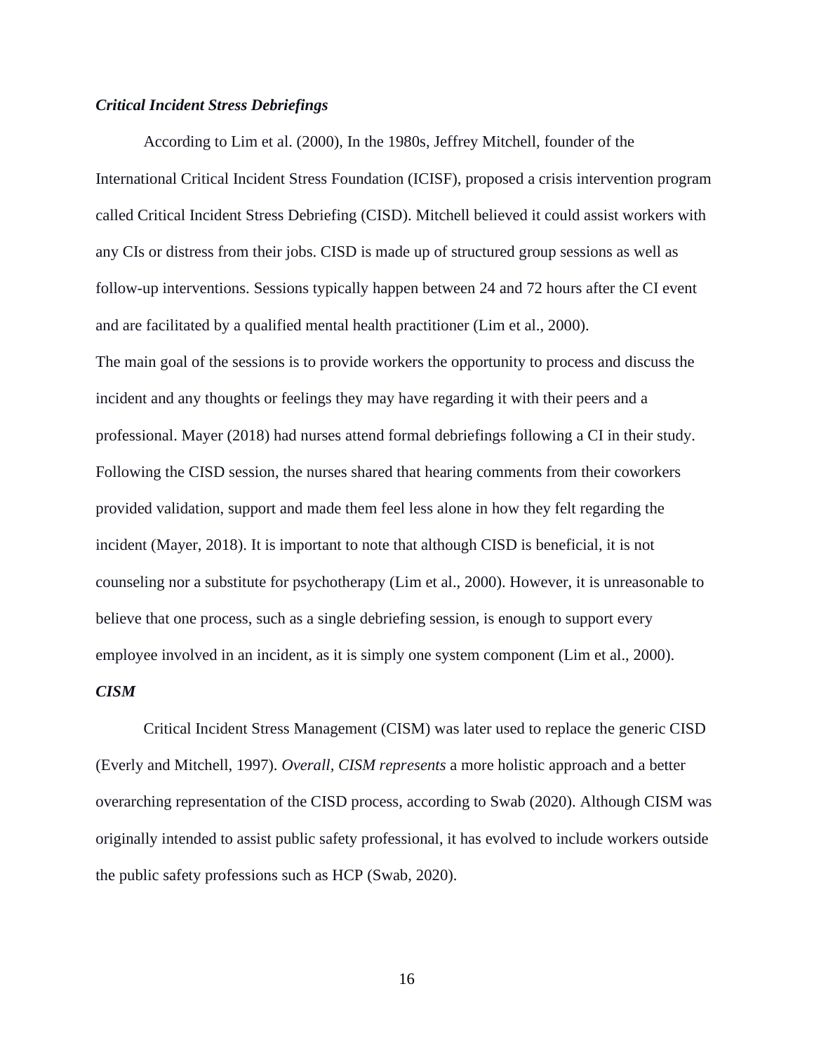### *Critical Incident Stress Debriefings*

According to Lim et al. (2000), In the 1980s, Jeffrey Mitchell, founder of the International Critical Incident Stress Foundation (ICISF), proposed a crisis intervention program called Critical Incident Stress Debriefing (CISD). Mitchell believed it could assist workers with any CIs or distress from their jobs. CISD is made up of structured group sessions as well as follow-up interventions. Sessions typically happen between 24 and 72 hours after the CI event and are facilitated by a qualified mental health practitioner (Lim et al., 2000).

The main goal of the sessions is to provide workers the opportunity to process and discuss the incident and any thoughts or feelings they may have regarding it with their peers and a professional. Mayer (2018) had nurses attend formal debriefings following a CI in their study. Following the CISD session, the nurses shared that hearing comments from their coworkers provided validation, support and made them feel less alone in how they felt regarding the incident (Mayer, 2018). It is important to note that although CISD is beneficial, it is not counseling nor a substitute for psychotherapy (Lim et al., 2000). However, it is unreasonable to believe that one process, such as a single debriefing session, is enough to support every employee involved in an incident, as it is simply one system component (Lim et al., 2000).

### *CISM*

Critical Incident Stress Management (CISM) was later used to replace the generic CISD (Everly and Mitchell, 1997). *Overall, CISM represents* a more holistic approach and a better overarching representation of the CISD process, according to Swab (2020). Although CISM was originally intended to assist public safety professional, it has evolved to include workers outside the public safety professions such as HCP (Swab, 2020).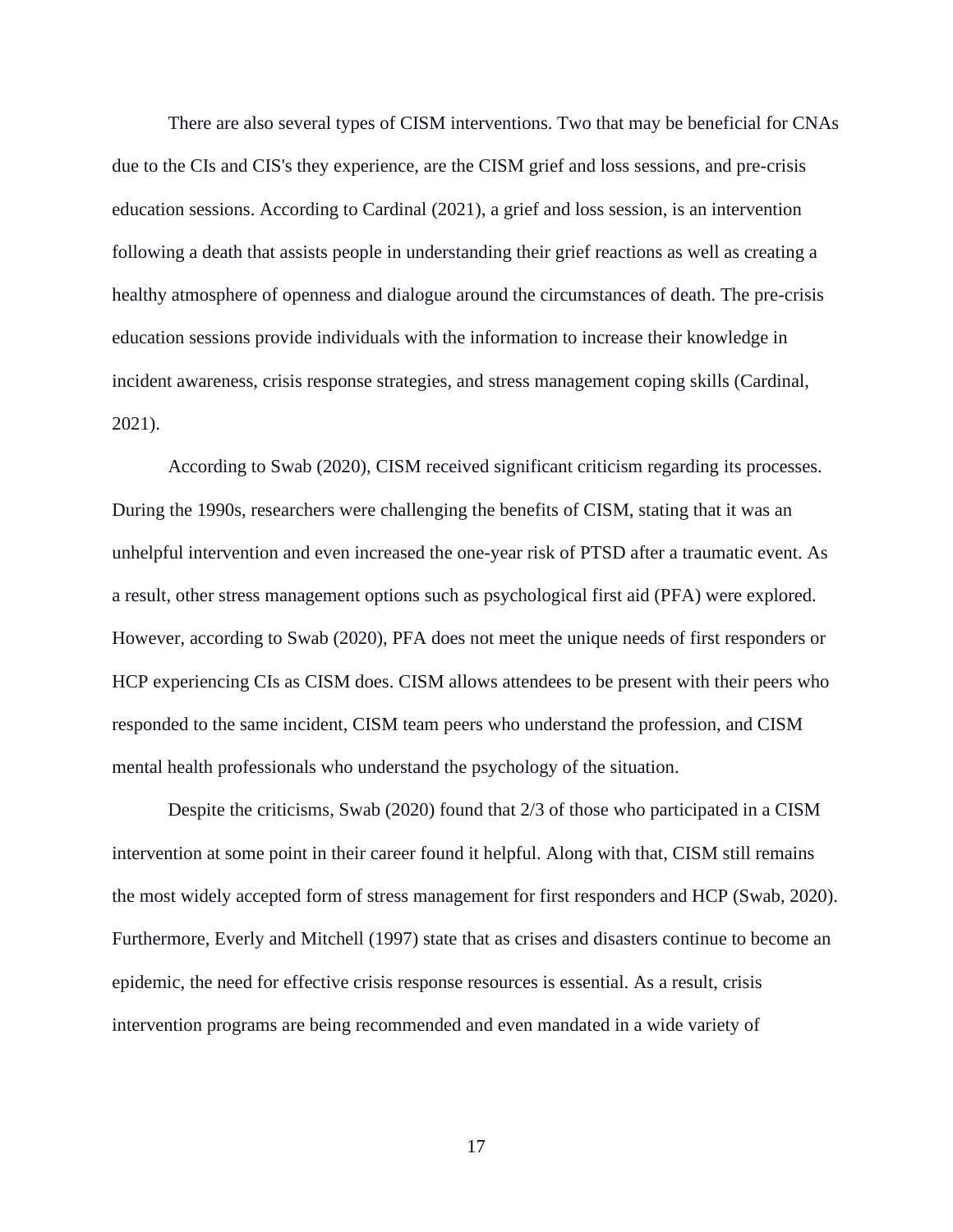There are also several types of CISM interventions. Two that may be beneficial for CNAs due to the CIs and CIS's they experience, are the CISM grief and loss sessions, and pre-crisis education sessions. According to Cardinal (2021), a grief and loss session, is an intervention following a death that assists people in understanding their grief reactions as well as creating a healthy atmosphere of openness and dialogue around the circumstances of death. The pre-crisis education sessions provide individuals with the information to increase their knowledge in incident awareness, crisis response strategies, and stress management coping skills (Cardinal, 2021).

According to Swab (2020), CISM received significant criticism regarding its processes. During the 1990s, researchers were challenging the benefits of CISM, stating that it was an unhelpful intervention and even increased the one-year risk of PTSD after a traumatic event. As a result, other stress management options such as psychological first aid (PFA) were explored. However, according to Swab (2020), PFA does not meet the unique needs of first responders or HCP experiencing CIs as CISM does. CISM allows attendees to be present with their peers who responded to the same incident, CISM team peers who understand the profession, and CISM mental health professionals who understand the psychology of the situation.

Despite the criticisms, Swab (2020) found that 2/3 of those who participated in a CISM intervention at some point in their career found it helpful. Along with that, CISM still remains the most widely accepted form of stress management for first responders and HCP (Swab, 2020). Furthermore, Everly and Mitchell (1997) state that as crises and disasters continue to become an epidemic, the need for effective crisis response resources is essential. As a result, crisis intervention programs are being recommended and even mandated in a wide variety of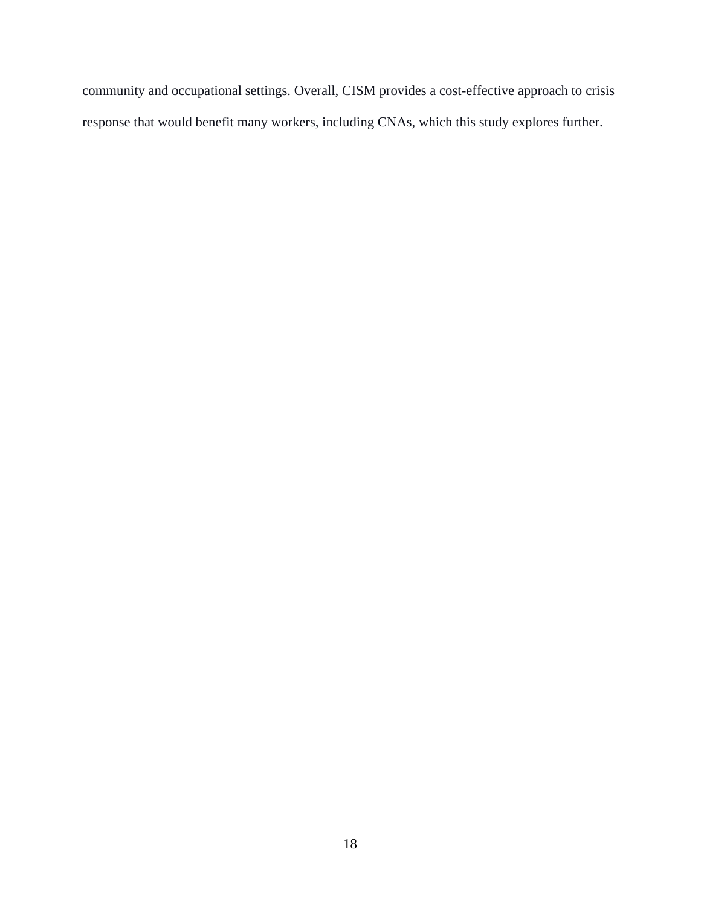community and occupational settings. Overall, CISM provides a cost-effective approach to crisis response that would benefit many workers, including CNAs, which this study explores further.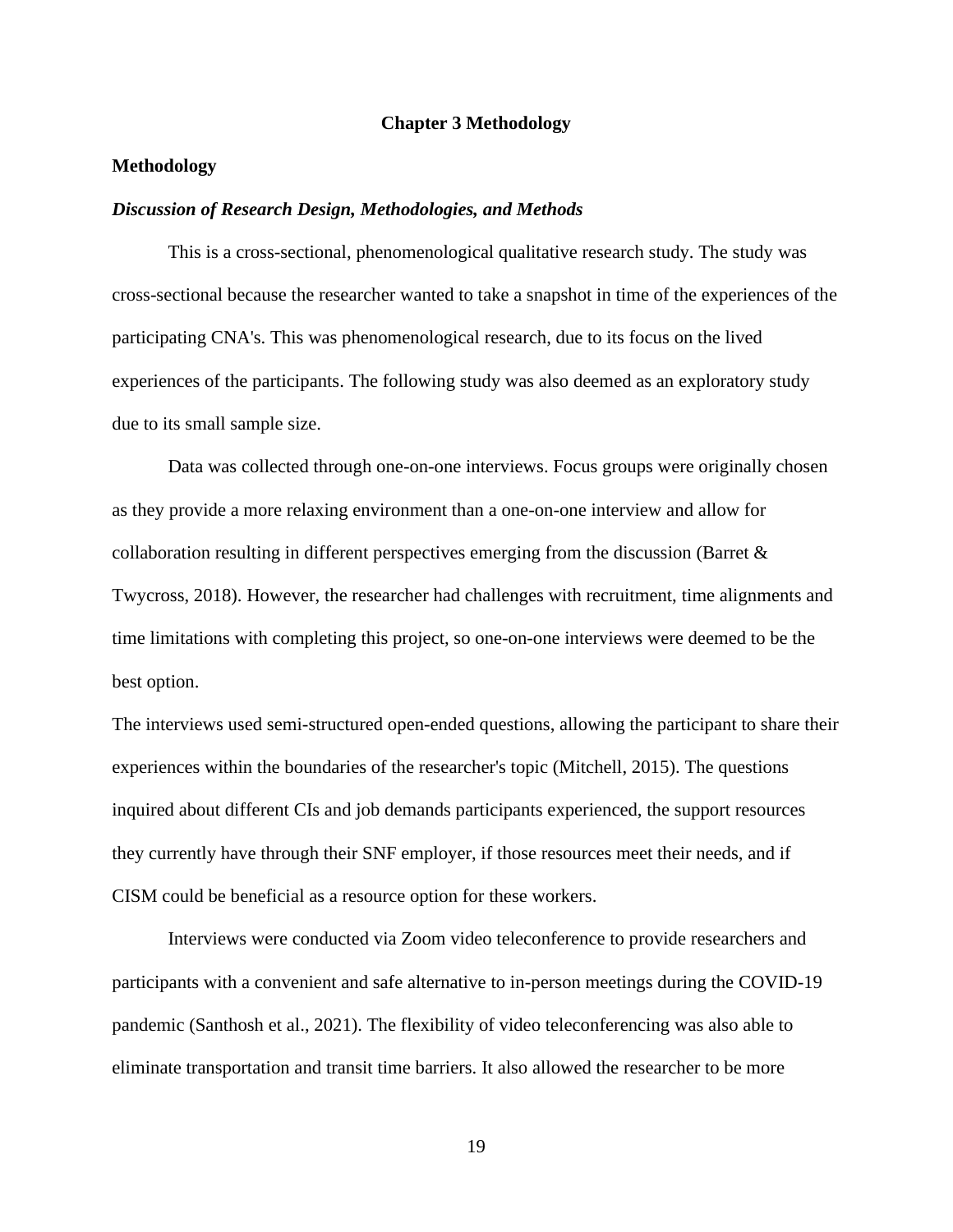# Chapter 3 Methodology

## Methodology

### *Discussion of Research Design, Methodologies, and Methods*

This is a cross-sectional, phenomenological qualitative research study. The study was cross-sectional because the researcher wanted to take a snapshot in time of the experiences of the participating CNA's. This was phenomenological research, due to its focus on the lived experiences of the participants. The following study was also deemed as an exploratory study due to its small sample size.

Data was collected through one-on-one interviews. Focus groups were originally chosen as they provide a more relaxing environment than a one-on-one interview and allow for collaboration resulting in different perspectives emerging from the discussion (Barret & Twycross, 2018). However, the researcher had challenges with recruitment, time alignments and time limitations with completing this project, so one-on-one interviews were deemed to be the best option.

The interviews used semi-structured open-ended questions, allowing the participant to share their experiences within the boundaries of the researcher's topic (Mitchell, 2015). The questions inquired about different CIs and job demands participants experienced, the support resources they currently have through their SNF employer, if those resources meet their needs, and if CISM could be beneficial as a resource option for these workers.

Interviews were conducted via Zoom video teleconference to provide researchers and participants with a convenient and safe alternative to in-person meetings during the COVID-19 pandemic (Santhosh et al., 2021). The flexibility of video teleconferencing was also able to eliminate transportation and transit time barriers. It also allowed the researcher to be more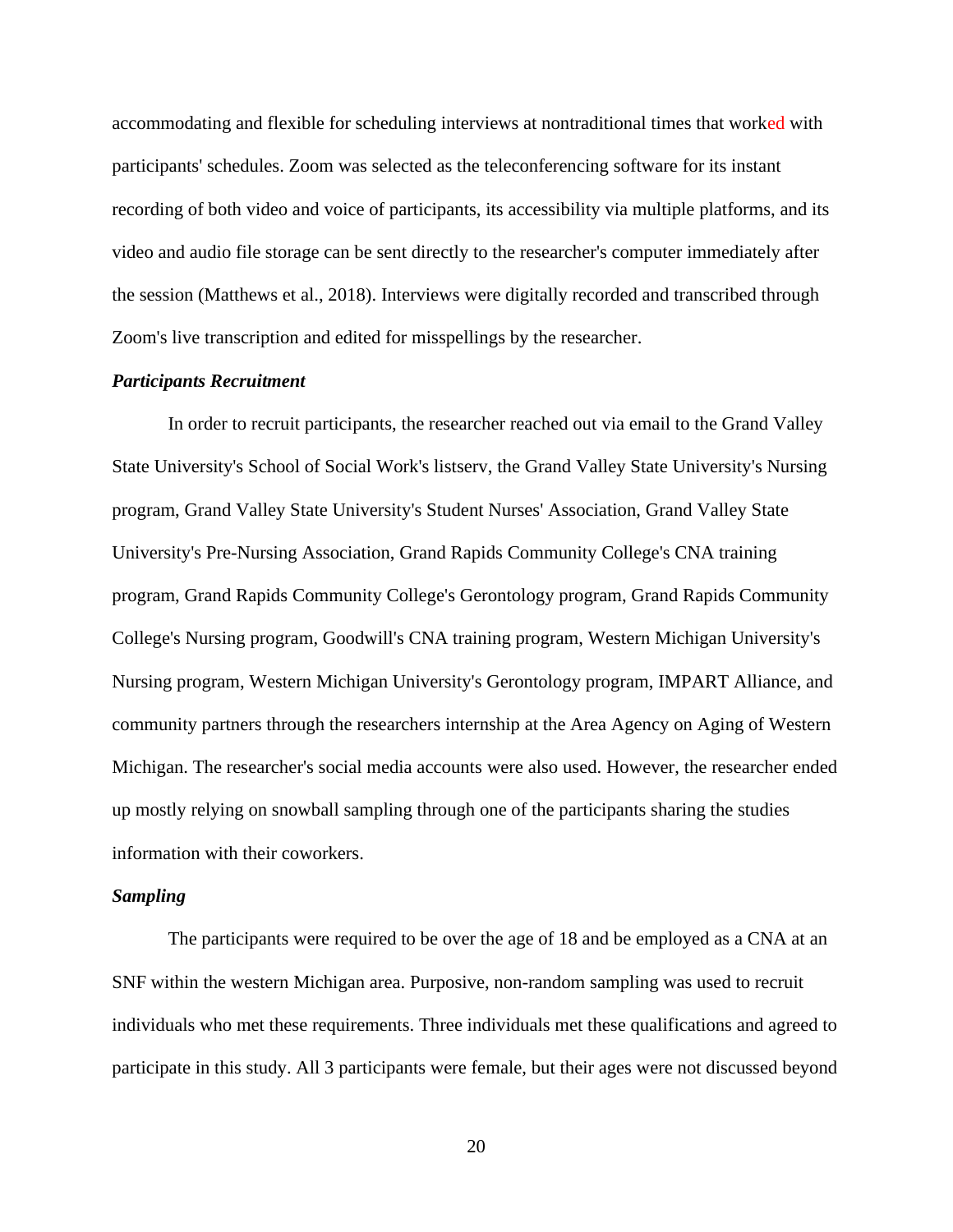accommodating and flexible for scheduling interviews at nontraditional times that worked with participants' schedules. Zoom was selected as the teleconferencing software for its instant recording of both video and voice of participants, its accessibility via multiple platforms, and its video and audio file storage can be sent directly to the researcher's computer immediately after the session (Matthews et al., 2018). Interviews were digitally recorded and transcribed through Zoom's live transcription and edited for misspellings by the researcher.

### *Participants Recruitment*

In order to recruit participants, the researcher reached out via email to the Grand Valley State University's School of Social Work's listserv, the Grand Valley State University's Nursing program, Grand Valley State University's Student Nurses' Association, Grand Valley State University's Pre-Nursing Association, Grand Rapids Community College's CNA training program, Grand Rapids Community College's Gerontology program, Grand Rapids Community College's Nursing program, Goodwill's CNA training program, Western Michigan University's Nursing program, Western Michigan University's Gerontology program, IMPART Alliance, and community partners through the researchers internship at the Area Agency on Aging of Western Michigan. The researcher's social media accounts were also used. However, the researcher ended up mostly relying on snowball sampling through one of the participants sharing the studies information with their coworkers.

### *Sampling*

The participants were required to be over the age of 18 and be employed as a CNA at an SNF within the western Michigan area. Purposive, non-random sampling was used to recruit individuals who met these requirements. Three individuals met these qualifications and agreed to participate in this study. All 3 participants were female, but their ages were not discussed beyond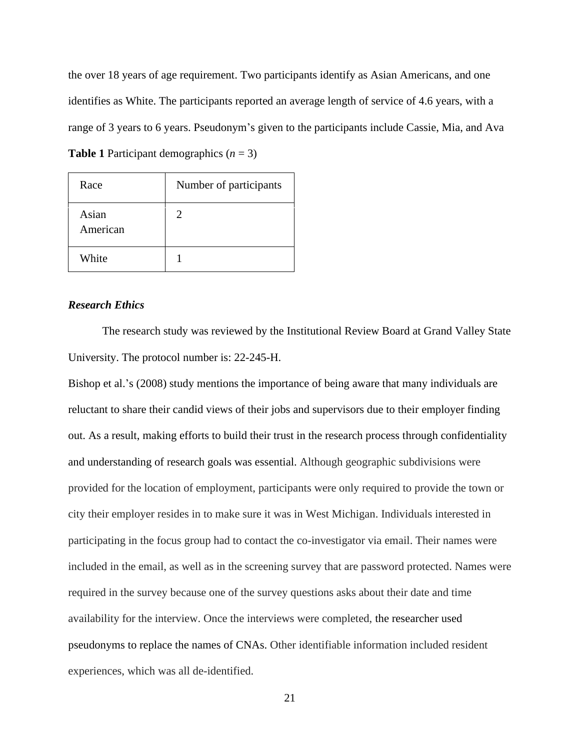the over 18 years of age requirement. Two participants identify as Asian Americans, and one identifies as White. The participants reported an average length of service of 4.6 years, with a range of 3 years to 6 years. Pseudonym's given to the participants include Cassie, Mia, and Ava

**Table 1** Participant demographics (*n* = 3)

| Race | Number of participants |
|---|---|
| Asian American | 2 |
| White | 1 |

### *Research Ethics*

The research study was reviewed by the Institutional Review Board at Grand Valley State University. The protocol number is: 22-245-H.

Bishop et al.'s (2008) study mentions the importance of being aware that many individuals are reluctant to share their candid views of their jobs and supervisors due to their employer finding out. As a result, making efforts to build their trust in the research process through confidentiality and understanding of research goals was essential. Although geographic subdivisions were provided for the location of employment, participants were only required to provide the town or city their employer resides in to make sure it was in West Michigan. Individuals interested in participating in the focus group had to contact the co-investigator via email. Their names were included in the email, as well as in the screening survey that are password protected. Names were required in the survey because one of the survey questions asks about their date and time availability for the interview. Once the interviews were completed, the researcher used pseudonyms to replace the names of CNAs. Other identifiable information included resident experiences, which was all de-identified.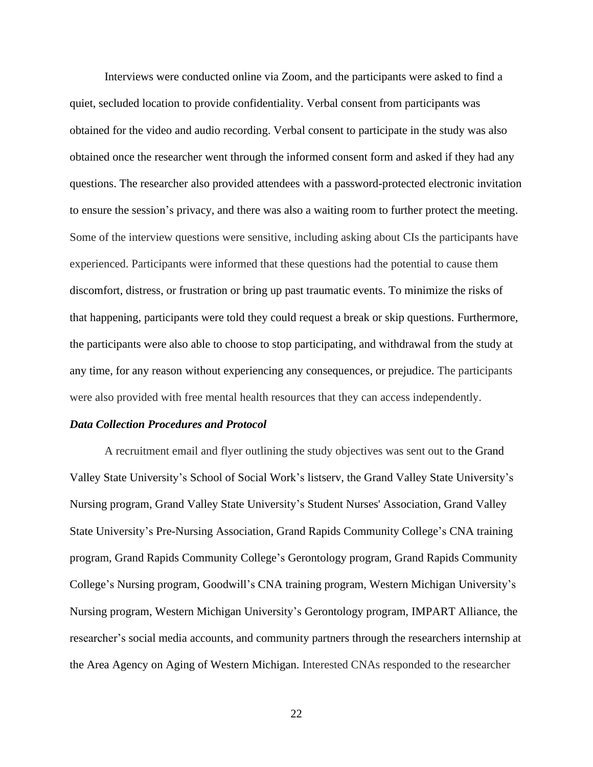Interviews were conducted online via Zoom, and the participants were asked to find a quiet, secluded location to provide confidentiality. Verbal consent from participants was obtained for the video and audio recording. Verbal consent to participate in the study was also obtained once the researcher went through the informed consent form and asked if they had any questions. The researcher also provided attendees with a password-protected electronic invitation to ensure the session's privacy, and there was also a waiting room to further protect the meeting. Some of the interview questions were sensitive, including asking about CIs the participants have experienced. Participants were informed that these questions had the potential to cause them discomfort, distress, or frustration or bring up past traumatic events. To minimize the risks of that happening, participants were told they could request a break or skip questions. Furthermore, the participants were also able to choose to stop participating, and withdrawal from the study at any time, for any reason without experiencing any consequences, or prejudice. The participants were also provided with free mental health resources that they can access independently.

***Data Collection Procedures and Protocol***

A recruitment email and flyer outlining the study objectives was sent out to the Grand Valley State University's School of Social Work's listserv, the Grand Valley State University's Nursing program, Grand Valley State University's Student Nurses' Association, Grand Valley State University's Pre-Nursing Association, Grand Rapids Community College's CNA training program, Grand Rapids Community College's Gerontology program, Grand Rapids Community College's Nursing program, Goodwill's CNA training program, Western Michigan University's Nursing program, Western Michigan University's Gerontology program, IMPART Alliance, the researcher's social media accounts, and community partners through the researchers internship at the Area Agency on Aging of Western Michigan. Interested CNAs responded to the researcher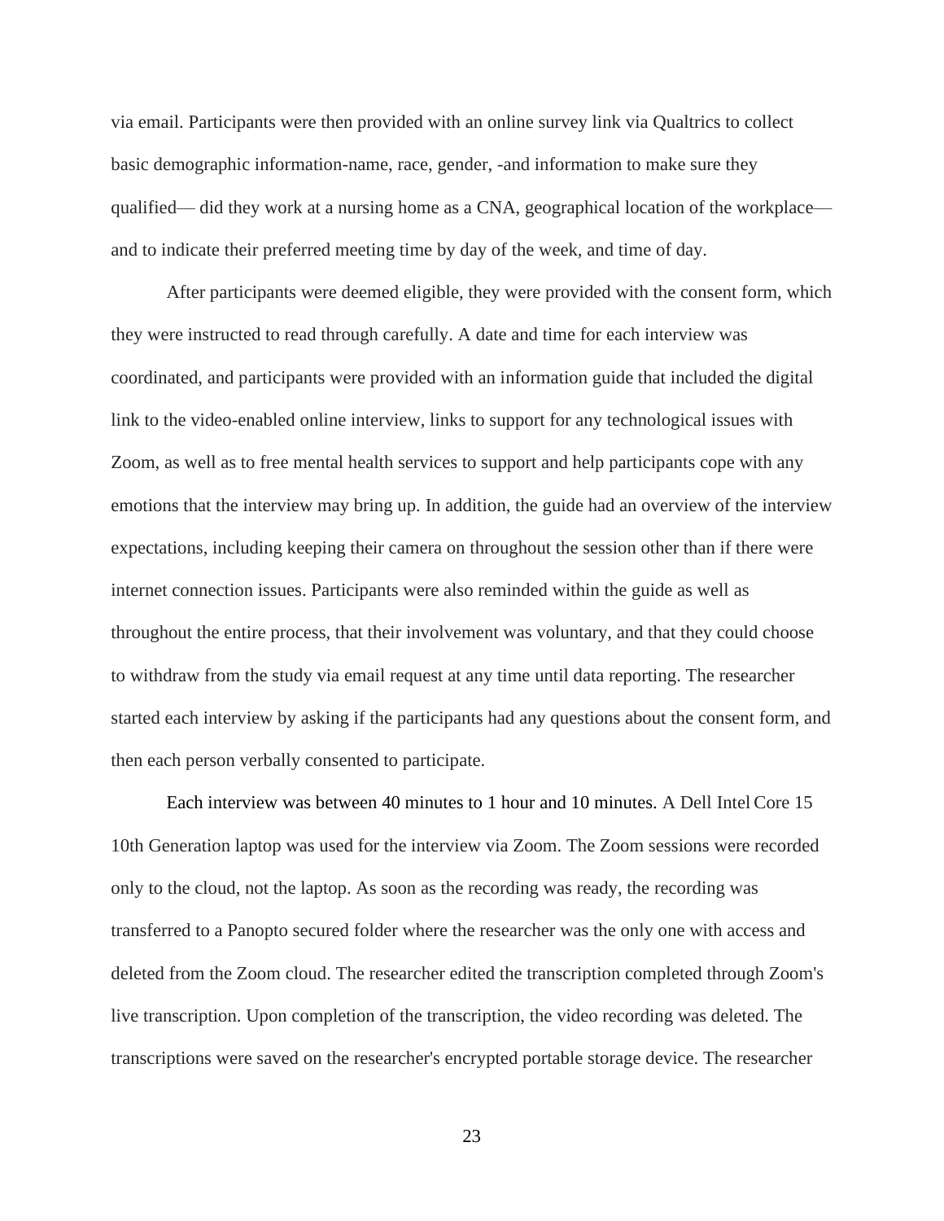via email. Participants were then provided with an online survey link via Qualtrics to collect basic demographic information-name, race, gender, -and information to make sure they qualified— did they work at a nursing home as a CNA, geographical location of the workplace— and to indicate their preferred meeting time by day of the week, and time of day.

After participants were deemed eligible, they were provided with the consent form, which they were instructed to read through carefully. A date and time for each interview was coordinated, and participants were provided with an information guide that included the digital link to the video-enabled online interview, links to support for any technological issues with Zoom, as well as to free mental health services to support and help participants cope with any emotions that the interview may bring up. In addition, the guide had an overview of the interview expectations, including keeping their camera on throughout the session other than if there were internet connection issues. Participants were also reminded within the guide as well as throughout the entire process, that their involvement was voluntary, and that they could choose to withdraw from the study via email request at any time until data reporting. The researcher started each interview by asking if the participants had any questions about the consent form, and then each person verbally consented to participate.

Each interview was between 40 minutes to 1 hour and 10 minutes. A Dell Intel Core 15 10th Generation laptop was used for the interview via Zoom. The Zoom sessions were recorded only to the cloud, not the laptop. As soon as the recording was ready, the recording was transferred to a Panopto secured folder where the researcher was the only one with access and deleted from the Zoom cloud. The researcher edited the transcription completed through Zoom's live transcription. Upon completion of the transcription, the video recording was deleted. The transcriptions were saved on the researcher's encrypted portable storage device. The researcher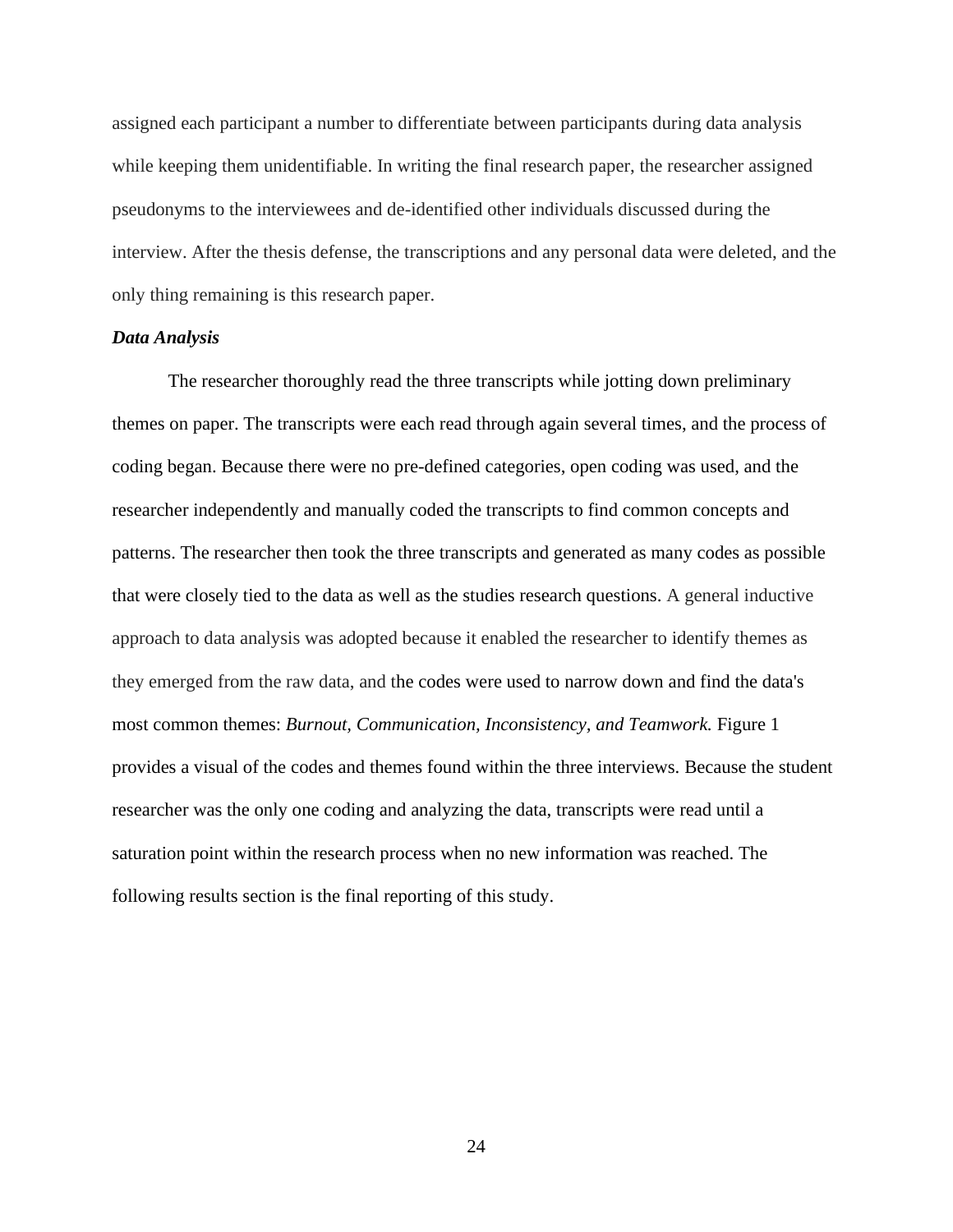assigned each participant a number to differentiate between participants during data analysis while keeping them unidentifiable. In writing the final research paper, the researcher assigned pseudonyms to the interviewees and de-identified other individuals discussed during the interview. After the thesis defense, the transcriptions and any personal data were deleted, and the only thing remaining is this research paper.

### *Data Analysis*

The researcher thoroughly read the three transcripts while jotting down preliminary themes on paper. The transcripts were each read through again several times, and the process of coding began. Because there were no pre-defined categories, open coding was used, and the researcher independently and manually coded the transcripts to find common concepts and patterns. The researcher then took the three transcripts and generated as many codes as possible that were closely tied to the data as well as the studies research questions. A general inductive approach to data analysis was adopted because it enabled the researcher to identify themes as they emerged from the raw data, and the codes were used to narrow down and find the data's most common themes: *Burnout, Communication, Inconsistency, and Teamwork.* Figure 1 provides a visual of the codes and themes found within the three interviews. Because the student researcher was the only one coding and analyzing the data, transcripts were read until a saturation point within the research process when no new information was reached. The following results section is the final reporting of this study.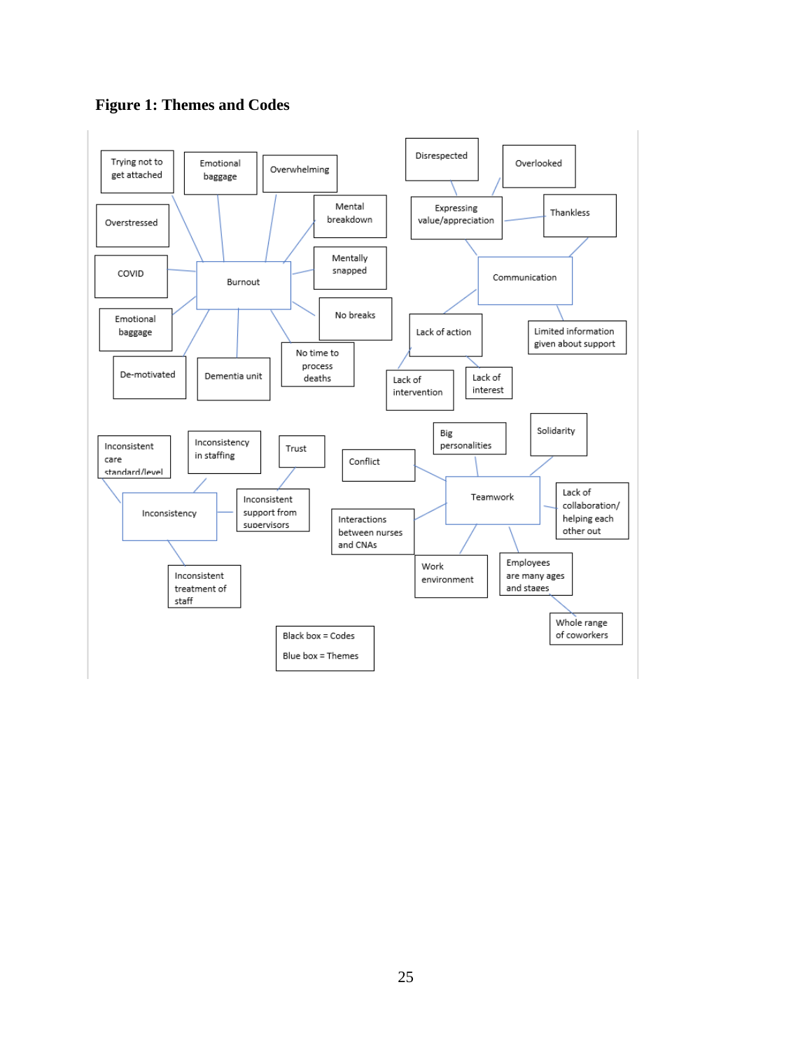**Figure 1: Themes and Codes**

- **Burnout**
  - Trying not to get attached
  - Emotional baggage
  - Overwhelming
  - Mental breakdown
  - Overstressed
  - COVID
  - Mentally snapped
  - No breaks
  - Emotional baggage
  - De-motivated
  - Dementia unit
  - No time to process deaths

- **Communication**
  - Expressing value/appreciation
    - Disrespected
    - Overlooked
    - Thankless
  - Thankless
  - Lack of action
    - Lack of intervention
    - Lack of interest
  - Limited information given about support

- **Inconsistency**
  - Inconsistent care standard/level
  - Inconsistency in staffing
  - Inconsistent support from supervisors
    - Trust
  - Inconsistent treatment of staff

- **Teamwork**
  - Big personalities
  - Solidarity
  - Conflict
  - Lack of collaboration/ helping each other out
  - Interactions between nurses and CNAs
  - Work environment
  - Employees are many ages and stages
    - Whole range of coworkers

Black box = Codes

Blue box = Themes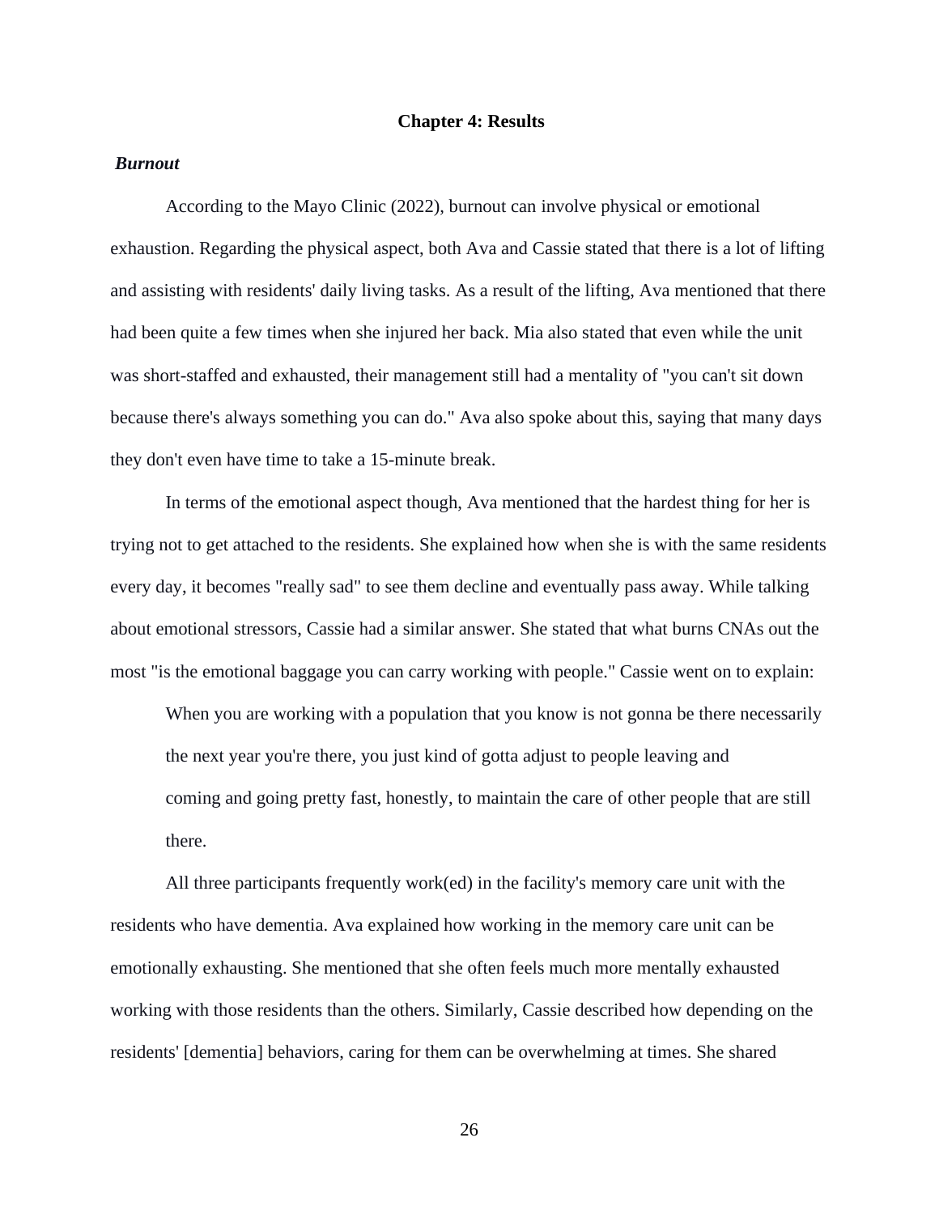# Chapter 4: Results

### *Burnout*

According to the Mayo Clinic (2022), burnout can involve physical or emotional exhaustion. Regarding the physical aspect, both Ava and Cassie stated that there is a lot of lifting and assisting with residents' daily living tasks. As a result of the lifting, Ava mentioned that there had been quite a few times when she injured her back. Mia also stated that even while the unit was short-staffed and exhausted, their management still had a mentality of "you can't sit down because there's always something you can do." Ava also spoke about this, saying that many days they don't even have time to take a 15-minute break.

In terms of the emotional aspect though, Ava mentioned that the hardest thing for her is trying not to get attached to the residents. She explained how when she is with the same residents every day, it becomes "really sad" to see them decline and eventually pass away. While talking about emotional stressors, Cassie had a similar answer. She stated that what burns CNAs out the most "is the emotional baggage you can carry working with people." Cassie went on to explain:

> When you are working with a population that you know is not gonna be there necessarily the next year you're there, you just kind of gotta adjust to people leaving and coming and going pretty fast, honestly, to maintain the care of other people that are still there.

All three participants frequently work(ed) in the facility's memory care unit with the residents who have dementia. Ava explained how working in the memory care unit can be emotionally exhausting. She mentioned that she often feels much more mentally exhausted working with those residents than the others. Similarly, Cassie described how depending on the residents' [dementia] behaviors, caring for them can be overwhelming at times. She shared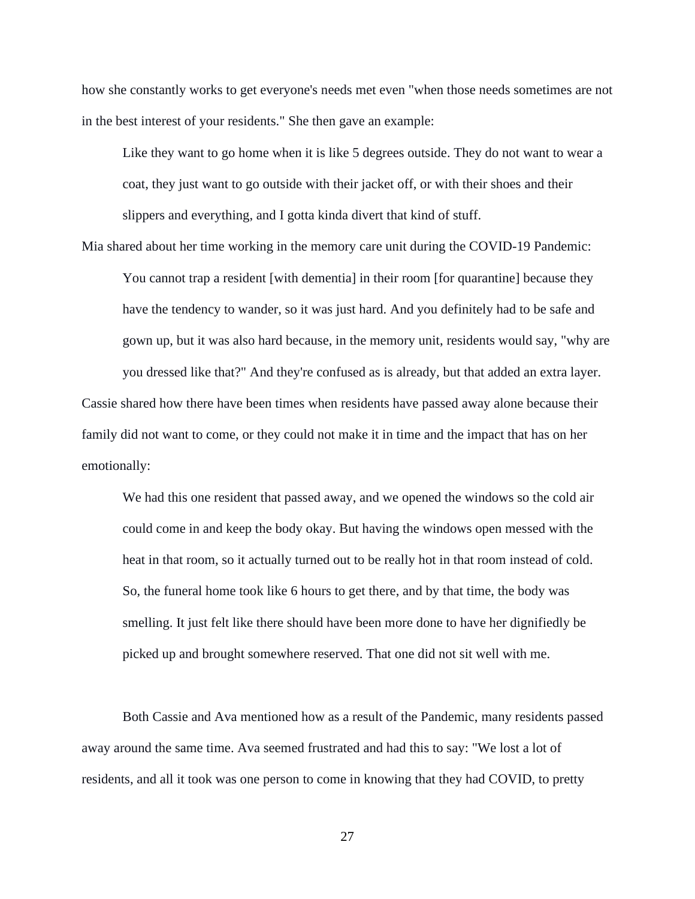how she constantly works to get everyone's needs met even "when those needs sometimes are not in the best interest of your residents." She then gave an example:

> Like they want to go home when it is like 5 degrees outside. They do not want to wear a coat, they just want to go outside with their jacket off, or with their shoes and their slippers and everything, and I gotta kinda divert that kind of stuff.

Mia shared about her time working in the memory care unit during the COVID-19 Pandemic:

> You cannot trap a resident [with dementia] in their room [for quarantine] because they have the tendency to wander, so it was just hard. And you definitely had to be safe and gown up, but it was also hard because, in the memory unit, residents would say, "why are you dressed like that?" And they're confused as is already, but that added an extra layer.

Cassie shared how there have been times when residents have passed away alone because their family did not want to come, or they could not make it in time and the impact that has on her emotionally:

> We had this one resident that passed away, and we opened the windows so the cold air could come in and keep the body okay. But having the windows open messed with the heat in that room, so it actually turned out to be really hot in that room instead of cold. So, the funeral home took like 6 hours to get there, and by that time, the body was smelling. It just felt like there should have been more done to have her dignifiedly be picked up and brought somewhere reserved. That one did not sit well with me.

Both Cassie and Ava mentioned how as a result of the Pandemic, many residents passed away around the same time. Ava seemed frustrated and had this to say: "We lost a lot of residents, and all it took was one person to come in knowing that they had COVID, to pretty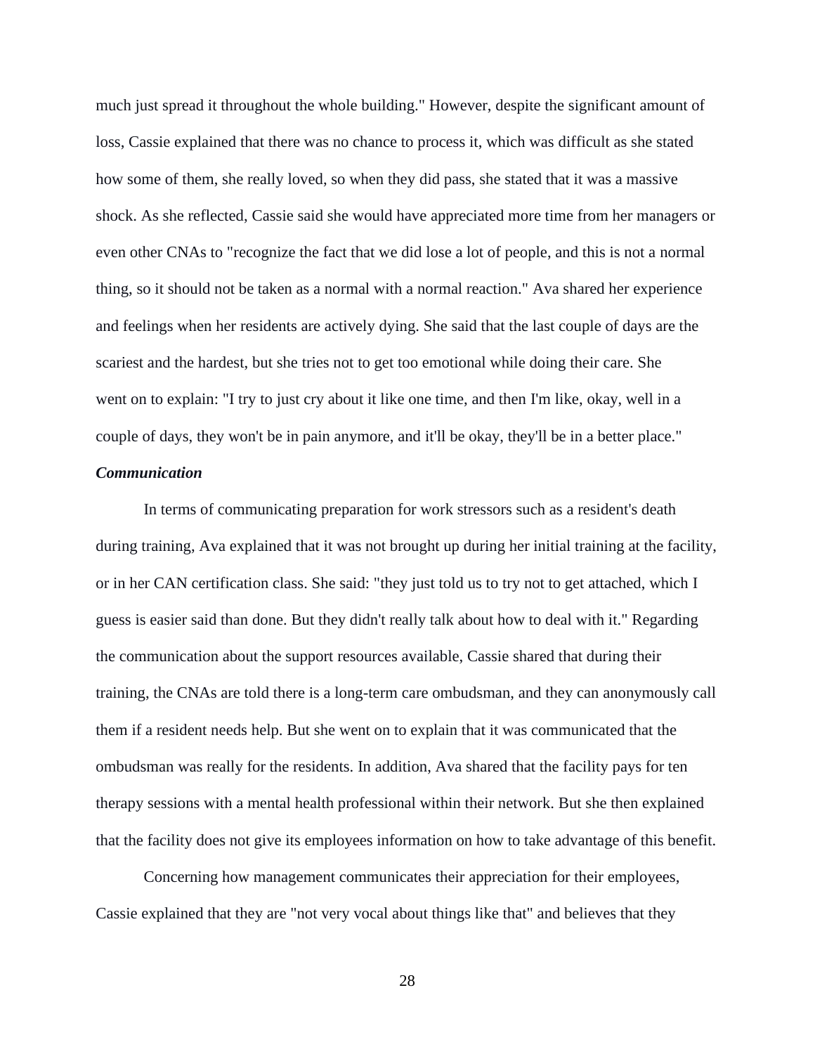much just spread it throughout the whole building." However, despite the significant amount of loss, Cassie explained that there was no chance to process it, which was difficult as she stated how some of them, she really loved, so when they did pass, she stated that it was a massive shock. As she reflected, Cassie said she would have appreciated more time from her managers or even other CNAs to "recognize the fact that we did lose a lot of people, and this is not a normal thing, so it should not be taken as a normal with a normal reaction." Ava shared her experience and feelings when her residents are actively dying. She said that the last couple of days are the scariest and the hardest, but she tries not to get too emotional while doing their care. She went on to explain: "I try to just cry about it like one time, and then I'm like, okay, well in a couple of days, they won't be in pain anymore, and it'll be okay, they'll be in a better place."

### *Communication*

In terms of communicating preparation for work stressors such as a resident's death during training, Ava explained that it was not brought up during her initial training at the facility, or in her CAN certification class. She said: "they just told us to try not to get attached, which I guess is easier said than done. But they didn't really talk about how to deal with it." Regarding the communication about the support resources available, Cassie shared that during their training, the CNAs are told there is a long-term care ombudsman, and they can anonymously call them if a resident needs help. But she went on to explain that it was communicated that the ombudsman was really for the residents. In addition, Ava shared that the facility pays for ten therapy sessions with a mental health professional within their network. But she then explained that the facility does not give its employees information on how to take advantage of this benefit.

Concerning how management communicates their appreciation for their employees, Cassie explained that they are "not very vocal about things like that" and believes that they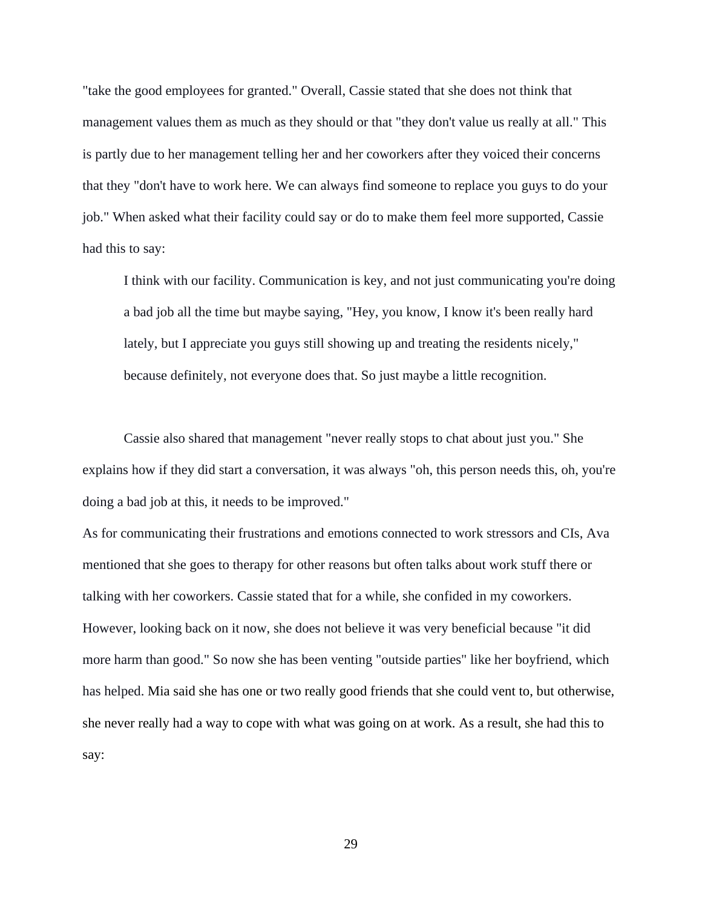"take the good employees for granted." Overall, Cassie stated that she does not think that management values them as much as they should or that "they don't value us really at all." This is partly due to her management telling her and her coworkers after they voiced their concerns that they "don't have to work here. We can always find someone to replace you guys to do your job." When asked what their facility could say or do to make them feel more supported, Cassie had this to say:

> I think with our facility. Communication is key, and not just communicating you're doing a bad job all the time but maybe saying, "Hey, you know, I know it's been really hard lately, but I appreciate you guys still showing up and treating the residents nicely," because definitely, not everyone does that. So just maybe a little recognition.

Cassie also shared that management "never really stops to chat about just you." She explains how if they did start a conversation, it was always "oh, this person needs this, oh, you're doing a bad job at this, it needs to be improved."

As for communicating their frustrations and emotions connected to work stressors and CIs, Ava mentioned that she goes to therapy for other reasons but often talks about work stuff there or talking with her coworkers. Cassie stated that for a while, she confided in my coworkers. However, looking back on it now, she does not believe it was very beneficial because "it did more harm than good." So now she has been venting "outside parties" like her boyfriend, which has helped. Mia said she has one or two really good friends that she could vent to, but otherwise, she never really had a way to cope with what was going on at work. As a result, she had this to say: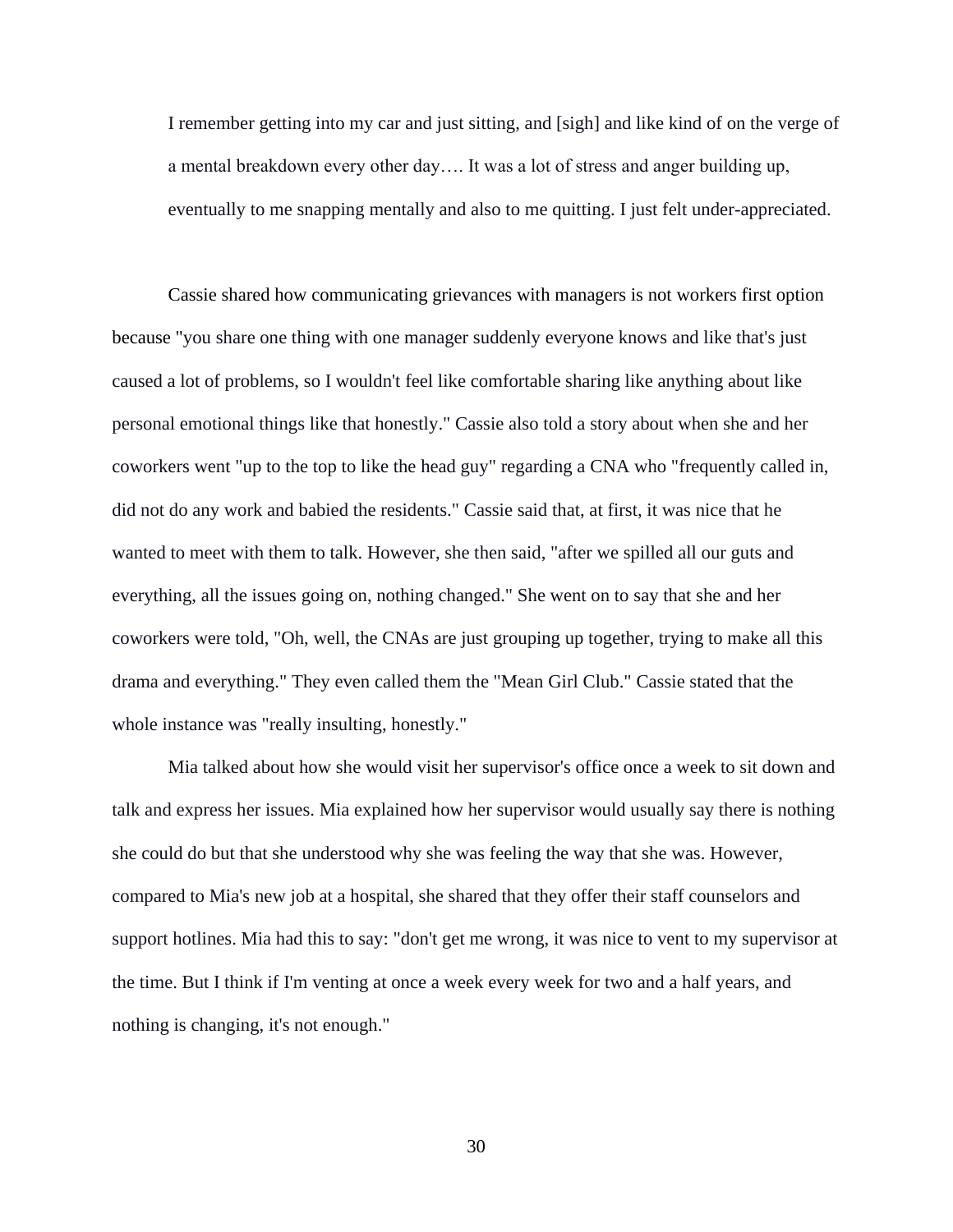> I remember getting into my car and just sitting, and [sigh] and like kind of on the verge of a mental breakdown every other day…. It was a lot of stress and anger building up, eventually to me snapping mentally and also to me quitting. I just felt under-appreciated.

Cassie shared how communicating grievances with managers is not workers first option because "you share one thing with one manager suddenly everyone knows and like that's just caused a lot of problems, so I wouldn't feel like comfortable sharing like anything about like personal emotional things like that honestly." Cassie also told a story about when she and her coworkers went "up to the top to like the head guy" regarding a CNA who "frequently called in, did not do any work and babied the residents." Cassie said that, at first, it was nice that he wanted to meet with them to talk. However, she then said, "after we spilled all our guts and everything, all the issues going on, nothing changed." She went on to say that she and her coworkers were told, "Oh, well, the CNAs are just grouping up together, trying to make all this drama and everything." They even called them the "Mean Girl Club." Cassie stated that the whole instance was "really insulting, honestly."

Mia talked about how she would visit her supervisor's office once a week to sit down and talk and express her issues. Mia explained how her supervisor would usually say there is nothing she could do but that she understood why she was feeling the way that she was. However, compared to Mia's new job at a hospital, she shared that they offer their staff counselors and support hotlines. Mia had this to say: "don't get me wrong, it was nice to vent to my supervisor at the time. But I think if I'm venting at once a week every week for two and a half years, and nothing is changing, it's not enough."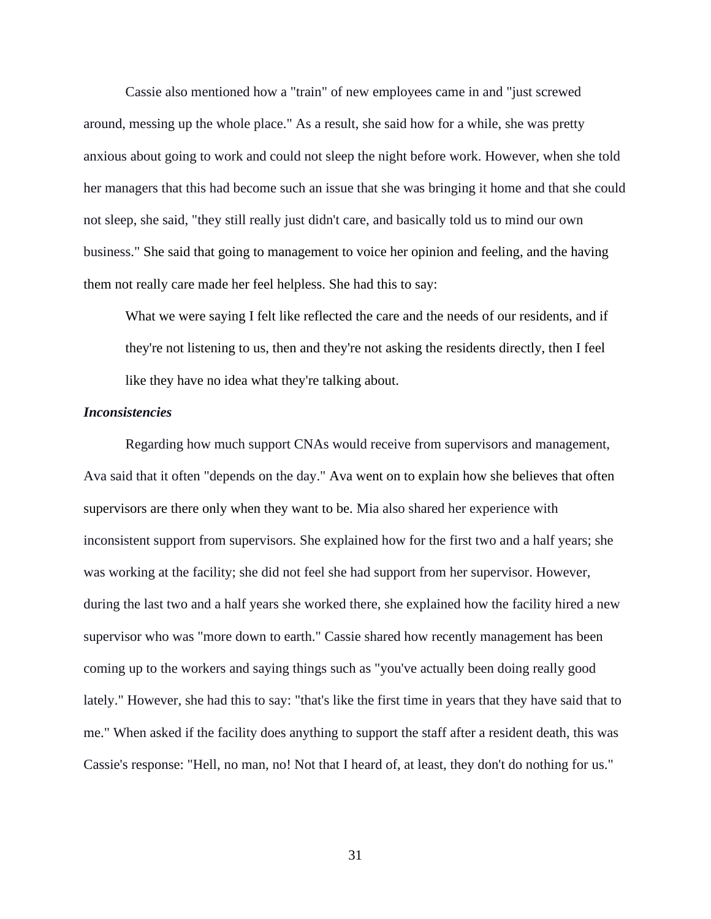Cassie also mentioned how a "train" of new employees came in and "just screwed around, messing up the whole place." As a result, she said how for a while, she was pretty anxious about going to work and could not sleep the night before work. However, when she told her managers that this had become such an issue that she was bringing it home and that she could not sleep, she said, "they still really just didn't care, and basically told us to mind our own business." She said that going to management to voice her opinion and feeling, and the having them not really care made her feel helpless. She had this to say:

> What we were saying I felt like reflected the care and the needs of our residents, and if they're not listening to us, then and they're not asking the residents directly, then I feel like they have no idea what they're talking about.

### *Inconsistencies*

Regarding how much support CNAs would receive from supervisors and management, Ava said that it often "depends on the day." Ava went on to explain how she believes that often supervisors are there only when they want to be. Mia also shared her experience with inconsistent support from supervisors. She explained how for the first two and a half years; she was working at the facility; she did not feel she had support from her supervisor. However, during the last two and a half years she worked there, she explained how the facility hired a new supervisor who was "more down to earth." Cassie shared how recently management has been coming up to the workers and saying things such as "you've actually been doing really good lately." However, she had this to say: "that's like the first time in years that they have said that to me." When asked if the facility does anything to support the staff after a resident death, this was Cassie's response: "Hell, no man, no! Not that I heard of, at least, they don't do nothing for us."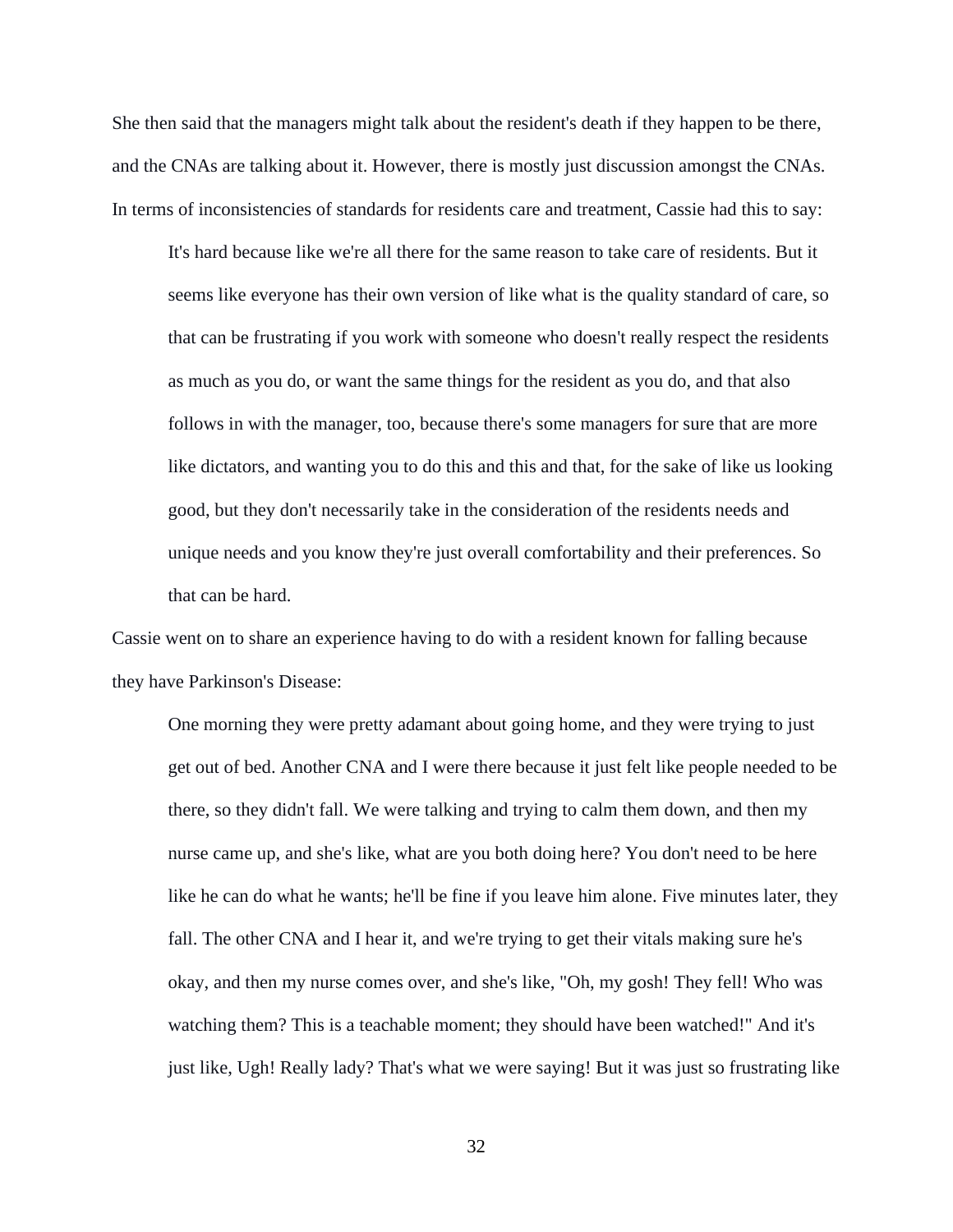She then said that the managers might talk about the resident's death if they happen to be there, and the CNAs are talking about it. However, there is mostly just discussion amongst the CNAs. In terms of inconsistencies of standards for residents care and treatment, Cassie had this to say:

> It's hard because like we're all there for the same reason to take care of residents. But it seems like everyone has their own version of like what is the quality standard of care, so that can be frustrating if you work with someone who doesn't really respect the residents as much as you do, or want the same things for the resident as you do, and that also follows in with the manager, too, because there's some managers for sure that are more like dictators, and wanting you to do this and this and that, for the sake of like us looking good, but they don't necessarily take in the consideration of the residents needs and unique needs and you know they're just overall comfortability and their preferences. So that can be hard.

Cassie went on to share an experience having to do with a resident known for falling because they have Parkinson's Disease:

> One morning they were pretty adamant about going home, and they were trying to just get out of bed. Another CNA and I were there because it just felt like people needed to be there, so they didn't fall. We were talking and trying to calm them down, and then my nurse came up, and she's like, what are you both doing here? You don't need to be here like he can do what he wants; he'll be fine if you leave him alone. Five minutes later, they fall. The other CNA and I hear it, and we're trying to get their vitals making sure he's okay, and then my nurse comes over, and she's like, "Oh, my gosh! They fell! Who was watching them? This is a teachable moment; they should have been watched!" And it's just like, Ugh! Really lady? That's what we were saying! But it was just so frustrating like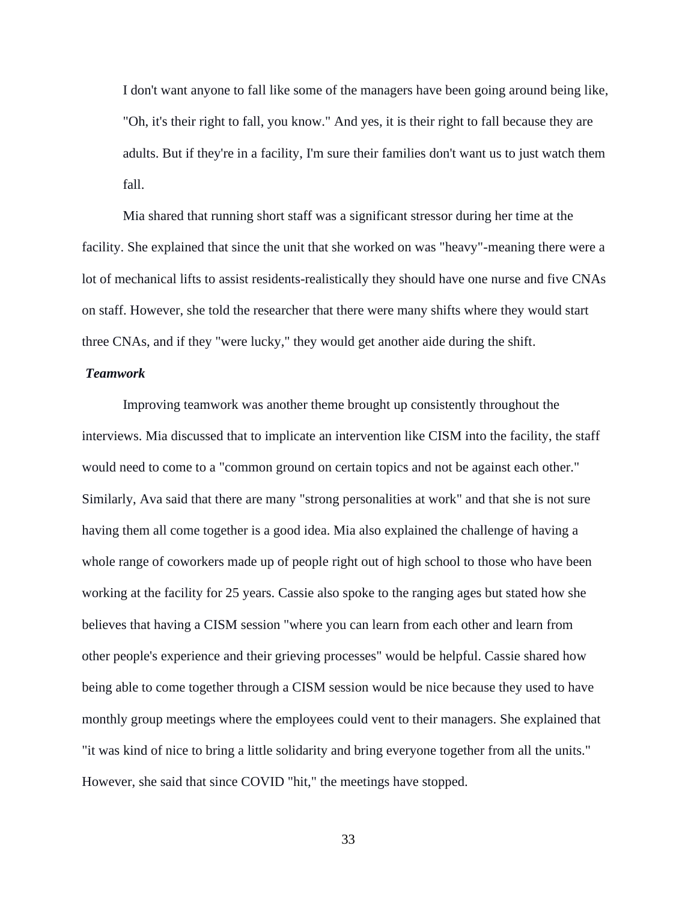> I don't want anyone to fall like some of the managers have been going around being like, "Oh, it's their right to fall, you know." And yes, it is their right to fall because they are adults. But if they're in a facility, I'm sure their families don't want us to just watch them fall.

Mia shared that running short staff was a significant stressor during her time at the facility. She explained that since the unit that she worked on was "heavy"-meaning there were a lot of mechanical lifts to assist residents-realistically they should have one nurse and five CNAs on staff. However, she told the researcher that there were many shifts where they would start three CNAs, and if they "were lucky," they would get another aide during the shift.

### *Teamwork*

Improving teamwork was another theme brought up consistently throughout the interviews. Mia discussed that to implicate an intervention like CISM into the facility, the staff would need to come to a "common ground on certain topics and not be against each other." Similarly, Ava said that there are many "strong personalities at work" and that she is not sure having them all come together is a good idea. Mia also explained the challenge of having a whole range of coworkers made up of people right out of high school to those who have been working at the facility for 25 years. Cassie also spoke to the ranging ages but stated how she believes that having a CISM session "where you can learn from each other and learn from other people's experience and their grieving processes" would be helpful. Cassie shared how being able to come together through a CISM session would be nice because they used to have monthly group meetings where the employees could vent to their managers. She explained that "it was kind of nice to bring a little solidarity and bring everyone together from all the units." However, she said that since COVID "hit," the meetings have stopped.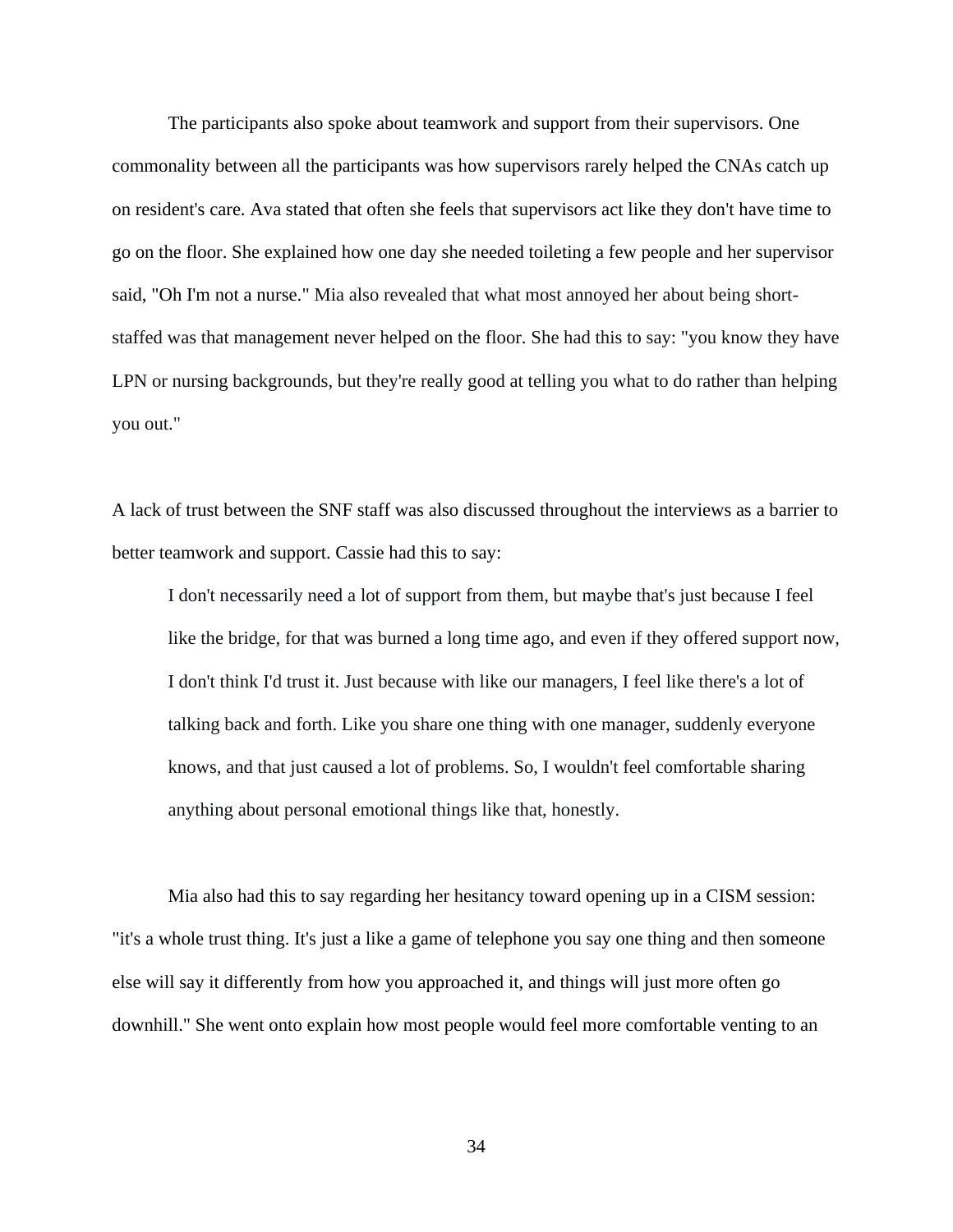The participants also spoke about teamwork and support from their supervisors. One commonality between all the participants was how supervisors rarely helped the CNAs catch up on resident's care. Ava stated that often she feels that supervisors act like they don't have time to go on the floor. She explained how one day she needed toileting a few people and her supervisor said, "Oh I'm not a nurse." Mia also revealed that what most annoyed her about being short-staffed was that management never helped on the floor. She had this to say: "you know they have LPN or nursing backgrounds, but they're really good at telling you what to do rather than helping you out."

A lack of trust between the SNF staff was also discussed throughout the interviews as a barrier to better teamwork and support. Cassie had this to say:

> I don't necessarily need a lot of support from them, but maybe that's just because I feel like the bridge, for that was burned a long time ago, and even if they offered support now, I don't think I'd trust it. Just because with like our managers, I feel like there's a lot of talking back and forth. Like you share one thing with one manager, suddenly everyone knows, and that just caused a lot of problems. So, I wouldn't feel comfortable sharing anything about personal emotional things like that, honestly.

Mia also had this to say regarding her hesitancy toward opening up in a CISM session: "it's a whole trust thing. It's just a like a game of telephone you say one thing and then someone else will say it differently from how you approached it, and things will just more often go downhill." She went onto explain how most people would feel more comfortable venting to an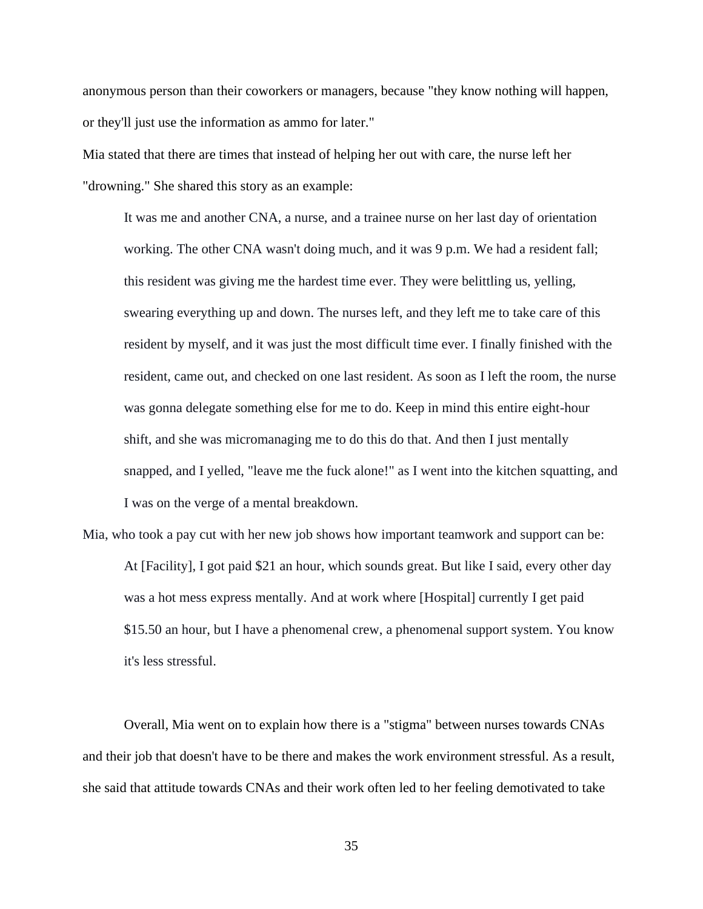anonymous person than their coworkers or managers, because "they know nothing will happen, or they'll just use the information as ammo for later."

Mia stated that there are times that instead of helping her out with care, the nurse left her "drowning." She shared this story as an example:

> It was me and another CNA, a nurse, and a trainee nurse on her last day of orientation working. The other CNA wasn't doing much, and it was 9 p.m. We had a resident fall; this resident was giving me the hardest time ever. They were belittling us, yelling, swearing everything up and down. The nurses left, and they left me to take care of this resident by myself, and it was just the most difficult time ever. I finally finished with the resident, came out, and checked on one last resident. As soon as I left the room, the nurse was gonna delegate something else for me to do. Keep in mind this entire eight-hour shift, and she was micromanaging me to do this do that. And then I just mentally snapped, and I yelled, "leave me the fuck alone!" as I went into the kitchen squatting, and I was on the verge of a mental breakdown.

Mia, who took a pay cut with her new job shows how important teamwork and support can be:

> At [Facility], I got paid $21 an hour, which sounds great. But like I said, every other day was a hot mess express mentally. And at work where [Hospital] currently I get paid $15.50 an hour, but I have a phenomenal crew, a phenomenal support system. You know it's less stressful.

Overall, Mia went on to explain how there is a "stigma" between nurses towards CNAs and their job that doesn't have to be there and makes the work environment stressful. As a result, she said that attitude towards CNAs and their work often led to her feeling demotivated to take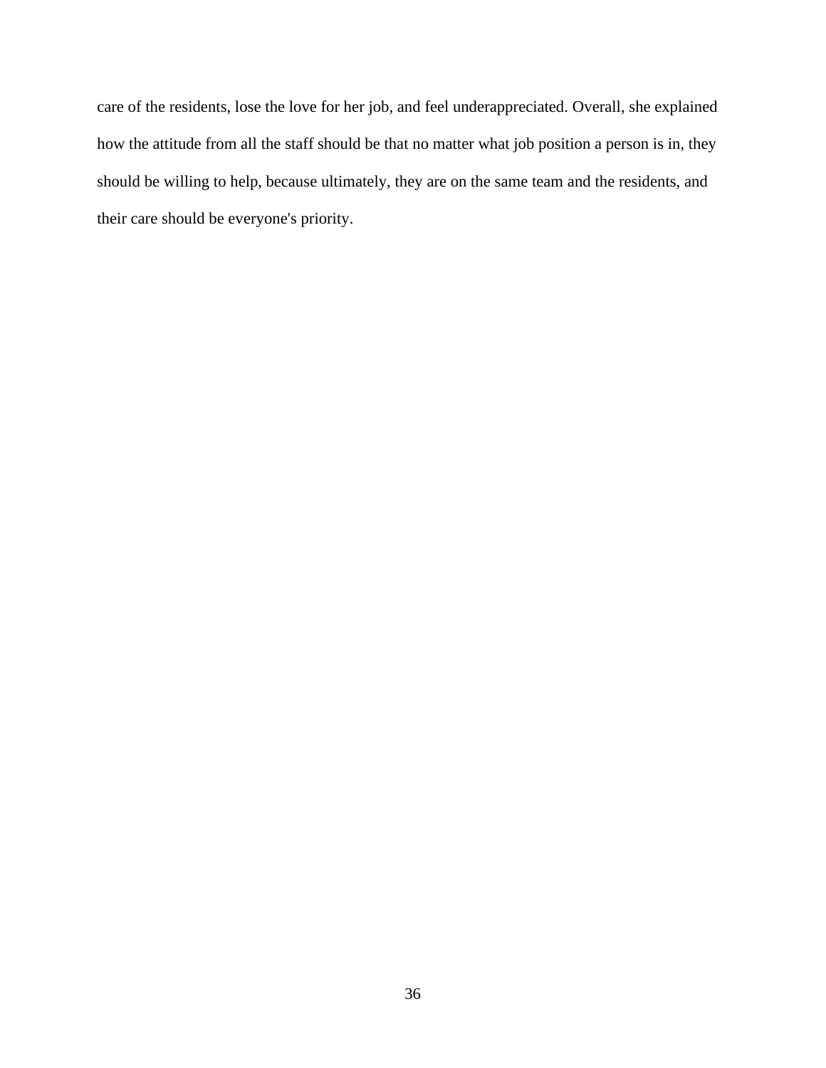care of the residents, lose the love for her job, and feel underappreciated. Overall, she explained how the attitude from all the staff should be that no matter what job position a person is in, they should be willing to help, because ultimately, they are on the same team and the residents, and their care should be everyone's priority.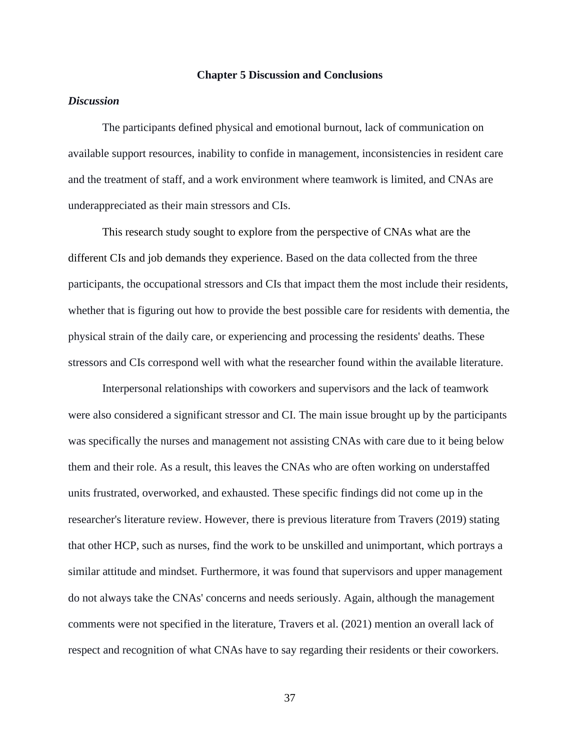# Chapter 5 Discussion and Conclusions

## *Discussion*

The participants defined physical and emotional burnout, lack of communication on available support resources, inability to confide in management, inconsistencies in resident care and the treatment of staff, and a work environment where teamwork is limited, and CNAs are underappreciated as their main stressors and CIs.

This research study sought to explore from the perspective of CNAs what are the different CIs and job demands they experience. Based on the data collected from the three participants, the occupational stressors and CIs that impact them the most include their residents, whether that is figuring out how to provide the best possible care for residents with dementia, the physical strain of the daily care, or experiencing and processing the residents' deaths. These stressors and CIs correspond well with what the researcher found within the available literature.

Interpersonal relationships with coworkers and supervisors and the lack of teamwork were also considered a significant stressor and CI. The main issue brought up by the participants was specifically the nurses and management not assisting CNAs with care due to it being below them and their role. As a result, this leaves the CNAs who are often working on understaffed units frustrated, overworked, and exhausted. These specific findings did not come up in the researcher's literature review. However, there is previous literature from Travers (2019) stating that other HCP, such as nurses, find the work to be unskilled and unimportant, which portrays a similar attitude and mindset. Furthermore, it was found that supervisors and upper management do not always take the CNAs' concerns and needs seriously. Again, although the management comments were not specified in the literature, Travers et al. (2021) mention an overall lack of respect and recognition of what CNAs have to say regarding their residents or their coworkers.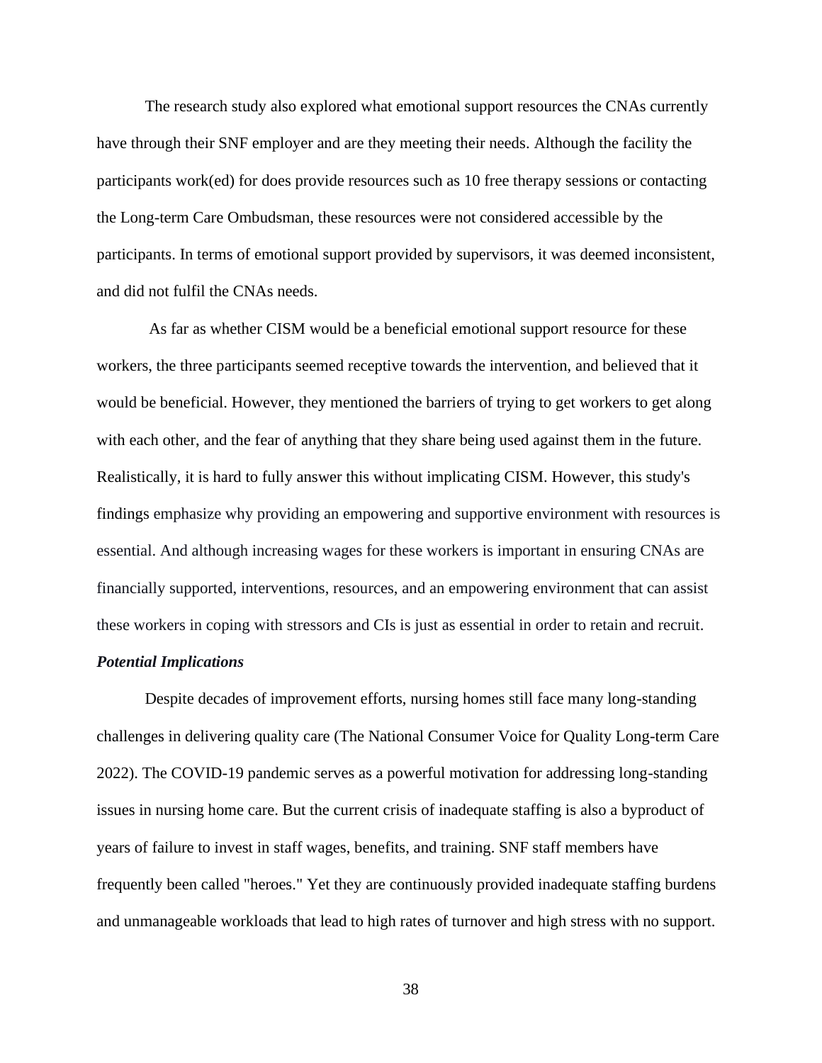The research study also explored what emotional support resources the CNAs currently have through their SNF employer and are they meeting their needs. Although the facility the participants work(ed) for does provide resources such as 10 free therapy sessions or contacting the Long-term Care Ombudsman, these resources were not considered accessible by the participants. In terms of emotional support provided by supervisors, it was deemed inconsistent, and did not fulfil the CNAs needs.

As far as whether CISM would be a beneficial emotional support resource for these workers, the three participants seemed receptive towards the intervention, and believed that it would be beneficial. However, they mentioned the barriers of trying to get workers to get along with each other, and the fear of anything that they share being used against them in the future. Realistically, it is hard to fully answer this without implicating CISM. However, this study's findings emphasize why providing an empowering and supportive environment with resources is essential. And although increasing wages for these workers is important in ensuring CNAs are financially supported, interventions, resources, and an empowering environment that can assist these workers in coping with stressors and CIs is just as essential in order to retain and recruit.

***Potential Implications***

Despite decades of improvement efforts, nursing homes still face many long-standing challenges in delivering quality care (The National Consumer Voice for Quality Long-term Care 2022). The COVID-19 pandemic serves as a powerful motivation for addressing long-standing issues in nursing home care. But the current crisis of inadequate staffing is also a byproduct of years of failure to invest in staff wages, benefits, and training. SNF staff members have frequently been called "heroes." Yet they are continuously provided inadequate staffing burdens and unmanageable workloads that lead to high rates of turnover and high stress with no support.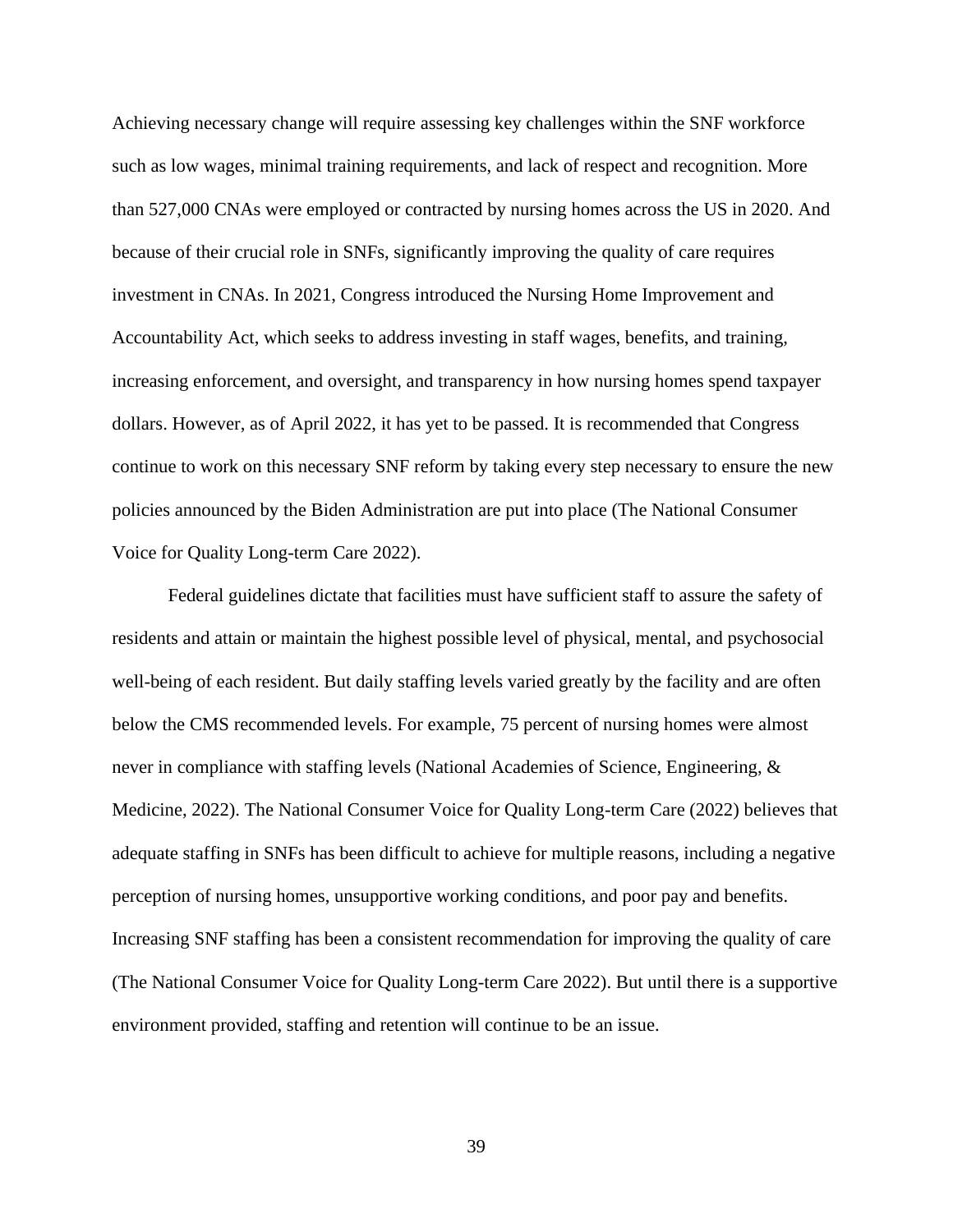Achieving necessary change will require assessing key challenges within the SNF workforce such as low wages, minimal training requirements, and lack of respect and recognition. More than 527,000 CNAs were employed or contracted by nursing homes across the US in 2020. And because of their crucial role in SNFs, significantly improving the quality of care requires investment in CNAs. In 2021, Congress introduced the Nursing Home Improvement and Accountability Act, which seeks to address investing in staff wages, benefits, and training, increasing enforcement, and oversight, and transparency in how nursing homes spend taxpayer dollars. However, as of April 2022, it has yet to be passed. It is recommended that Congress continue to work on this necessary SNF reform by taking every step necessary to ensure the new policies announced by the Biden Administration are put into place (The National Consumer Voice for Quality Long-term Care 2022).

Federal guidelines dictate that facilities must have sufficient staff to assure the safety of residents and attain or maintain the highest possible level of physical, mental, and psychosocial well-being of each resident. But daily staffing levels varied greatly by the facility and are often below the CMS recommended levels. For example, 75 percent of nursing homes were almost never in compliance with staffing levels (National Academies of Science, Engineering, & Medicine, 2022). The National Consumer Voice for Quality Long-term Care (2022) believes that adequate staffing in SNFs has been difficult to achieve for multiple reasons, including a negative perception of nursing homes, unsupportive working conditions, and poor pay and benefits. Increasing SNF staffing has been a consistent recommendation for improving the quality of care (The National Consumer Voice for Quality Long-term Care 2022). But until there is a supportive environment provided, staffing and retention will continue to be an issue.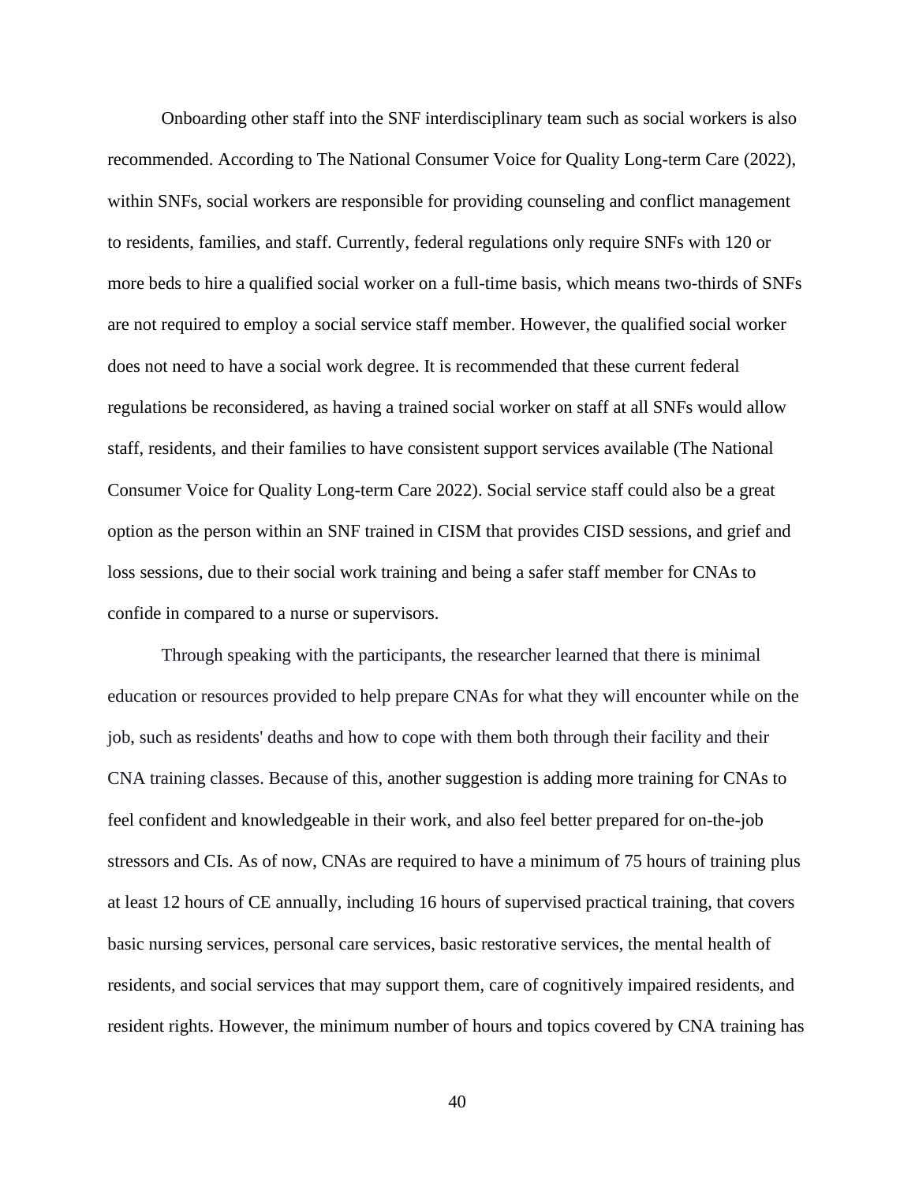Onboarding other staff into the SNF interdisciplinary team such as social workers is also recommended. According to The National Consumer Voice for Quality Long-term Care (2022), within SNFs, social workers are responsible for providing counseling and conflict management to residents, families, and staff. Currently, federal regulations only require SNFs with 120 or more beds to hire a qualified social worker on a full-time basis, which means two-thirds of SNFs are not required to employ a social service staff member. However, the qualified social worker does not need to have a social work degree. It is recommended that these current federal regulations be reconsidered, as having a trained social worker on staff at all SNFs would allow staff, residents, and their families to have consistent support services available (The National Consumer Voice for Quality Long-term Care 2022). Social service staff could also be a great option as the person within an SNF trained in CISM that provides CISD sessions, and grief and loss sessions, due to their social work training and being a safer staff member for CNAs to confide in compared to a nurse or supervisors.

Through speaking with the participants, the researcher learned that there is minimal education or resources provided to help prepare CNAs for what they will encounter while on the job, such as residents' deaths and how to cope with them both through their facility and their CNA training classes. Because of this, another suggestion is adding more training for CNAs to feel confident and knowledgeable in their work, and also feel better prepared for on-the-job stressors and CIs. As of now, CNAs are required to have a minimum of 75 hours of training plus at least 12 hours of CE annually, including 16 hours of supervised practical training, that covers basic nursing services, personal care services, basic restorative services, the mental health of residents, and social services that may support them, care of cognitively impaired residents, and resident rights. However, the minimum number of hours and topics covered by CNA training has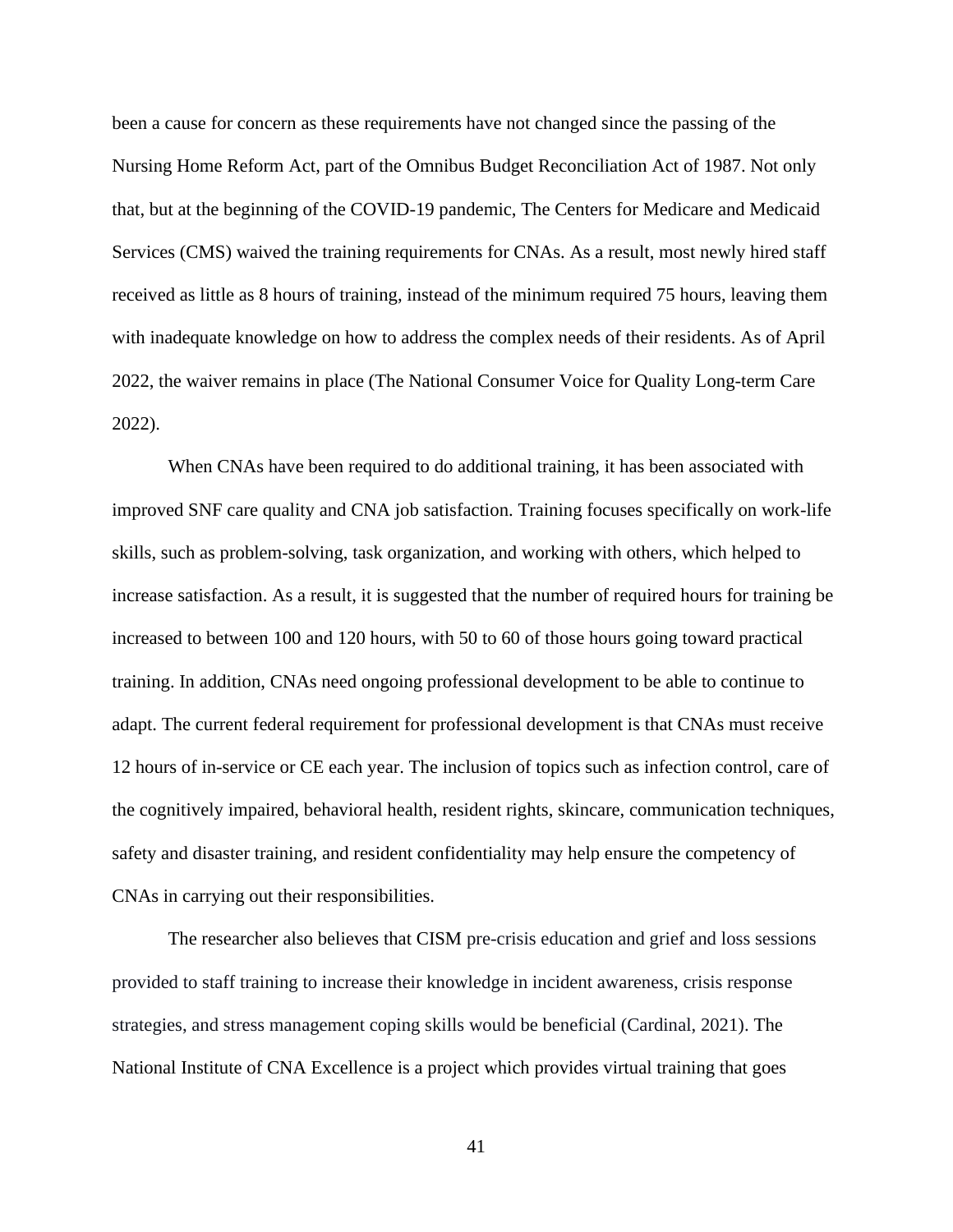been a cause for concern as these requirements have not changed since the passing of the Nursing Home Reform Act, part of the Omnibus Budget Reconciliation Act of 1987. Not only that, but at the beginning of the COVID-19 pandemic, The Centers for Medicare and Medicaid Services (CMS) waived the training requirements for CNAs. As a result, most newly hired staff received as little as 8 hours of training, instead of the minimum required 75 hours, leaving them with inadequate knowledge on how to address the complex needs of their residents. As of April 2022, the waiver remains in place (The National Consumer Voice for Quality Long-term Care 2022).

When CNAs have been required to do additional training, it has been associated with improved SNF care quality and CNA job satisfaction. Training focuses specifically on work-life skills, such as problem-solving, task organization, and working with others, which helped to increase satisfaction. As a result, it is suggested that the number of required hours for training be increased to between 100 and 120 hours, with 50 to 60 of those hours going toward practical training. In addition, CNAs need ongoing professional development to be able to continue to adapt. The current federal requirement for professional development is that CNAs must receive 12 hours of in-service or CE each year. The inclusion of topics such as infection control, care of the cognitively impaired, behavioral health, resident rights, skincare, communication techniques, safety and disaster training, and resident confidentiality may help ensure the competency of CNAs in carrying out their responsibilities.

The researcher also believes that CISM pre-crisis education and grief and loss sessions provided to staff training to increase their knowledge in incident awareness, crisis response strategies, and stress management coping skills would be beneficial (Cardinal, 2021). The National Institute of CNA Excellence is a project which provides virtual training that goes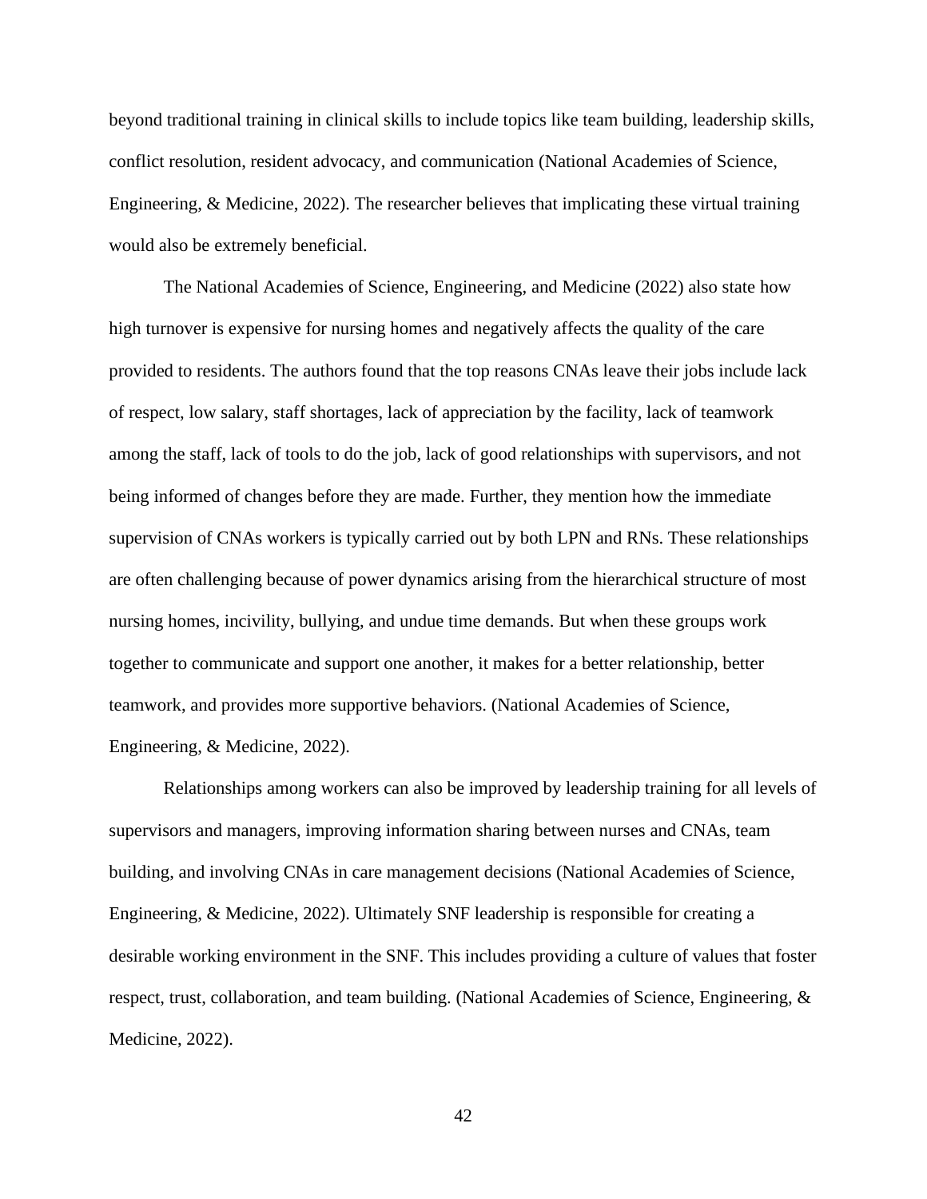beyond traditional training in clinical skills to include topics like team building, leadership skills, conflict resolution, resident advocacy, and communication (National Academies of Science, Engineering, & Medicine, 2022). The researcher believes that implicating these virtual training would also be extremely beneficial.

The National Academies of Science, Engineering, and Medicine (2022) also state how high turnover is expensive for nursing homes and negatively affects the quality of the care provided to residents. The authors found that the top reasons CNAs leave their jobs include lack of respect, low salary, staff shortages, lack of appreciation by the facility, lack of teamwork among the staff, lack of tools to do the job, lack of good relationships with supervisors, and not being informed of changes before they are made. Further, they mention how the immediate supervision of CNAs workers is typically carried out by both LPN and RNs. These relationships are often challenging because of power dynamics arising from the hierarchical structure of most nursing homes, incivility, bullying, and undue time demands. But when these groups work together to communicate and support one another, it makes for a better relationship, better teamwork, and provides more supportive behaviors. (National Academies of Science, Engineering, & Medicine, 2022).

Relationships among workers can also be improved by leadership training for all levels of supervisors and managers, improving information sharing between nurses and CNAs, team building, and involving CNAs in care management decisions (National Academies of Science, Engineering, & Medicine, 2022). Ultimately SNF leadership is responsible for creating a desirable working environment in the SNF. This includes providing a culture of values that foster respect, trust, collaboration, and team building. (National Academies of Science, Engineering, & Medicine, 2022).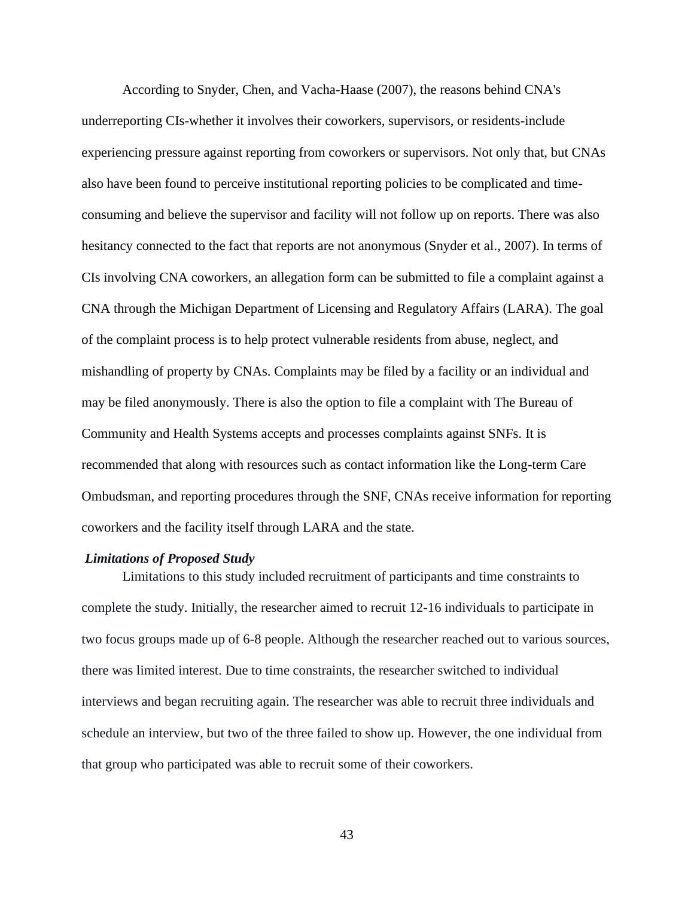According to Snyder, Chen, and Vacha-Haase (2007), the reasons behind CNA's underreporting CIs-whether it involves their coworkers, supervisors, or residents-include experiencing pressure against reporting from coworkers or supervisors. Not only that, but CNAs also have been found to perceive institutional reporting policies to be complicated and time-consuming and believe the supervisor and facility will not follow up on reports. There was also hesitancy connected to the fact that reports are not anonymous (Snyder et al., 2007). In terms of CIs involving CNA coworkers, an allegation form can be submitted to file a complaint against a CNA through the Michigan Department of Licensing and Regulatory Affairs (LARA). The goal of the complaint process is to help protect vulnerable residents from abuse, neglect, and mishandling of property by CNAs. Complaints may be filed by a facility or an individual and may be filed anonymously. There is also the option to file a complaint with The Bureau of Community and Health Systems accepts and processes complaints against SNFs. It is recommended that along with resources such as contact information like the Long-term Care Ombudsman, and reporting procedures through the SNF, CNAs receive information for reporting coworkers and the facility itself through LARA and the state.

***Limitations of Proposed Study***

Limitations to this study included recruitment of participants and time constraints to complete the study. Initially, the researcher aimed to recruit 12-16 individuals to participate in two focus groups made up of 6-8 people. Although the researcher reached out to various sources, there was limited interest. Due to time constraints, the researcher switched to individual interviews and began recruiting again. The researcher was able to recruit three individuals and schedule an interview, but two of the three failed to show up. However, the one individual from that group who participated was able to recruit some of their coworkers.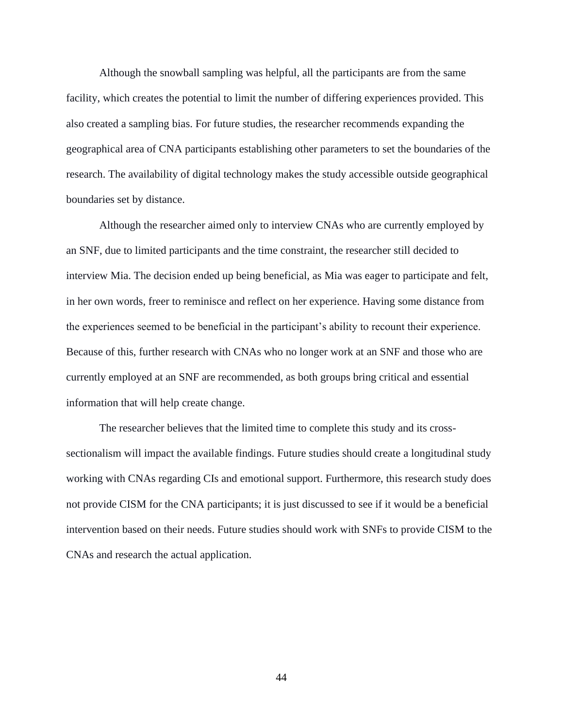Although the snowball sampling was helpful, all the participants are from the same facility, which creates the potential to limit the number of differing experiences provided. This also created a sampling bias. For future studies, the researcher recommends expanding the geographical area of CNA participants establishing other parameters to set the boundaries of the research. The availability of digital technology makes the study accessible outside geographical boundaries set by distance.

Although the researcher aimed only to interview CNAs who are currently employed by an SNF, due to limited participants and the time constraint, the researcher still decided to interview Mia. The decision ended up being beneficial, as Mia was eager to participate and felt, in her own words, freer to reminisce and reflect on her experience. Having some distance from the experiences seemed to be beneficial in the participant's ability to recount their experience. Because of this, further research with CNAs who no longer work at an SNF and those who are currently employed at an SNF are recommended, as both groups bring critical and essential information that will help create change.

The researcher believes that the limited time to complete this study and its cross-sectionalism will impact the available findings. Future studies should create a longitudinal study working with CNAs regarding CIs and emotional support. Furthermore, this research study does not provide CISM for the CNA participants; it is just discussed to see if it would be a beneficial intervention based on their needs. Future studies should work with SNFs to provide CISM to the CNAs and research the actual application.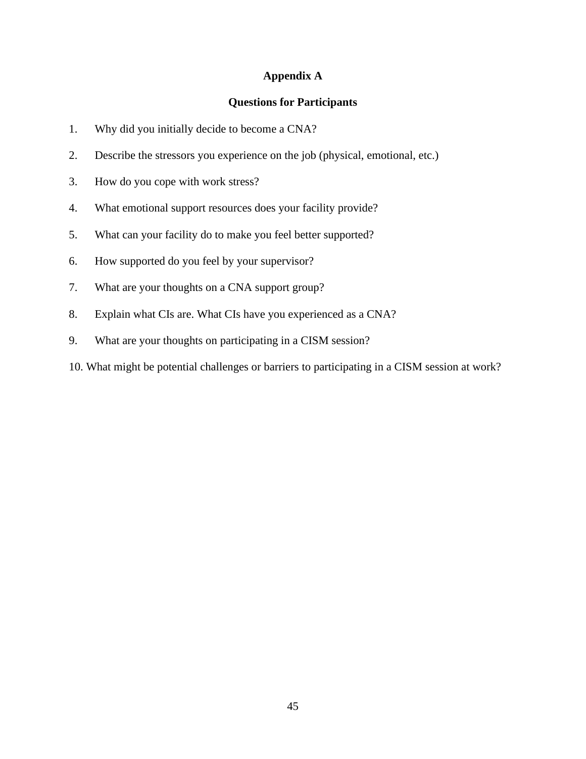# Appendix A

## Questions for Participants

1. Why did you initially decide to become a CNA?
2. Describe the stressors you experience on the job (physical, emotional, etc.)
3. How do you cope with work stress?
4. What emotional support resources does your facility provide?
5. What can your facility do to make you feel better supported?
6. How supported do you feel by your supervisor?
7. What are your thoughts on a CNA support group?
8. Explain what CIs are. What CIs have you experienced as a CNA?
9. What are your thoughts on participating in a CISM session?
10. What might be potential challenges or barriers to participating in a CISM session at work?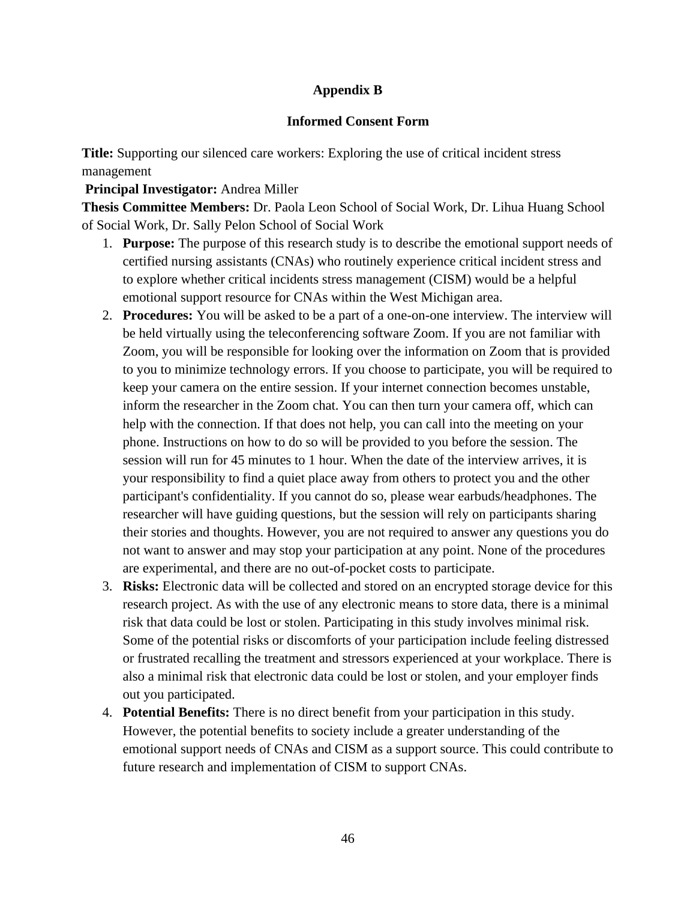## Appendix B

### Informed Consent Form

**Title:** Supporting our silenced care workers: Exploring the use of critical incident stress management

**Principal Investigator:** Andrea Miller

**Thesis Committee Members:** Dr. Paola Leon School of Social Work, Dr. Lihua Huang School of Social Work, Dr. Sally Pelon School of Social Work

1. **Purpose:** The purpose of this research study is to describe the emotional support needs of certified nursing assistants (CNAs) who routinely experience critical incident stress and to explore whether critical incidents stress management (CISM) would be a helpful emotional support resource for CNAs within the West Michigan area.
2. **Procedures:** You will be asked to be a part of a one-on-one interview. The interview will be held virtually using the teleconferencing software Zoom. If you are not familiar with Zoom, you will be responsible for looking over the information on Zoom that is provided to you to minimize technology errors. If you choose to participate, you will be required to keep your camera on the entire session. If your internet connection becomes unstable, inform the researcher in the Zoom chat. You can then turn your camera off, which can help with the connection. If that does not help, you can call into the meeting on your phone. Instructions on how to do so will be provided to you before the session. The session will run for 45 minutes to 1 hour. When the date of the interview arrives, it is your responsibility to find a quiet place away from others to protect you and the other participant's confidentiality. If you cannot do so, please wear earbuds/headphones. The researcher will have guiding questions, but the session will rely on participants sharing their stories and thoughts. However, you are not required to answer any questions you do not want to answer and may stop your participation at any point. None of the procedures are experimental, and there are no out-of-pocket costs to participate.
3. **Risks:** Electronic data will be collected and stored on an encrypted storage device for this research project. As with the use of any electronic means to store data, there is a minimal risk that data could be lost or stolen. Participating in this study involves minimal risk. Some of the potential risks or discomforts of your participation include feeling distressed or frustrated recalling the treatment and stressors experienced at your workplace. There is also a minimal risk that electronic data could be lost or stolen, and your employer finds out you participated.
4. **Potential Benefits:** There is no direct benefit from your participation in this study. However, the potential benefits to society include a greater understanding of the emotional support needs of CNAs and CISM as a support source. This could contribute to future research and implementation of CISM to support CNAs.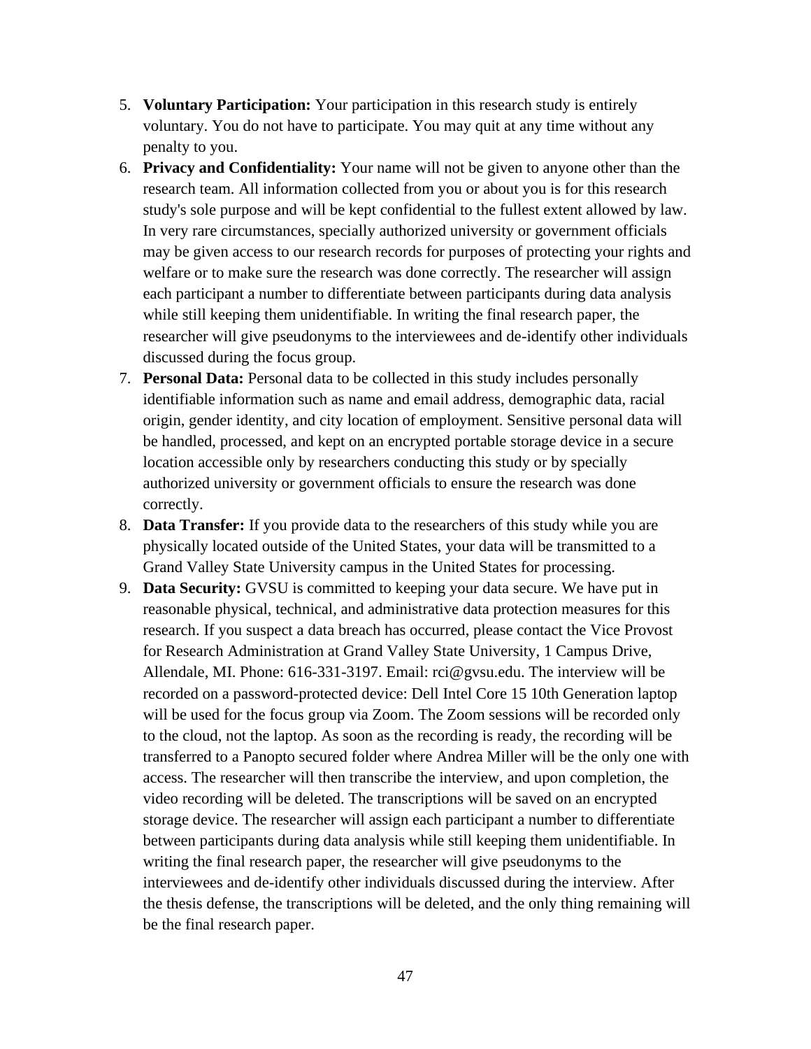5. **Voluntary Participation:** Your participation in this research study is entirely voluntary. You do not have to participate. You may quit at any time without any penalty to you.
6. **Privacy and Confidentiality:** Your name will not be given to anyone other than the research team. All information collected from you or about you is for this research study's sole purpose and will be kept confidential to the fullest extent allowed by law. In very rare circumstances, specially authorized university or government officials may be given access to our research records for purposes of protecting your rights and welfare or to make sure the research was done correctly. The researcher will assign each participant a number to differentiate between participants during data analysis while still keeping them unidentifiable. In writing the final research paper, the researcher will give pseudonyms to the interviewees and de-identify other individuals discussed during the focus group.
7. **Personal Data:** Personal data to be collected in this study includes personally identifiable information such as name and email address, demographic data, racial origin, gender identity, and city location of employment. Sensitive personal data will be handled, processed, and kept on an encrypted portable storage device in a secure location accessible only by researchers conducting this study or by specially authorized university or government officials to ensure the research was done correctly.
8. **Data Transfer:** If you provide data to the researchers of this study while you are physically located outside of the United States, your data will be transmitted to a Grand Valley State University campus in the United States for processing.
9. **Data Security:** GVSU is committed to keeping your data secure. We have put in reasonable physical, technical, and administrative data protection measures for this research. If you suspect a data breach has occurred, please contact the Vice Provost for Research Administration at Grand Valley State University, 1 Campus Drive, Allendale, MI. Phone: 616-331-3197. Email: rci@gvsu.edu. The interview will be recorded on a password-protected device: Dell Intel Core 15 10th Generation laptop will be used for the focus group via Zoom. The Zoom sessions will be recorded only to the cloud, not the laptop. As soon as the recording is ready, the recording will be transferred to a Panopto secured folder where Andrea Miller will be the only one with access. The researcher will then transcribe the interview, and upon completion, the video recording will be deleted. The transcriptions will be saved on an encrypted storage device. The researcher will assign each participant a number to differentiate between participants during data analysis while still keeping them unidentifiable. In writing the final research paper, the researcher will give pseudonyms to the interviewees and de-identify other individuals discussed during the interview. After the thesis defense, the transcriptions will be deleted, and the only thing remaining will be the final research paper.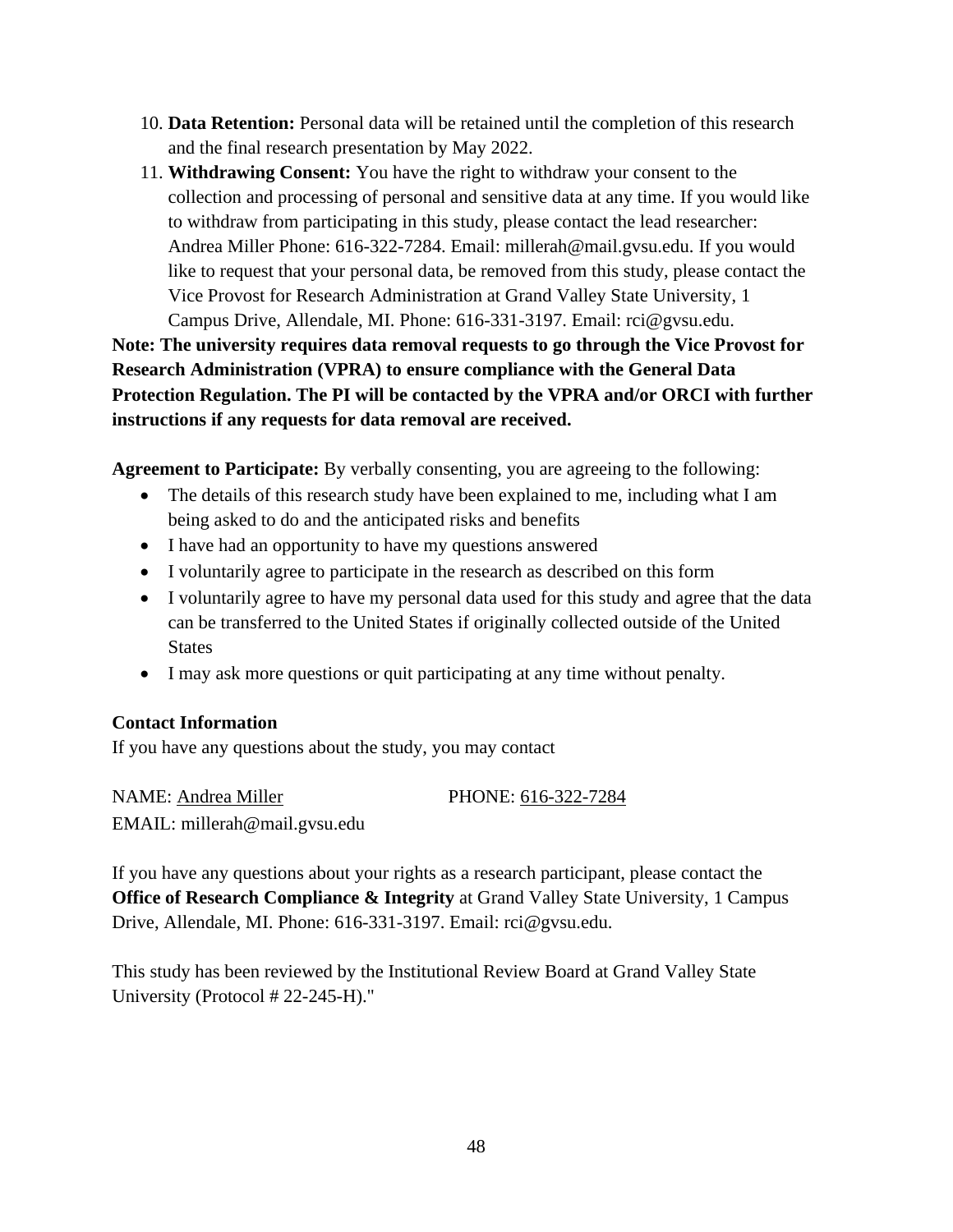10. **Data Retention:** Personal data will be retained until the completion of this research and the final research presentation by May 2022.
11. **Withdrawing Consent:** You have the right to withdraw your consent to the collection and processing of personal and sensitive data at any time. If you would like to withdraw from participating in this study, please contact the lead researcher: Andrea Miller Phone: 616-322-7284. Email: millerah@mail.gvsu.edu. If you would like to request that your personal data, be removed from this study, please contact the Vice Provost for Research Administration at Grand Valley State University, 1 Campus Drive, Allendale, MI. Phone: 616-331-3197. Email: rci@gvsu.edu.

**Note: The university requires data removal requests to go through the Vice Provost for Research Administration (VPRA) to ensure compliance with the General Data Protection Regulation. The PI will be contacted by the VPRA and/or ORCI with further instructions if any requests for data removal are received.**

**Agreement to Participate:** By verbally consenting, you are agreeing to the following:

- The details of this research study have been explained to me, including what I am being asked to do and the anticipated risks and benefits
- I have had an opportunity to have my questions answered
- I voluntarily agree to participate in the research as described on this form
- I voluntarily agree to have my personal data used for this study and agree that the data can be transferred to the United States if originally collected outside of the United States
- I may ask more questions or quit participating at any time without penalty.

**Contact Information**

If you have any questions about the study, you may contact

NAME: Andrea Miller PHONE: 616-322-7284
EMAIL: millerah@mail.gvsu.edu

If you have any questions about your rights as a research participant, please contact the **Office of Research Compliance & Integrity** at Grand Valley State University, 1 Campus Drive, Allendale, MI. Phone: 616-331-3197. Email: rci@gvsu.edu.

This study has been reviewed by the Institutional Review Board at Grand Valley State University (Protocol # 22-245-H)."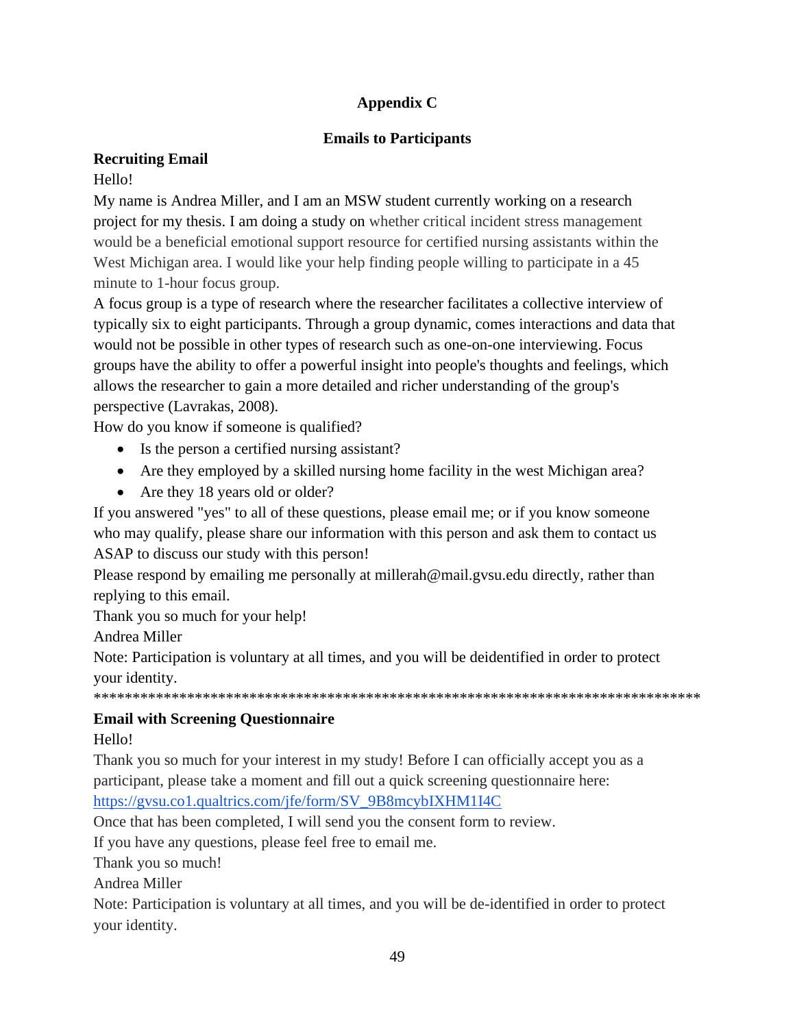# Appendix C

## Emails to Participants

**Recruiting Email**

Hello!

My name is Andrea Miller, and I am an MSW student currently working on a research project for my thesis. I am doing a study on whether critical incident stress management would be a beneficial emotional support resource for certified nursing assistants within the West Michigan area. I would like your help finding people willing to participate in a 45 minute to 1-hour focus group.

A focus group is a type of research where the researcher facilitates a collective interview of typically six to eight participants. Through a group dynamic, comes interactions and data that would not be possible in other types of research such as one-on-one interviewing. Focus groups have the ability to offer a powerful insight into people's thoughts and feelings, which allows the researcher to gain a more detailed and richer understanding of the group's perspective (Lavrakas, 2008).

How do you know if someone is qualified?

- Is the person a certified nursing assistant?
- Are they employed by a skilled nursing home facility in the west Michigan area?
- Are they 18 years old or older?

If you answered "yes" to all of these questions, please email me; or if you know someone who may qualify, please share our information with this person and ask them to contact us ASAP to discuss our study with this person!

Please respond by emailing me personally at millerah@mail.gvsu.edu directly, rather than replying to this email.

Thank you so much for your help!

Andrea Miller

Note: Participation is voluntary at all times, and you will be deidentified in order to protect your identity.

*******************************************************************************

**Email with Screening Questionnaire**

Hello!

Thank you so much for your interest in my study! Before I can officially accept you as a participant, please take a moment and fill out a quick screening questionnaire here: https://gvsu.co1.qualtrics.com/jfe/form/SV_9B8mcybIXHM1I4C

Once that has been completed, I will send you the consent form to review.

If you have any questions, please feel free to email me.

Thank you so much!

Andrea Miller

Note: Participation is voluntary at all times, and you will be de-identified in order to protect your identity.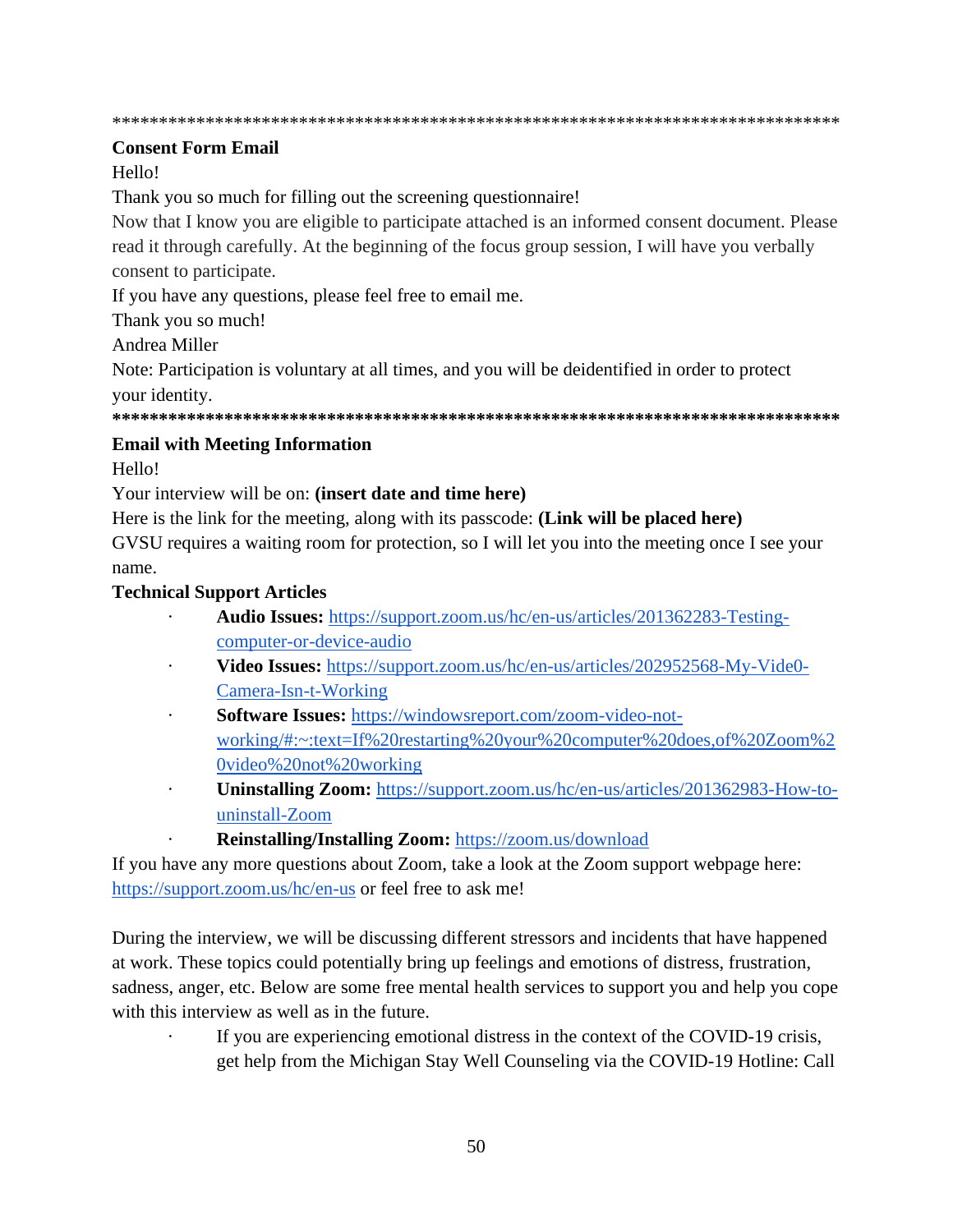*******************************************************************************

**Consent Form Email**

Hello!

Thank you so much for filling out the screening questionnaire!

Now that I know you are eligible to participate attached is an informed consent document. Please read it through carefully. At the beginning of the focus group session, I will have you verbally consent to participate.

If you have any questions, please feel free to email me.

Thank you so much!

Andrea Miller

Note: Participation is voluntary at all times, and you will be deidentified in order to protect your identity.

*******************************************************************************

**Email with Meeting Information**

Hello!

Your interview will be on: **(insert date and time here)**

Here is the link for the meeting, along with its passcode: **(Link will be placed here)**

GVSU requires a waiting room for protection, so I will let you into the meeting once I see your name.

**Technical Support Articles**

- **Audio Issues:** https://support.zoom.us/hc/en-us/articles/201362283-Testing-computer-or-device-audio
- **Video Issues:** https://support.zoom.us/hc/en-us/articles/202952568-My-Vide0-Camera-Isn-t-Working
- **Software Issues:** https://windowsreport.com/zoom-video-not-working/#:~:text=If%20restarting%20your%20computer%20does,of%20Zoom%20video%20not%20working
- **Uninstalling Zoom:** https://support.zoom.us/hc/en-us/articles/201362983-How-to-uninstall-Zoom
- **Reinstalling/Installing Zoom:** https://zoom.us/download

If you have any more questions about Zoom, take a look at the Zoom support webpage here: https://support.zoom.us/hc/en-us or feel free to ask me!

During the interview, we will be discussing different stressors and incidents that have happened at work. These topics could potentially bring up feelings and emotions of distress, frustration, sadness, anger, etc. Below are some free mental health services to support you and help you cope with this interview as well as in the future.

- If you are experiencing emotional distress in the context of the COVID-19 crisis, get help from the Michigan Stay Well Counseling via the COVID-19 Hotline: Call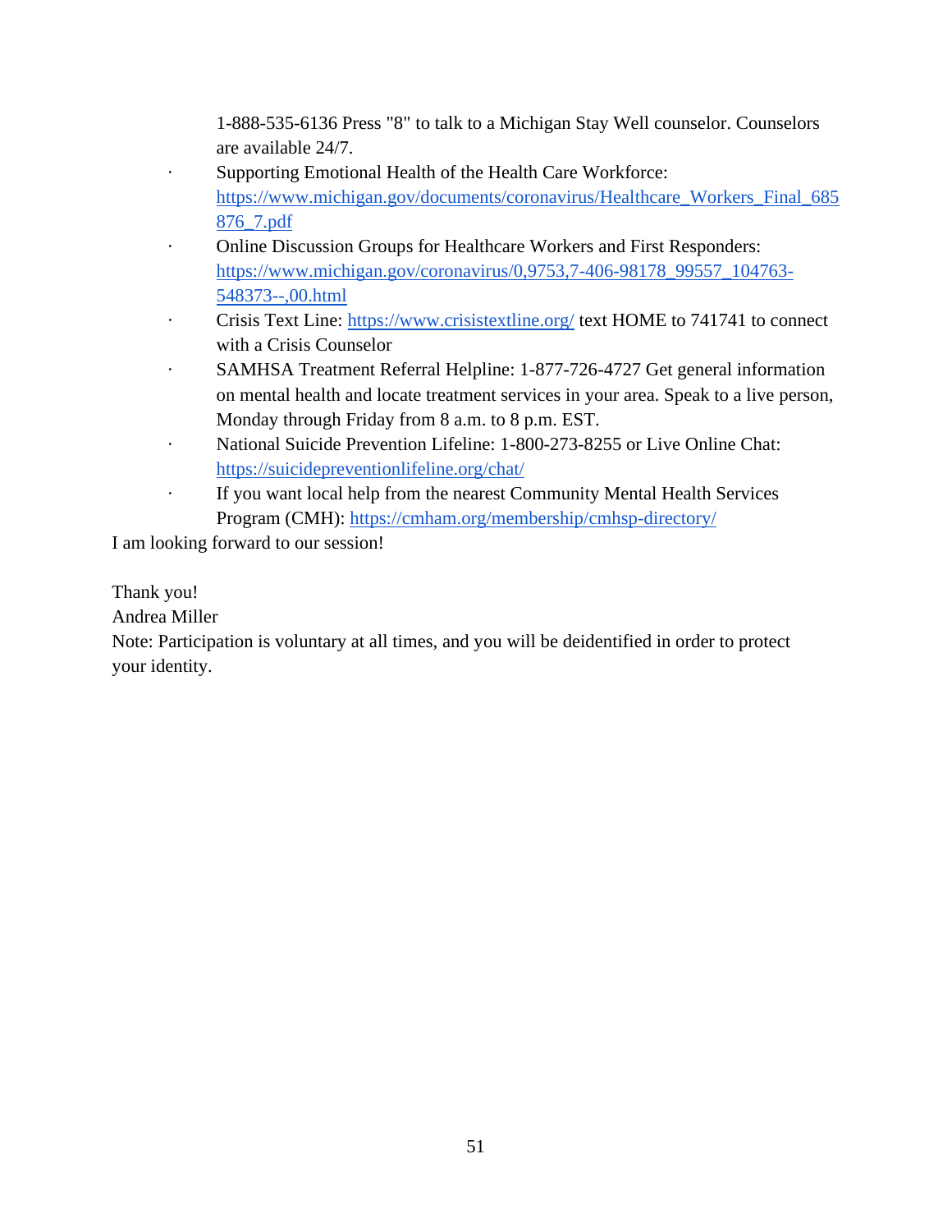1-888-535-6136 Press "8" to talk to a Michigan Stay Well counselor. Counselors are available 24/7.

- Supporting Emotional Health of the Health Care Workforce: https://www.michigan.gov/documents/coronavirus/Healthcare_Workers_Final_685876_7.pdf
- Online Discussion Groups for Healthcare Workers and First Responders: https://www.michigan.gov/coronavirus/0,9753,7-406-98178_99557_104763-548373--,00.html
- Crisis Text Line: https://www.crisistextline.org/ text HOME to 741741 to connect with a Crisis Counselor
- SAMHSA Treatment Referral Helpline: 1-877-726-4727 Get general information on mental health and locate treatment services in your area. Speak to a live person, Monday through Friday from 8 a.m. to 8 p.m. EST.
- National Suicide Prevention Lifeline: 1-800-273-8255 or Live Online Chat: https://suicidepreventionlifeline.org/chat/
- If you want local help from the nearest Community Mental Health Services Program (CMH): https://cmham.org/membership/cmhsp-directory/

I am looking forward to our session!

Thank you!
Andrea Miller
Note: Participation is voluntary at all times, and you will be deidentified in order to protect your identity.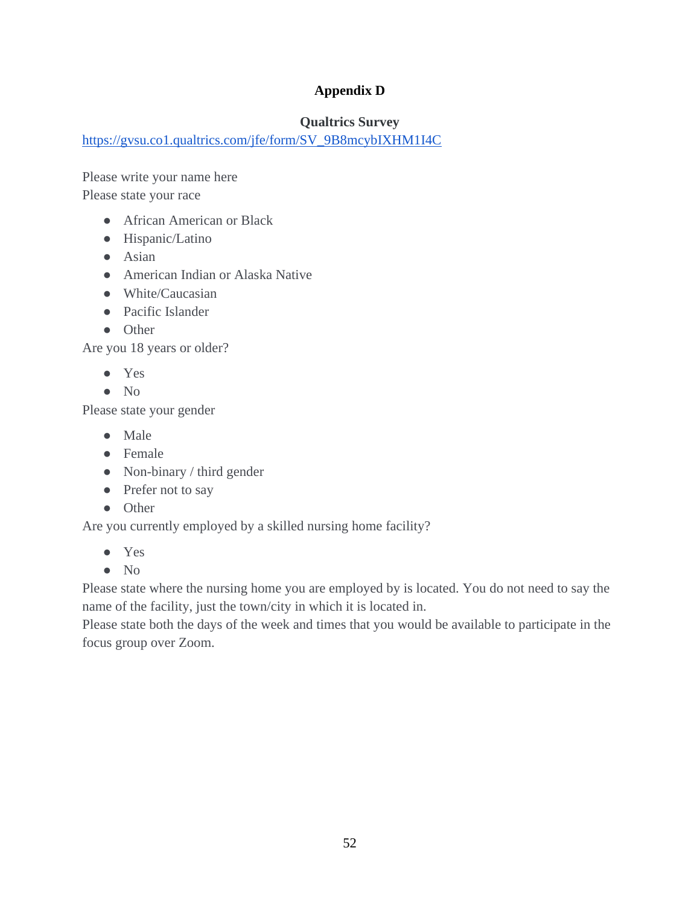# Appendix D

## Qualtrics Survey

https://gvsu.co1.qualtrics.com/jfe/form/SV_9B8mcybIXHM1I4C

Please write your name here

Please state your race

- African American or Black
- Hispanic/Latino
- Asian
- American Indian or Alaska Native
- White/Caucasian
- Pacific Islander
- Other

Are you 18 years or older?

- Yes
- No

Please state your gender

- Male
- Female
- Non-binary / third gender
- Prefer not to say
- Other

Are you currently employed by a skilled nursing home facility?

- Yes
- No

Please state where the nursing home you are employed by is located. You do not need to say the name of the facility, just the town/city in which it is located in.

Please state both the days of the week and times that you would be available to participate in the focus group over Zoom.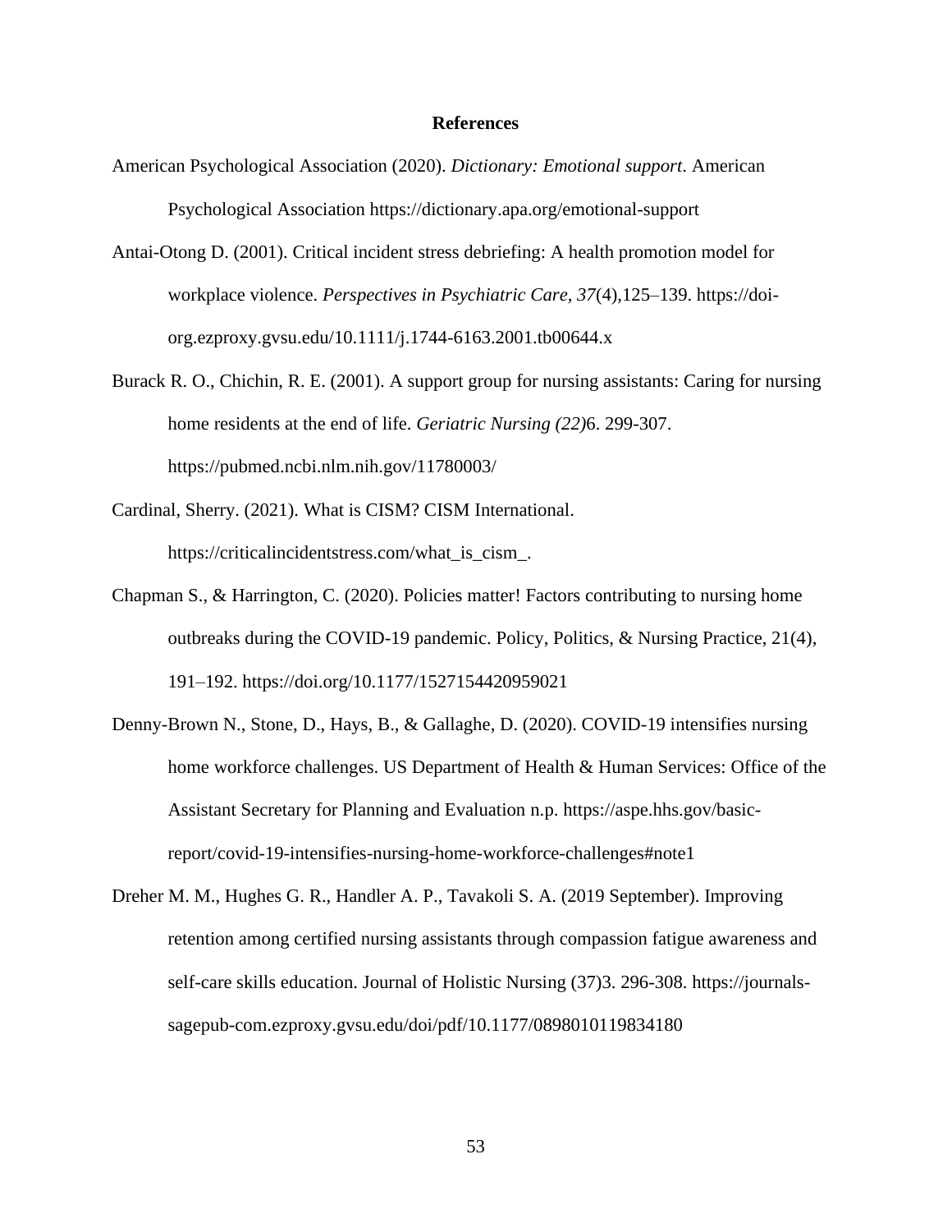## References

American Psychological Association (2020). *Dictionary: Emotional support*. American Psychological Association https://dictionary.apa.org/emotional-support

Antai-Otong D. (2001). Critical incident stress debriefing: A health promotion model for workplace violence. *Perspectives in Psychiatric Care, 37*(4),125–139. https://doi-org.ezproxy.gvsu.edu/10.1111/j.1744-6163.2001.tb00644.x

Burack R. O., Chichin, R. E. (2001). A support group for nursing assistants: Caring for nursing home residents at the end of life. *Geriatric Nursing (22)*6. 299-307. https://pubmed.ncbi.nlm.nih.gov/11780003/

Cardinal, Sherry. (2021). What is CISM? CISM International. https://criticalincidentstress.com/what_is_cism_.

Chapman S., & Harrington, C. (2020). Policies matter! Factors contributing to nursing home outbreaks during the COVID-19 pandemic. Policy, Politics, & Nursing Practice, 21(4), 191–192. https://doi.org/10.1177/1527154420959021

Denny-Brown N., Stone, D., Hays, B., & Gallaghe, D. (2020). COVID-19 intensifies nursing home workforce challenges. US Department of Health & Human Services: Office of the Assistant Secretary for Planning and Evaluation n.p. https://aspe.hhs.gov/basic-report/covid-19-intensifies-nursing-home-workforce-challenges#note1

Dreher M. M., Hughes G. R., Handler A. P., Tavakoli S. A. (2019 September). Improving retention among certified nursing assistants through compassion fatigue awareness and self-care skills education. Journal of Holistic Nursing (37)3. 296-308. https://journals-sagepub-com.ezproxy.gvsu.edu/doi/pdf/10.1177/0898010119834180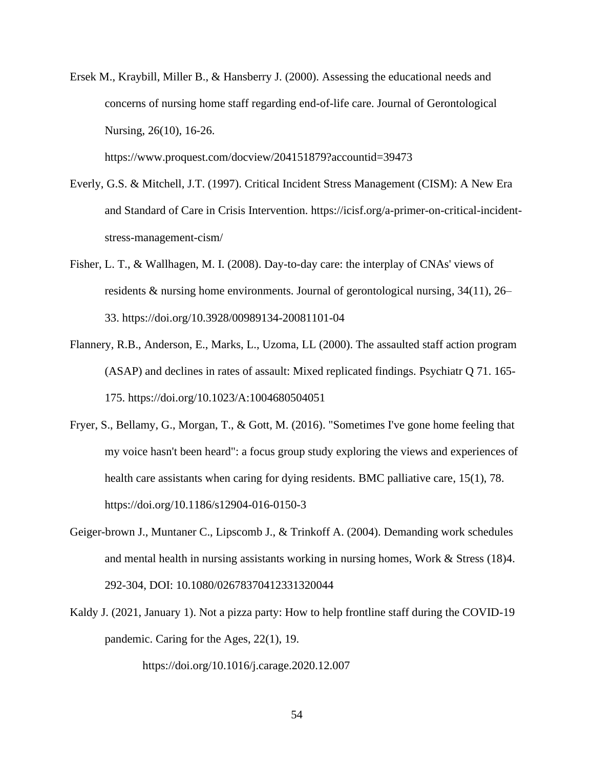Ersek M., Kraybill, Miller B., & Hansberry J. (2000). Assessing the educational needs and concerns of nursing home staff regarding end-of-life care. Journal of Gerontological Nursing, 26(10), 16-26.

https://www.proquest.com/docview/204151879?accountid=39473

Everly, G.S. & Mitchell, J.T. (1997). Critical Incident Stress Management (CISM): A New Era and Standard of Care in Crisis Intervention. https://icisf.org/a-primer-on-critical-incident-stress-management-cism/

Fisher, L. T., & Wallhagen, M. I. (2008). Day-to-day care: the interplay of CNAs' views of residents & nursing home environments. Journal of gerontological nursing, 34(11), 26–33. https://doi.org/10.3928/00989134-20081101-04

Flannery, R.B., Anderson, E., Marks, L., Uzoma, LL (2000). The assaulted staff action program (ASAP) and declines in rates of assault: Mixed replicated findings. Psychiatr Q 71. 165-175. https://doi.org/10.1023/A:1004680504051

Fryer, S., Bellamy, G., Morgan, T., & Gott, M. (2016). "Sometimes I've gone home feeling that my voice hasn't been heard": a focus group study exploring the views and experiences of health care assistants when caring for dying residents. BMC palliative care, 15(1), 78. https://doi.org/10.1186/s12904-016-0150-3

Geiger-brown J., Muntaner C., Lipscomb J., & Trinkoff A. (2004). Demanding work schedules and mental health in nursing assistants working in nursing homes, Work & Stress (18)4. 292-304, DOI: 10.1080/02678370412331320044

Kaldy J. (2021, January 1). Not a pizza party: How to help frontline staff during the COVID-19 pandemic. Caring for the Ages, 22(1), 19.

https://doi.org/10.1016/j.carage.2020.12.007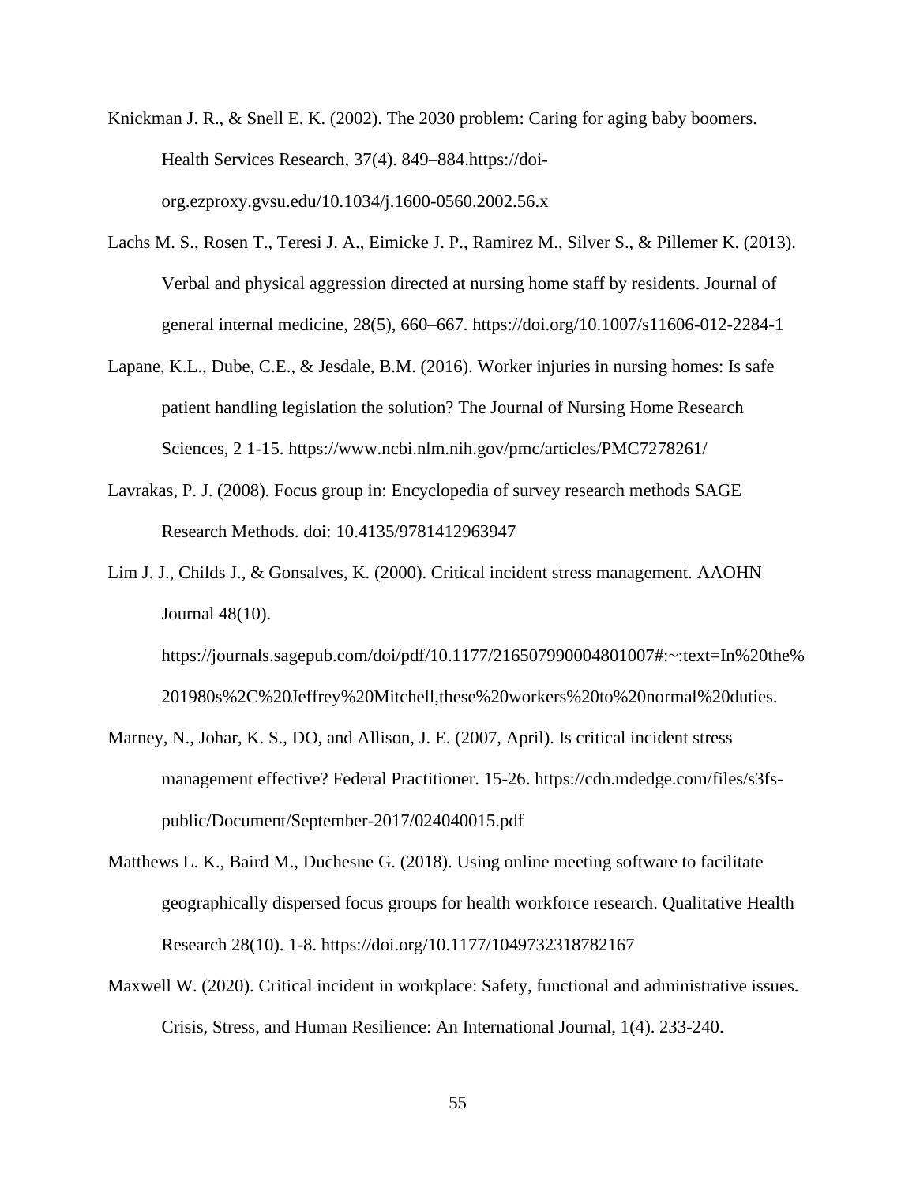Knickman J. R., & Snell E. K. (2002). The 2030 problem: Caring for aging baby boomers. Health Services Research, 37(4). 849–884.https://doi-org.ezproxy.gvsu.edu/10.1034/j.1600-0560.2002.56.x

Lachs M. S., Rosen T., Teresi J. A., Eimicke J. P., Ramirez M., Silver S., & Pillemer K. (2013). Verbal and physical aggression directed at nursing home staff by residents. Journal of general internal medicine, 28(5), 660–667. https://doi.org/10.1007/s11606-012-2284-1

Lapane, K.L., Dube, C.E., & Jesdale, B.M. (2016). Worker injuries in nursing homes: Is safe patient handling legislation the solution? The Journal of Nursing Home Research Sciences, 2 1-15. https://www.ncbi.nlm.nih.gov/pmc/articles/PMC7278261/

Lavrakas, P. J. (2008). Focus group in: Encyclopedia of survey research methods SAGE Research Methods. doi: 10.4135/9781412963947

Lim J. J., Childs J., & Gonsalves, K. (2000). Critical incident stress management. AAOHN Journal 48(10). https://journals.sagepub.com/doi/pdf/10.1177/216507990004801007#:~:text=In%20the%201980s%2C%20Jeffrey%20Mitchell,these%20workers%20to%20normal%20duties.

Marney, N., Johar, K. S., DO, and Allison, J. E. (2007, April). Is critical incident stress management effective? Federal Practitioner. 15-26. https://cdn.mdedge.com/files/s3fs-public/Document/September-2017/024040015.pdf

Matthews L. K., Baird M., Duchesne G. (2018). Using online meeting software to facilitate geographically dispersed focus groups for health workforce research. Qualitative Health Research 28(10). 1-8. https://doi.org/10.1177/1049732318782167

Maxwell W. (2020). Critical incident in workplace: Safety, functional and administrative issues. Crisis, Stress, and Human Resilience: An International Journal, 1(4). 233-240.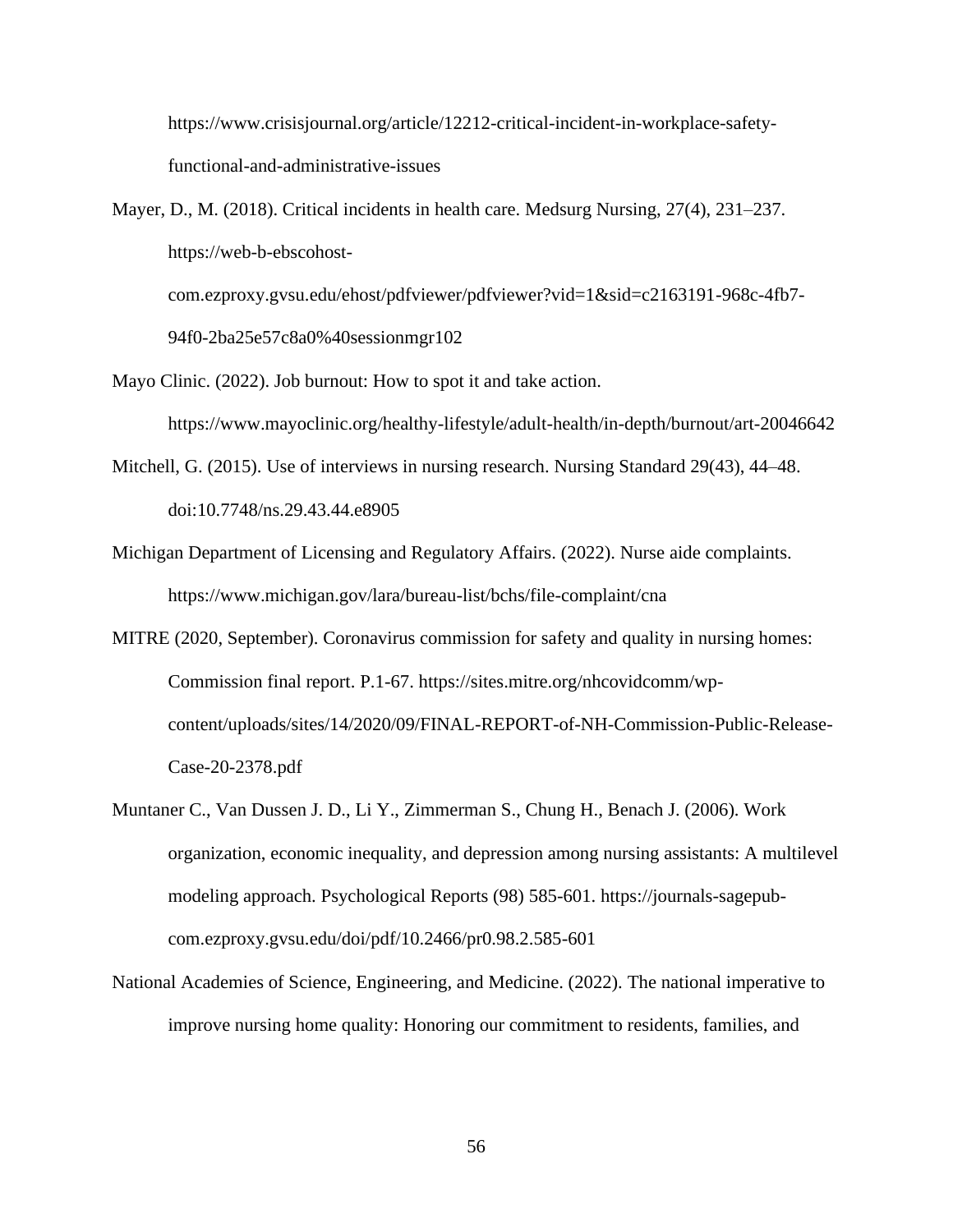https://www.crisisjournal.org/article/12212-critical-incident-in-workplace-safety-functional-and-administrative-issues

Mayer, D., M. (2018). Critical incidents in health care. Medsurg Nursing, 27(4), 231–237. https://web-b-ebscohost-com.ezproxy.gvsu.edu/ehost/pdfviewer/pdfviewer?vid=1&sid=c2163191-968c-4fb7-94f0-2ba25e57c8a0%40sessionmgr102

Mayo Clinic. (2022). Job burnout: How to spot it and take action. https://www.mayoclinic.org/healthy-lifestyle/adult-health/in-depth/burnout/art-20046642

Mitchell, G. (2015). Use of interviews in nursing research. Nursing Standard 29(43), 44–48. doi:10.7748/ns.29.43.44.e8905

Michigan Department of Licensing and Regulatory Affairs. (2022). Nurse aide complaints. https://www.michigan.gov/lara/bureau-list/bchs/file-complaint/cna

MITRE (2020, September). Coronavirus commission for safety and quality in nursing homes: Commission final report. P.1-67. https://sites.mitre.org/nhcovidcomm/wp-content/uploads/sites/14/2020/09/FINAL-REPORT-of-NH-Commission-Public-Release-Case-20-2378.pdf

Muntaner C., Van Dussen J. D., Li Y., Zimmerman S., Chung H., Benach J. (2006). Work organization, economic inequality, and depression among nursing assistants: A multilevel modeling approach. Psychological Reports (98) 585-601. https://journals-sagepub-com.ezproxy.gvsu.edu/doi/pdf/10.2466/pr0.98.2.585-601

National Academies of Science, Engineering, and Medicine. (2022). The national imperative to improve nursing home quality: Honoring our commitment to residents, families, and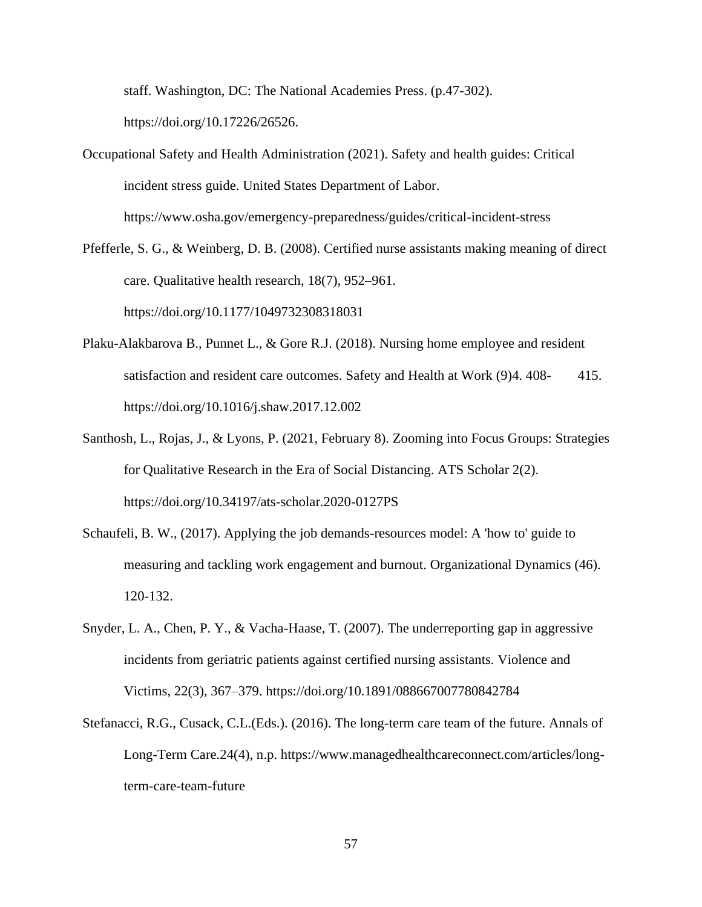staff. Washington, DC: The National Academies Press. (p.47-302). https://doi.org/10.17226/26526.

Occupational Safety and Health Administration (2021). Safety and health guides: Critical incident stress guide. United States Department of Labor. https://www.osha.gov/emergency-preparedness/guides/critical-incident-stress

Pfefferle, S. G., & Weinberg, D. B. (2008). Certified nurse assistants making meaning of direct care. Qualitative health research, 18(7), 952–961. https://doi.org/10.1177/1049732308318031

Plaku-Alakbarova B., Punnet L., & Gore R.J. (2018). Nursing home employee and resident satisfaction and resident care outcomes. Safety and Health at Work (9)4. 408- 415. https://doi.org/10.1016/j.shaw.2017.12.002

Santhosh, L., Rojas, J., & Lyons, P. (2021, February 8). Zooming into Focus Groups: Strategies for Qualitative Research in the Era of Social Distancing. ATS Scholar 2(2). https://doi.org/10.34197/ats-scholar.2020-0127PS

Schaufeli, B. W., (2017). Applying the job demands-resources model: A 'how to' guide to measuring and tackling work engagement and burnout. Organizational Dynamics (46). 120-132.

Snyder, L. A., Chen, P. Y., & Vacha-Haase, T. (2007). The underreporting gap in aggressive incidents from geriatric patients against certified nursing assistants. Violence and Victims, 22(3), 367–379. https://doi.org/10.1891/088667007780842784

Stefanacci, R.G., Cusack, C.L.(Eds.). (2016). The long-term care team of the future. Annals of Long-Term Care.24(4), n.p. https://www.managedhealthcareconnect.com/articles/long-term-care-team-future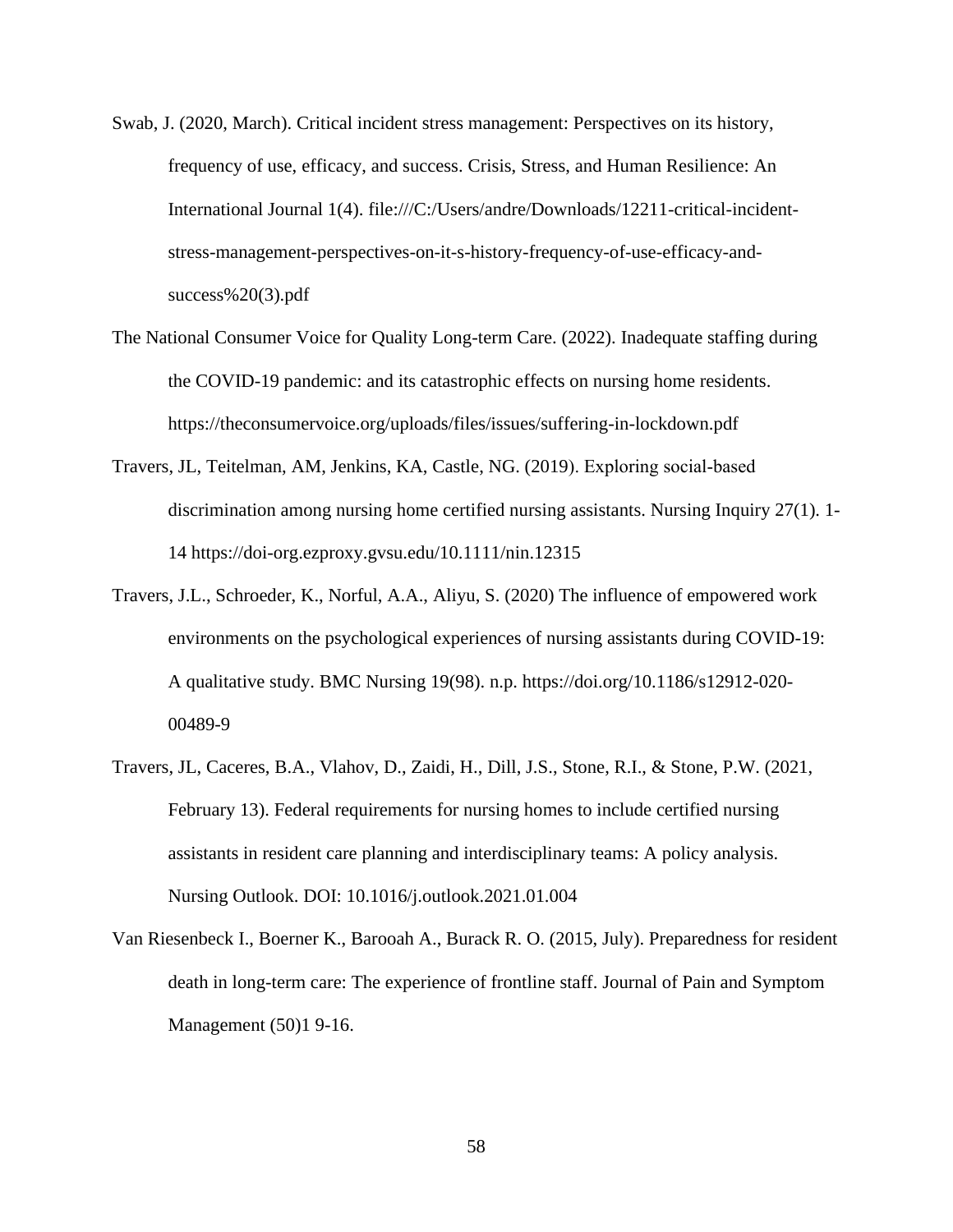Swab, J. (2020, March). Critical incident stress management: Perspectives on its history, frequency of use, efficacy, and success. Crisis, Stress, and Human Resilience: An International Journal 1(4). file:///C:/Users/andre/Downloads/12211-critical-incident-stress-management-perspectives-on-it-s-history-frequency-of-use-efficacy-and-success%20(3).pdf

The National Consumer Voice for Quality Long-term Care. (2022). Inadequate staffing during the COVID-19 pandemic: and its catastrophic effects on nursing home residents. https://theconsumervoice.org/uploads/files/issues/suffering-in-lockdown.pdf

Travers, JL, Teitelman, AM, Jenkins, KA, Castle, NG. (2019). Exploring social-based discrimination among nursing home certified nursing assistants. Nursing Inquiry 27(1). 1-14 https://doi-org.ezproxy.gvsu.edu/10.1111/nin.12315

Travers, J.L., Schroeder, K., Norful, A.A., Aliyu, S. (2020) The influence of empowered work environments on the psychological experiences of nursing assistants during COVID-19: A qualitative study. BMC Nursing 19(98). n.p. https://doi.org/10.1186/s12912-020-00489-9

Travers, JL, Caceres, B.A., Vlahov, D., Zaidi, H., Dill, J.S., Stone, R.I., & Stone, P.W. (2021, February 13). Federal requirements for nursing homes to include certified nursing assistants in resident care planning and interdisciplinary teams: A policy analysis. Nursing Outlook. DOI: 10.1016/j.outlook.2021.01.004

Van Riesenbeck I., Boerner K., Barooah A., Burack R. O. (2015, July). Preparedness for resident death in long-term care: The experience of frontline staff. Journal of Pain and Symptom Management (50)1 9-16.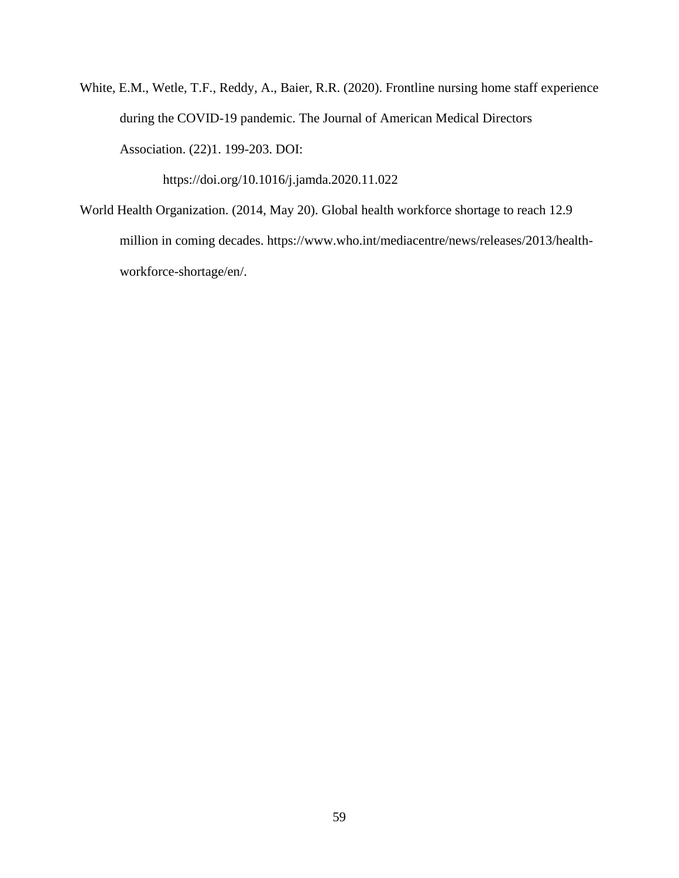White, E.M., Wetle, T.F., Reddy, A., Baier, R.R. (2020). Frontline nursing home staff experience during the COVID-19 pandemic. The Journal of American Medical Directors Association. (22)1. 199-203. DOI: https://doi.org/10.1016/j.jamda.2020.11.022

World Health Organization. (2014, May 20). Global health workforce shortage to reach 12.9 million in coming decades. https://www.who.int/mediacentre/news/releases/2013/health-workforce-shortage/en/.